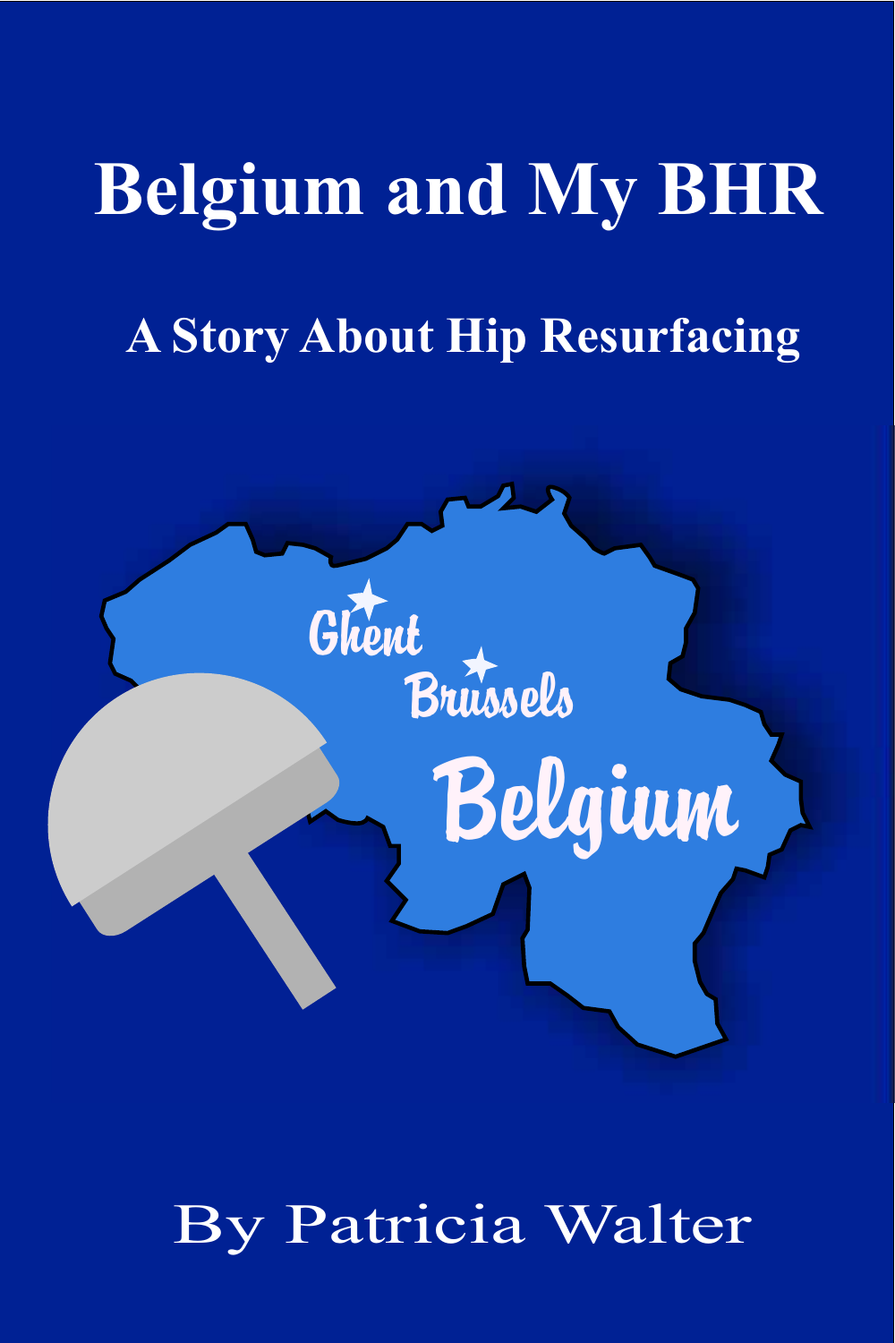# Belgium and My BHR

## A Story About Hip Resurfacing

By Patricia Walter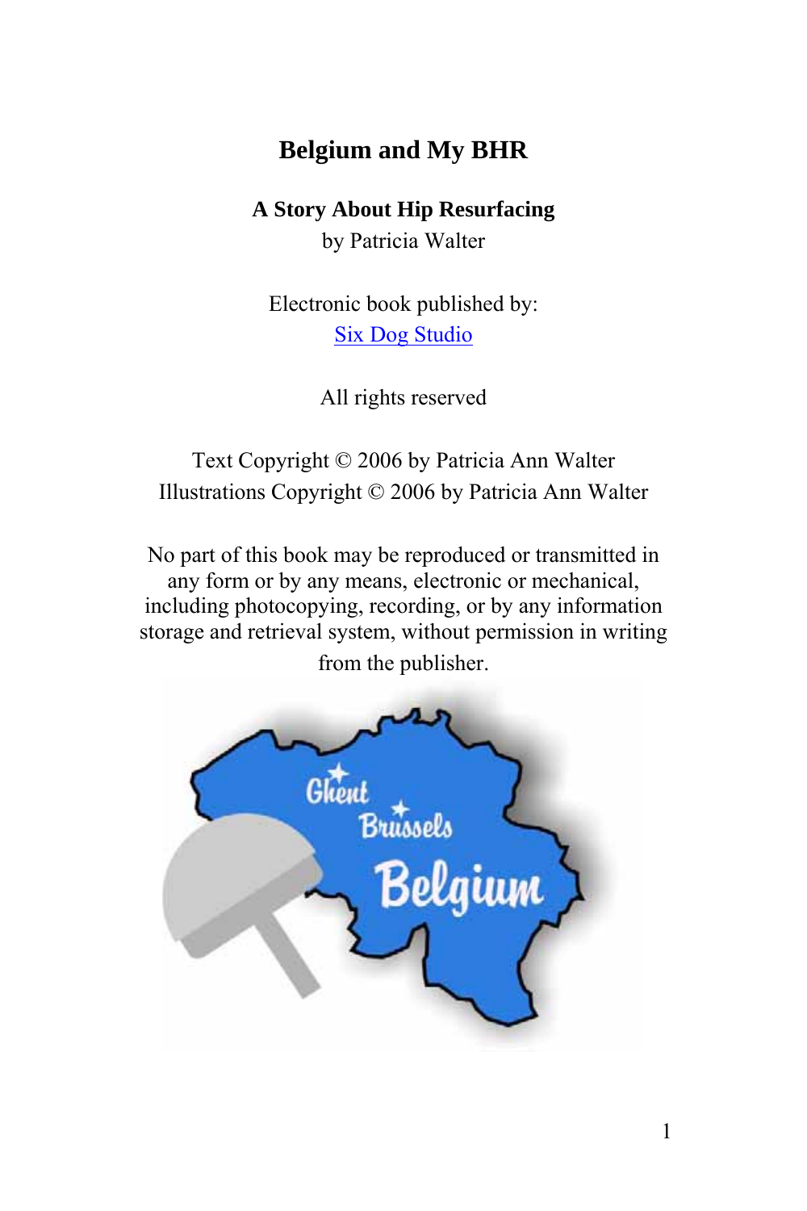# Belgium and My BHR

**A Story About Hip Resurfacing**
by Patricia Walter

Electronic book published by:
Six Dog Studio

All rights reserved

Text Copyright © 2006 by Patricia Ann Walter
Illustrations Copyright © 2006 by Patricia Ann Walter

No part of this book may be reproduced or transmitted in any form or by any means, electronic or mechanical, including photocopying, recording, or by any information storage and retrieval system, without permission in writing from the publisher.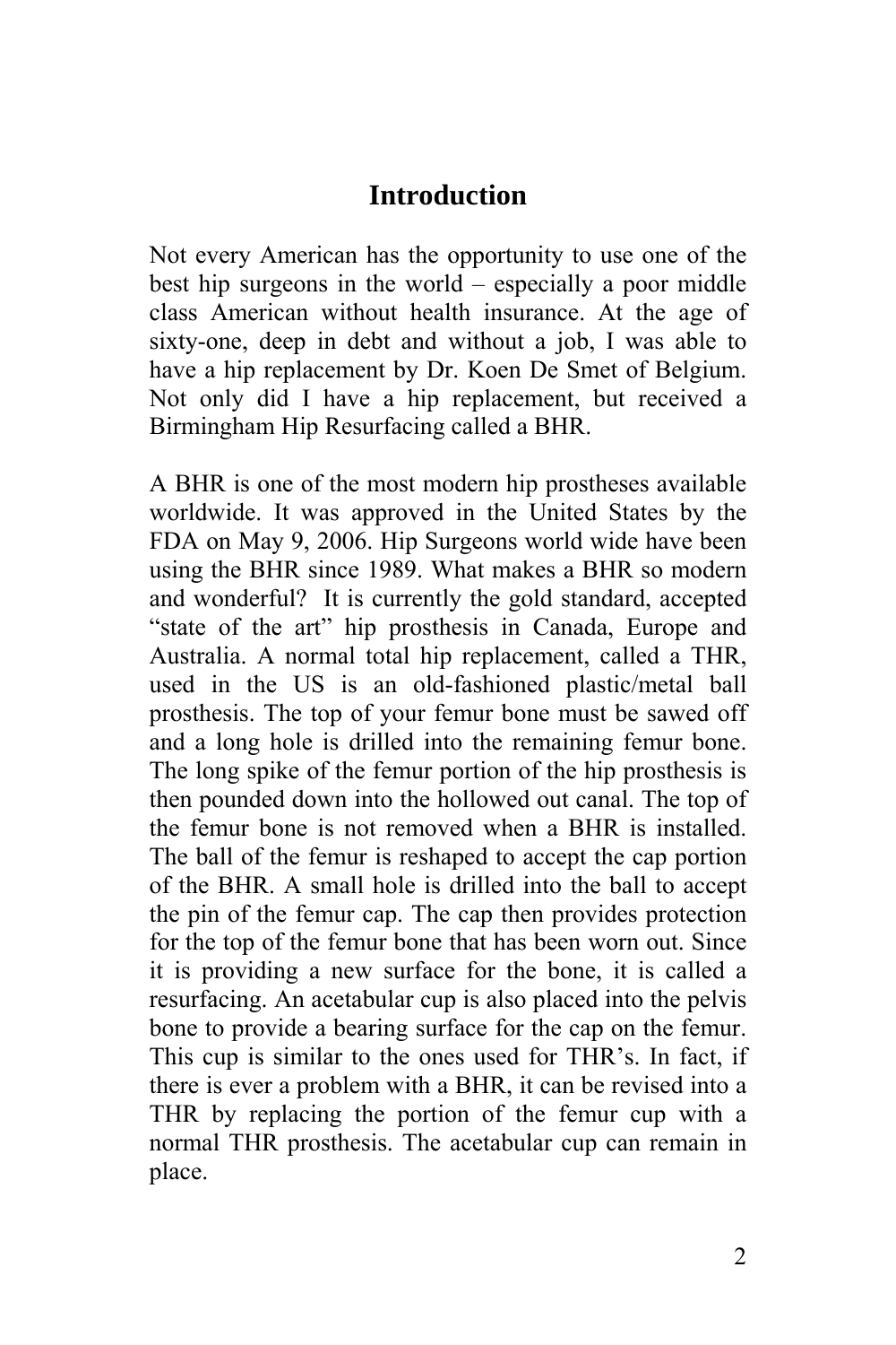# Introduction

Not every American has the opportunity to use one of the best hip surgeons in the world – especially a poor middle class American without health insurance. At the age of sixty-one, deep in debt and without a job, I was able to have a hip replacement by Dr. Koen De Smet of Belgium. Not only did I have a hip replacement, but received a Birmingham Hip Resurfacing called a BHR.

A BHR is one of the most modern hip prostheses available worldwide. It was approved in the United States by the FDA on May 9, 2006. Hip Surgeons world wide have been using the BHR since 1989. What makes a BHR so modern and wonderful? It is currently the gold standard, accepted "state of the art" hip prosthesis in Canada, Europe and Australia. A normal total hip replacement, called a THR, used in the US is an old-fashioned plastic/metal ball prosthesis. The top of your femur bone must be sawed off and a long hole is drilled into the remaining femur bone. The long spike of the femur portion of the hip prosthesis is then pounded down into the hollowed out canal. The top of the femur bone is not removed when a BHR is installed. The ball of the femur is reshaped to accept the cap portion of the BHR. A small hole is drilled into the ball to accept the pin of the femur cap. The cap then provides protection for the top of the femur bone that has been worn out. Since it is providing a new surface for the bone, it is called a resurfacing. An acetabular cup is also placed into the pelvis bone to provide a bearing surface for the cap on the femur. This cup is similar to the ones used for THR's. In fact, if there is ever a problem with a BHR, it can be revised into a THR by replacing the portion of the femur cup with a normal THR prosthesis. The acetabular cup can remain in place.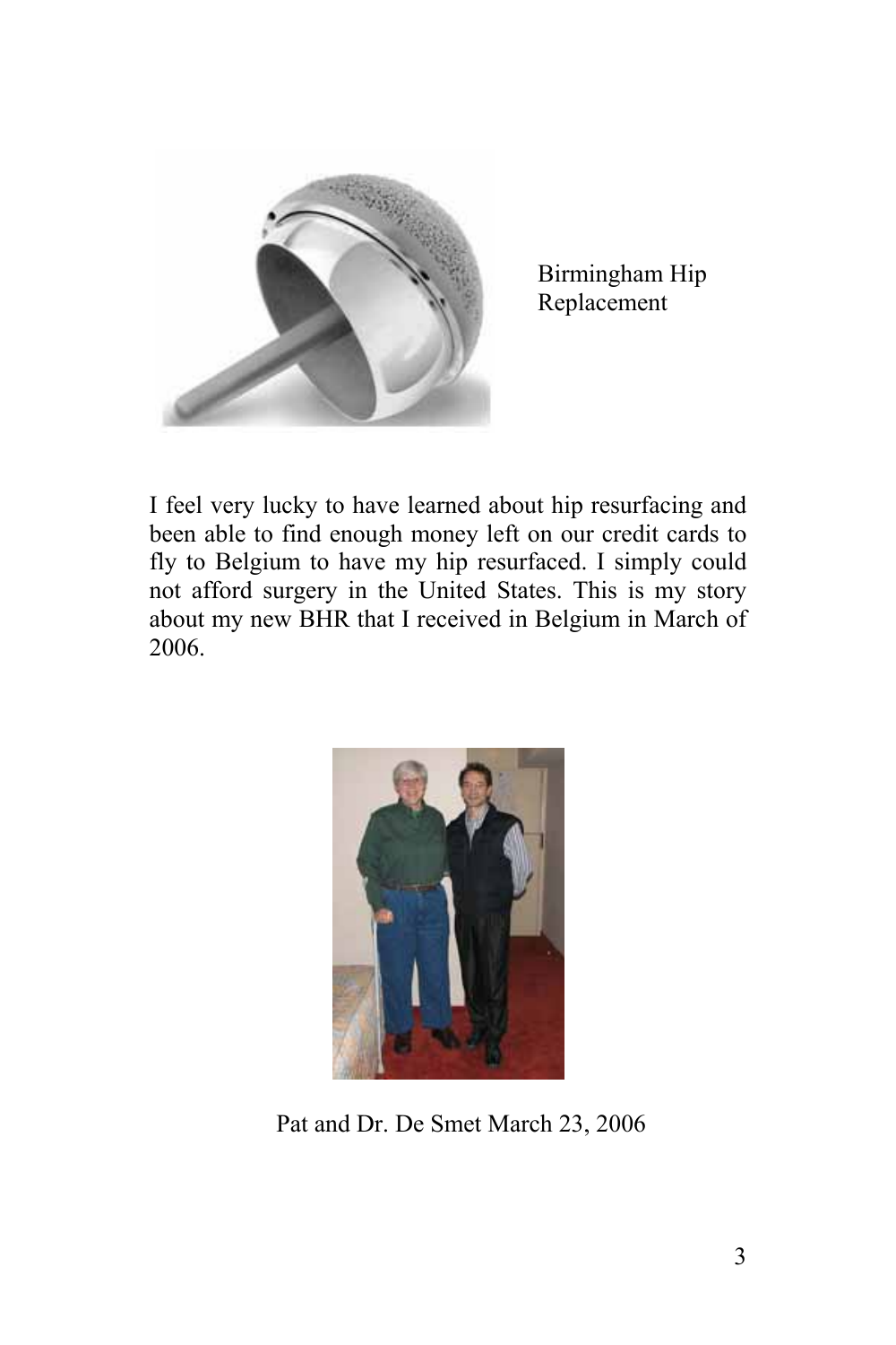Birmingham Hip Replacement

I feel very lucky to have learned about hip resurfacing and been able to find enough money left on our credit cards to fly to Belgium to have my hip resurfaced. I simply could not afford surgery in the United States. This is my story about my new BHR that I received in Belgium in March of 2006.

Pat and Dr. De Smet March 23, 2006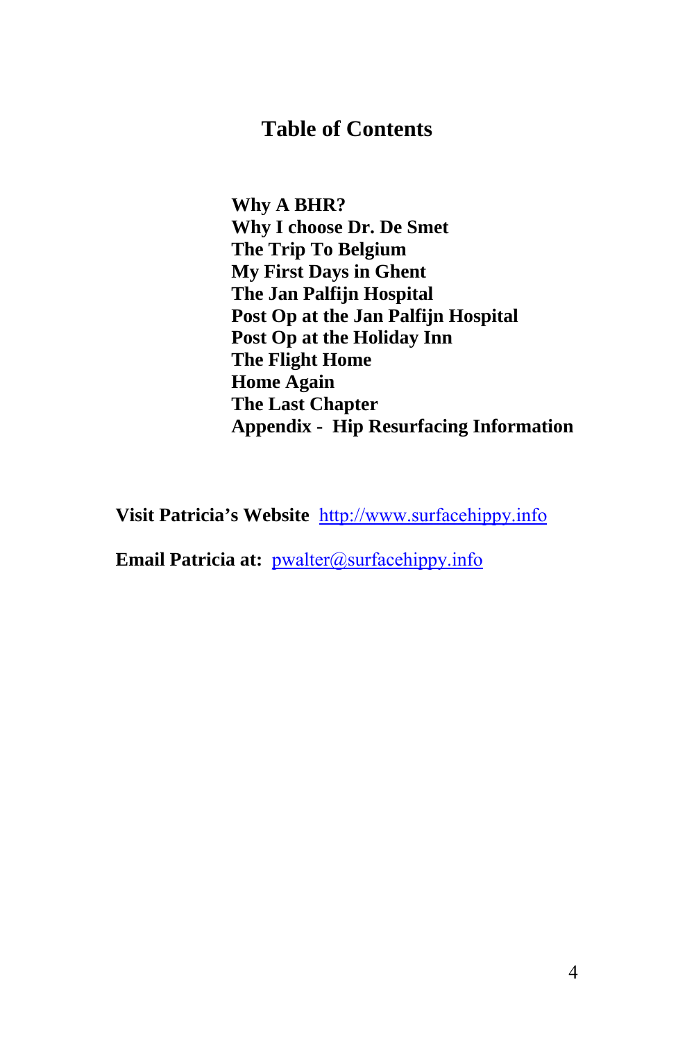# Table of Contents

**Why A BHR?**
**Why I choose Dr. De Smet**
**The Trip To Belgium**
**My First Days in Ghent**
**The Jan Palfijn Hospital**
**Post Op at the Jan Palfijn Hospital**
**Post Op at the Holiday Inn**
**The Flight Home**
**Home Again**
**The Last Chapter**
**Appendix - Hip Resurfacing Information**

**Visit Patricia's Website** http://www.surfacehippy.info

**Email Patricia at:** pwalter@surfacehippy.info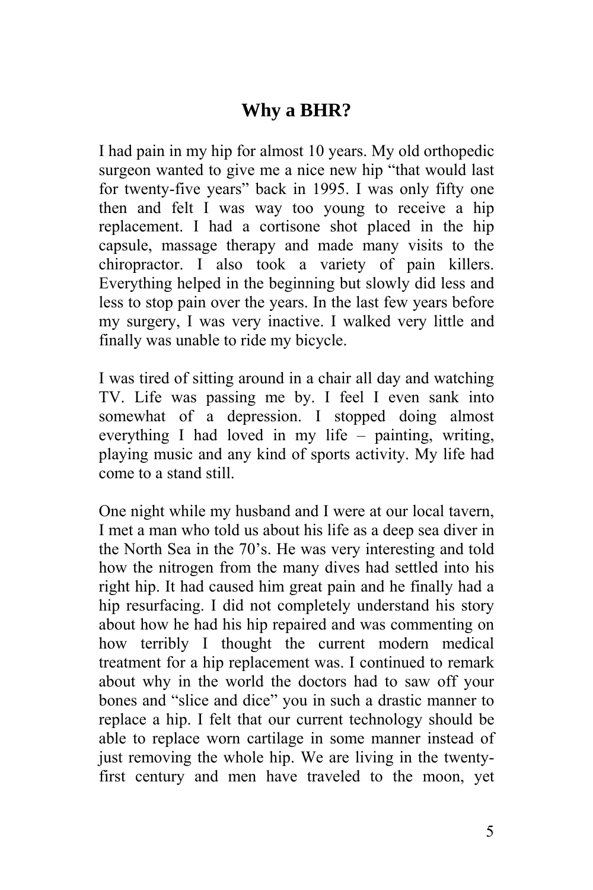## Why a BHR?

I had pain in my hip for almost 10 years. My old orthopedic surgeon wanted to give me a nice new hip "that would last for twenty-five years" back in 1995. I was only fifty one then and felt I was way too young to receive a hip replacement. I had a cortisone shot placed in the hip capsule, massage therapy and made many visits to the chiropractor. I also took a variety of pain killers. Everything helped in the beginning but slowly did less and less to stop pain over the years. In the last few years before my surgery, I was very inactive. I walked very little and finally was unable to ride my bicycle.

I was tired of sitting around in a chair all day and watching TV. Life was passing me by. I feel I even sank into somewhat of a depression. I stopped doing almost everything I had loved in my life – painting, writing, playing music and any kind of sports activity. My life had come to a stand still.

One night while my husband and I were at our local tavern, I met a man who told us about his life as a deep sea diver in the North Sea in the 70's. He was very interesting and told how the nitrogen from the many dives had settled into his right hip. It had caused him great pain and he finally had a hip resurfacing. I did not completely understand his story about how he had his hip repaired and was commenting on how terribly I thought the current modern medical treatment for a hip replacement was. I continued to remark about why in the world the doctors had to saw off your bones and "slice and dice" you in such a drastic manner to replace a hip. I felt that our current technology should be able to replace worn cartilage in some manner instead of just removing the whole hip. We are living in the twenty-first century and men have traveled to the moon, yet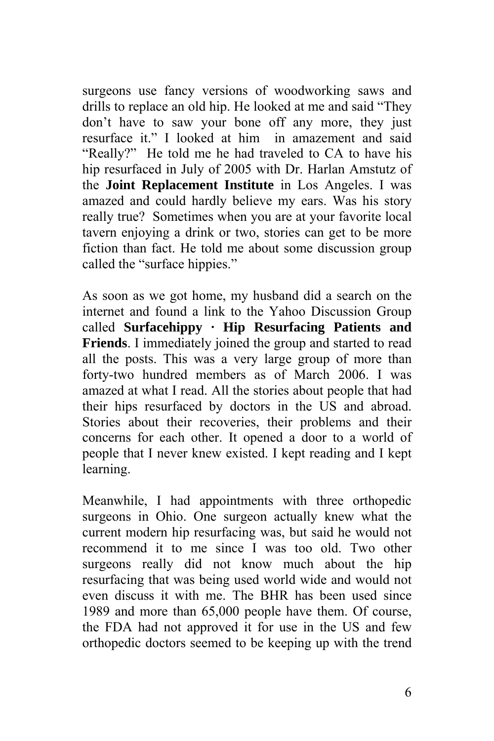surgeons use fancy versions of woodworking saws and drills to replace an old hip. He looked at me and said "They don't have to saw your bone off any more, they just resurface it." I looked at him in amazement and said "Really?" He told me he had traveled to CA to have his hip resurfaced in July of 2005 with Dr. Harlan Amstutz of the **Joint Replacement Institute** in Los Angeles. I was amazed and could hardly believe my ears. Was his story really true? Sometimes when you are at your favorite local tavern enjoying a drink or two, stories can get to be more fiction than fact. He told me about some discussion group called the "surface hippies."

As soon as we got home, my husband did a search on the internet and found a link to the Yahoo Discussion Group called **Surfacehippy · Hip Resurfacing Patients and Friends**. I immediately joined the group and started to read all the posts. This was a very large group of more than forty-two hundred members as of March 2006. I was amazed at what I read. All the stories about people that had their hips resurfaced by doctors in the US and abroad. Stories about their recoveries, their problems and their concerns for each other. It opened a door to a world of people that I never knew existed. I kept reading and I kept learning.

Meanwhile, I had appointments with three orthopedic surgeons in Ohio. One surgeon actually knew what the current modern hip resurfacing was, but said he would not recommend it to me since I was too old. Two other surgeons really did not know much about the hip resurfacing that was being used world wide and would not even discuss it with me. The BHR has been used since 1989 and more than 65,000 people have them. Of course, the FDA had not approved it for use in the US and few orthopedic doctors seemed to be keeping up with the trend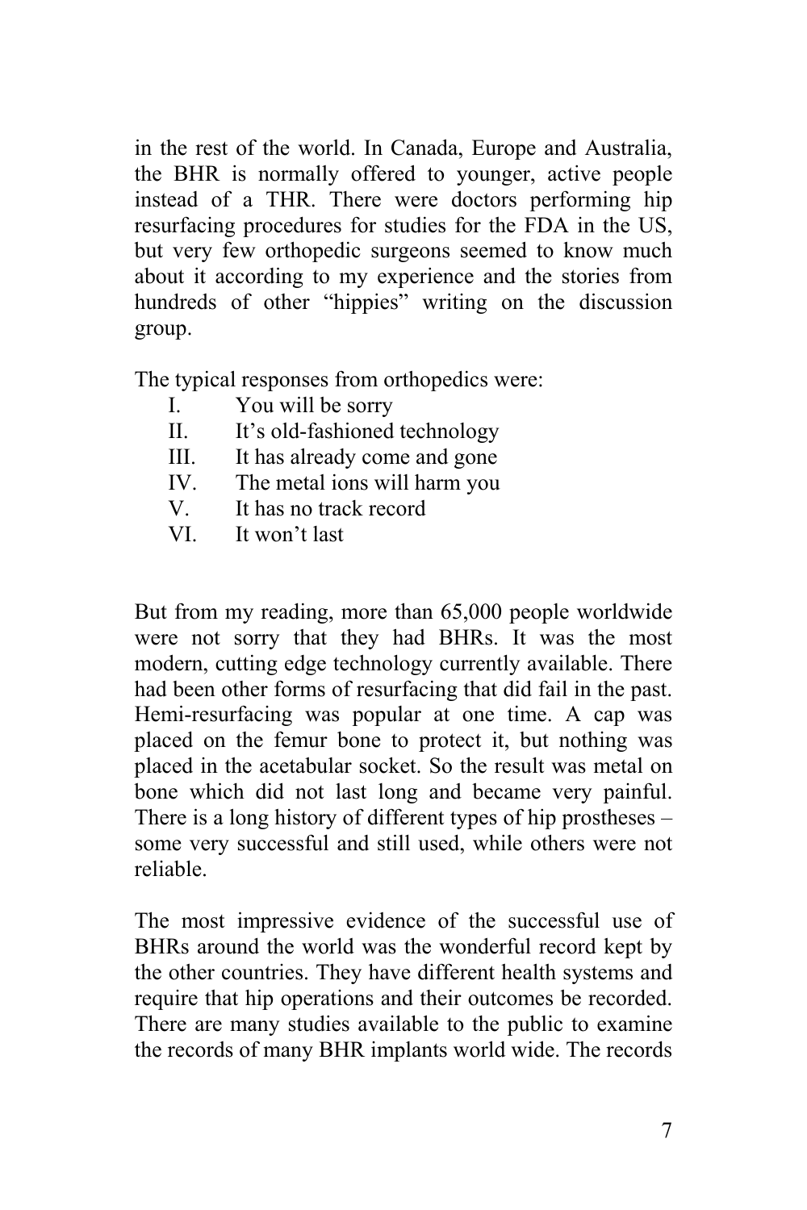in the rest of the world. In Canada, Europe and Australia, the BHR is normally offered to younger, active people instead of a THR. There were doctors performing hip resurfacing procedures for studies for the FDA in the US, but very few orthopedic surgeons seemed to know much about it according to my experience and the stories from hundreds of other "hippies" writing on the discussion group.

The typical responses from orthopedics were:

- I. You will be sorry
- II. It's old-fashioned technology
- III. It has already come and gone
- IV. The metal ions will harm you
- V. It has no track record
- VI. It won't last

But from my reading, more than 65,000 people worldwide were not sorry that they had BHRs. It was the most modern, cutting edge technology currently available. There had been other forms of resurfacing that did fail in the past. Hemi-resurfacing was popular at one time. A cap was placed on the femur bone to protect it, but nothing was placed in the acetabular socket. So the result was metal on bone which did not last long and became very painful. There is a long history of different types of hip prostheses – some very successful and still used, while others were not reliable.

The most impressive evidence of the successful use of BHRs around the world was the wonderful record kept by the other countries. They have different health systems and require that hip operations and their outcomes be recorded. There are many studies available to the public to examine the records of many BHR implants world wide. The records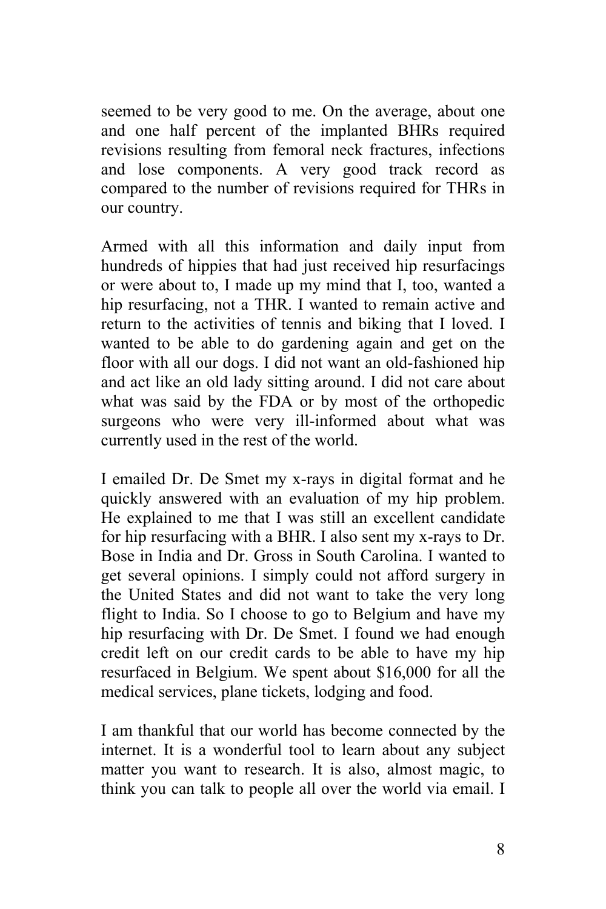seemed to be very good to me. On the average, about one and one half percent of the implanted BHRs required revisions resulting from femoral neck fractures, infections and lose components. A very good track record as compared to the number of revisions required for THRs in our country.

Armed with all this information and daily input from hundreds of hippies that had just received hip resurfacings or were about to, I made up my mind that I, too, wanted a hip resurfacing, not a THR. I wanted to remain active and return to the activities of tennis and biking that I loved. I wanted to be able to do gardening again and get on the floor with all our dogs. I did not want an old-fashioned hip and act like an old lady sitting around. I did not care about what was said by the FDA or by most of the orthopedic surgeons who were very ill-informed about what was currently used in the rest of the world.

I emailed Dr. De Smet my x-rays in digital format and he quickly answered with an evaluation of my hip problem. He explained to me that I was still an excellent candidate for hip resurfacing with a BHR. I also sent my x-rays to Dr. Bose in India and Dr. Gross in South Carolina. I wanted to get several opinions. I simply could not afford surgery in the United States and did not want to take the very long flight to India. So I choose to go to Belgium and have my hip resurfacing with Dr. De Smet. I found we had enough credit left on our credit cards to be able to have my hip resurfaced in Belgium. We spent about $16,000 for all the medical services, plane tickets, lodging and food.

I am thankful that our world has become connected by the internet. It is a wonderful tool to learn about any subject matter you want to research. It is also, almost magic, to think you can talk to people all over the world via email. I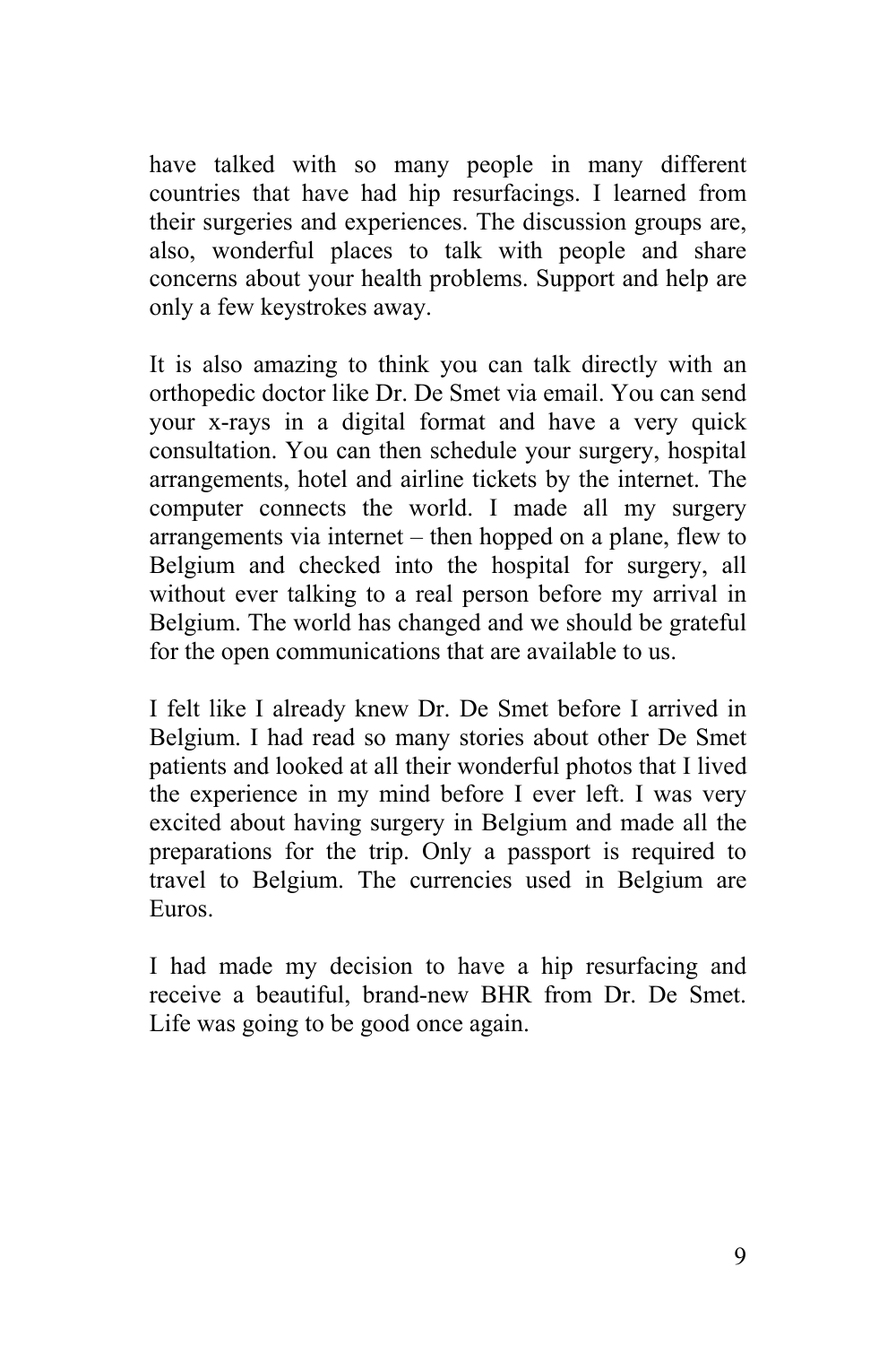have talked with so many people in many different countries that have had hip resurfacings. I learned from their surgeries and experiences. The discussion groups are, also, wonderful places to talk with people and share concerns about your health problems. Support and help are only a few keystrokes away.

It is also amazing to think you can talk directly with an orthopedic doctor like Dr. De Smet via email. You can send your x-rays in a digital format and have a very quick consultation. You can then schedule your surgery, hospital arrangements, hotel and airline tickets by the internet. The computer connects the world. I made all my surgery arrangements via internet – then hopped on a plane, flew to Belgium and checked into the hospital for surgery, all without ever talking to a real person before my arrival in Belgium. The world has changed and we should be grateful for the open communications that are available to us.

I felt like I already knew Dr. De Smet before I arrived in Belgium. I had read so many stories about other De Smet patients and looked at all their wonderful photos that I lived the experience in my mind before I ever left. I was very excited about having surgery in Belgium and made all the preparations for the trip. Only a passport is required to travel to Belgium. The currencies used in Belgium are Euros.

I had made my decision to have a hip resurfacing and receive a beautiful, brand-new BHR from Dr. De Smet. Life was going to be good once again.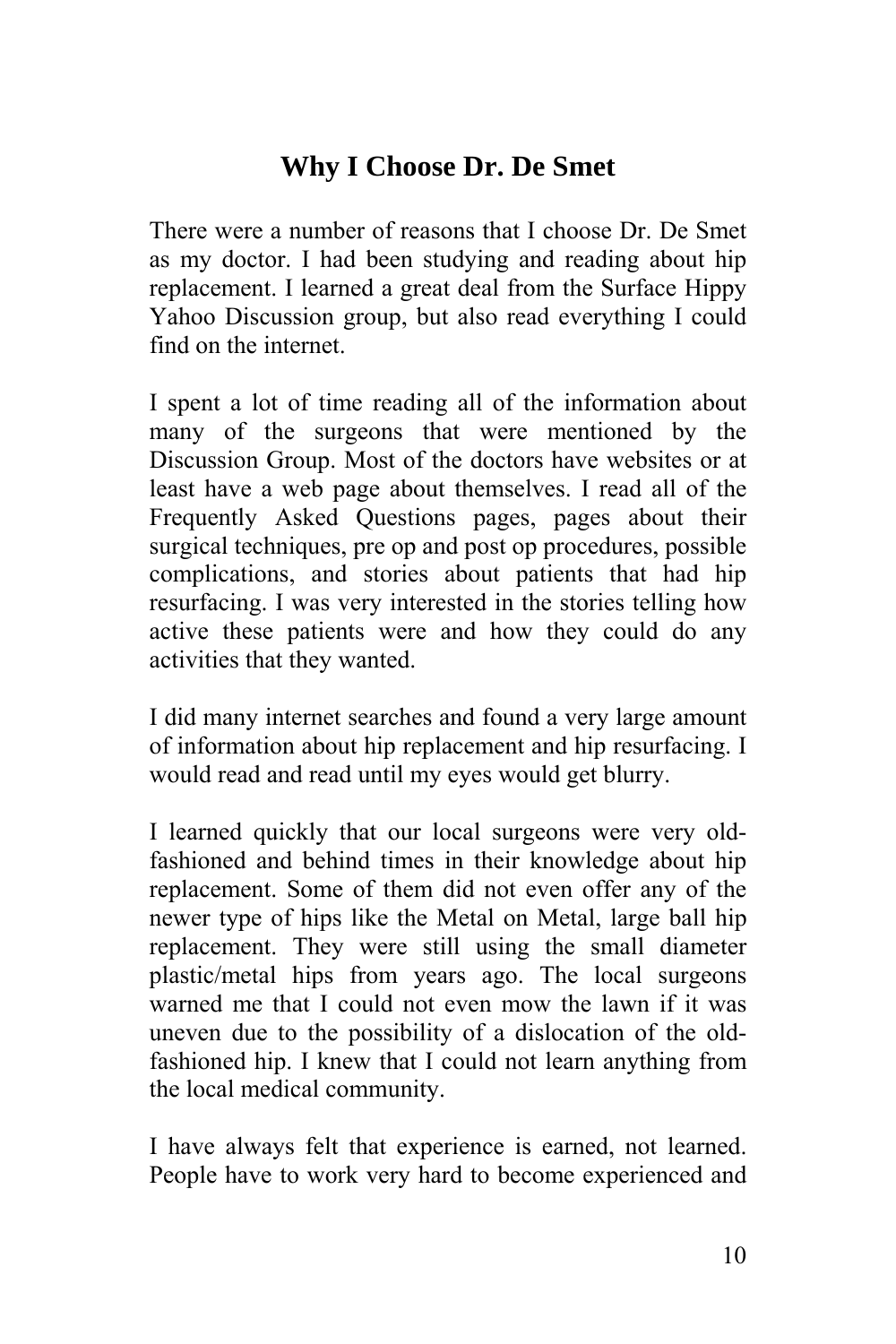## Why I Choose Dr. De Smet

There were a number of reasons that I choose Dr. De Smet as my doctor. I had been studying and reading about hip replacement. I learned a great deal from the Surface Hippy Yahoo Discussion group, but also read everything I could find on the internet.

I spent a lot of time reading all of the information about many of the surgeons that were mentioned by the Discussion Group. Most of the doctors have websites or at least have a web page about themselves. I read all of the Frequently Asked Questions pages, pages about their surgical techniques, pre op and post op procedures, possible complications, and stories about patients that had hip resurfacing. I was very interested in the stories telling how active these patients were and how they could do any activities that they wanted.

I did many internet searches and found a very large amount of information about hip replacement and hip resurfacing. I would read and read until my eyes would get blurry.

I learned quickly that our local surgeons were very old-fashioned and behind times in their knowledge about hip replacement. Some of them did not even offer any of the newer type of hips like the Metal on Metal, large ball hip replacement. They were still using the small diameter plastic/metal hips from years ago. The local surgeons warned me that I could not even mow the lawn if it was uneven due to the possibility of a dislocation of the old-fashioned hip. I knew that I could not learn anything from the local medical community.

I have always felt that experience is earned, not learned. People have to work very hard to become experienced and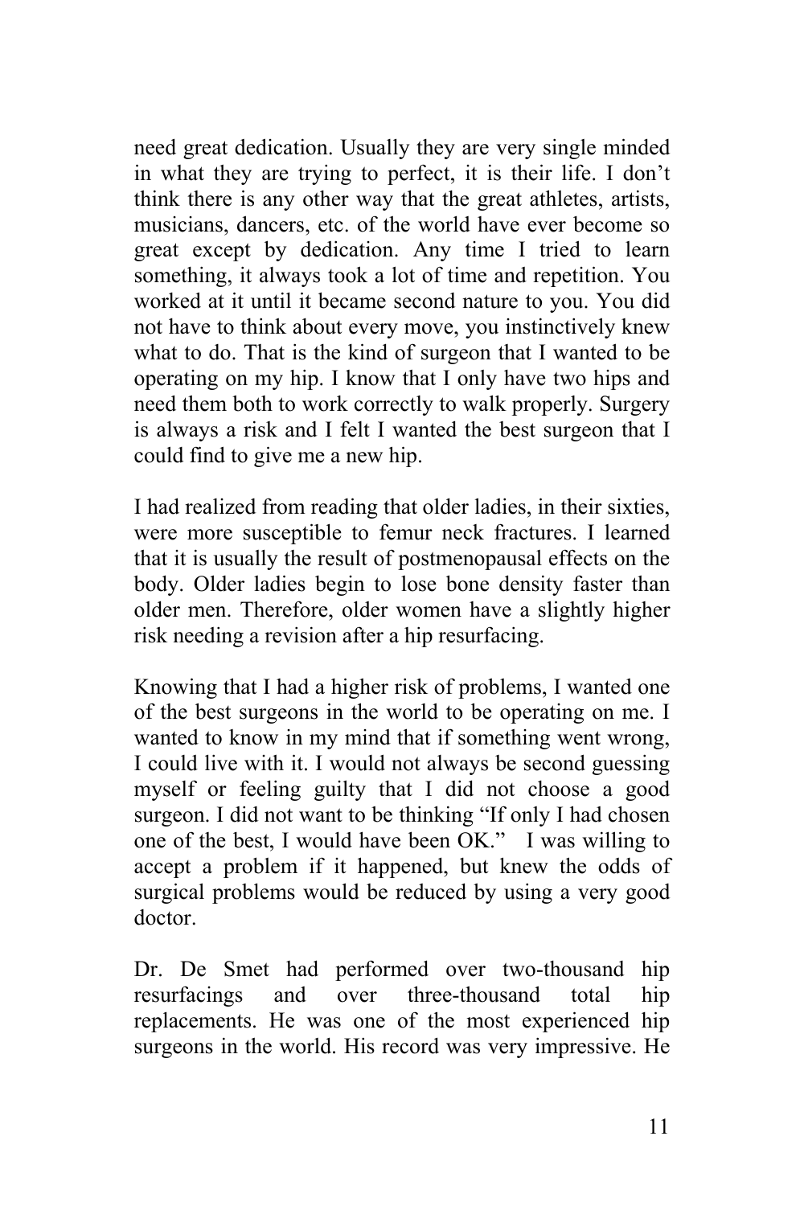need great dedication. Usually they are very single minded in what they are trying to perfect, it is their life. I don't think there is any other way that the great athletes, artists, musicians, dancers, etc. of the world have ever become so great except by dedication. Any time I tried to learn something, it always took a lot of time and repetition. You worked at it until it became second nature to you. You did not have to think about every move, you instinctively knew what to do. That is the kind of surgeon that I wanted to be operating on my hip. I know that I only have two hips and need them both to work correctly to walk properly. Surgery is always a risk and I felt I wanted the best surgeon that I could find to give me a new hip.

I had realized from reading that older ladies, in their sixties, were more susceptible to femur neck fractures. I learned that it is usually the result of postmenopausal effects on the body. Older ladies begin to lose bone density faster than older men. Therefore, older women have a slightly higher risk needing a revision after a hip resurfacing.

Knowing that I had a higher risk of problems, I wanted one of the best surgeons in the world to be operating on me. I wanted to know in my mind that if something went wrong, I could live with it. I would not always be second guessing myself or feeling guilty that I did not choose a good surgeon. I did not want to be thinking "If only I had chosen one of the best, I would have been OK." I was willing to accept a problem if it happened, but knew the odds of surgical problems would be reduced by using a very good doctor.

Dr. De Smet had performed over two-thousand hip resurfacings and over three-thousand total hip replacements. He was one of the most experienced hip surgeons in the world. His record was very impressive. He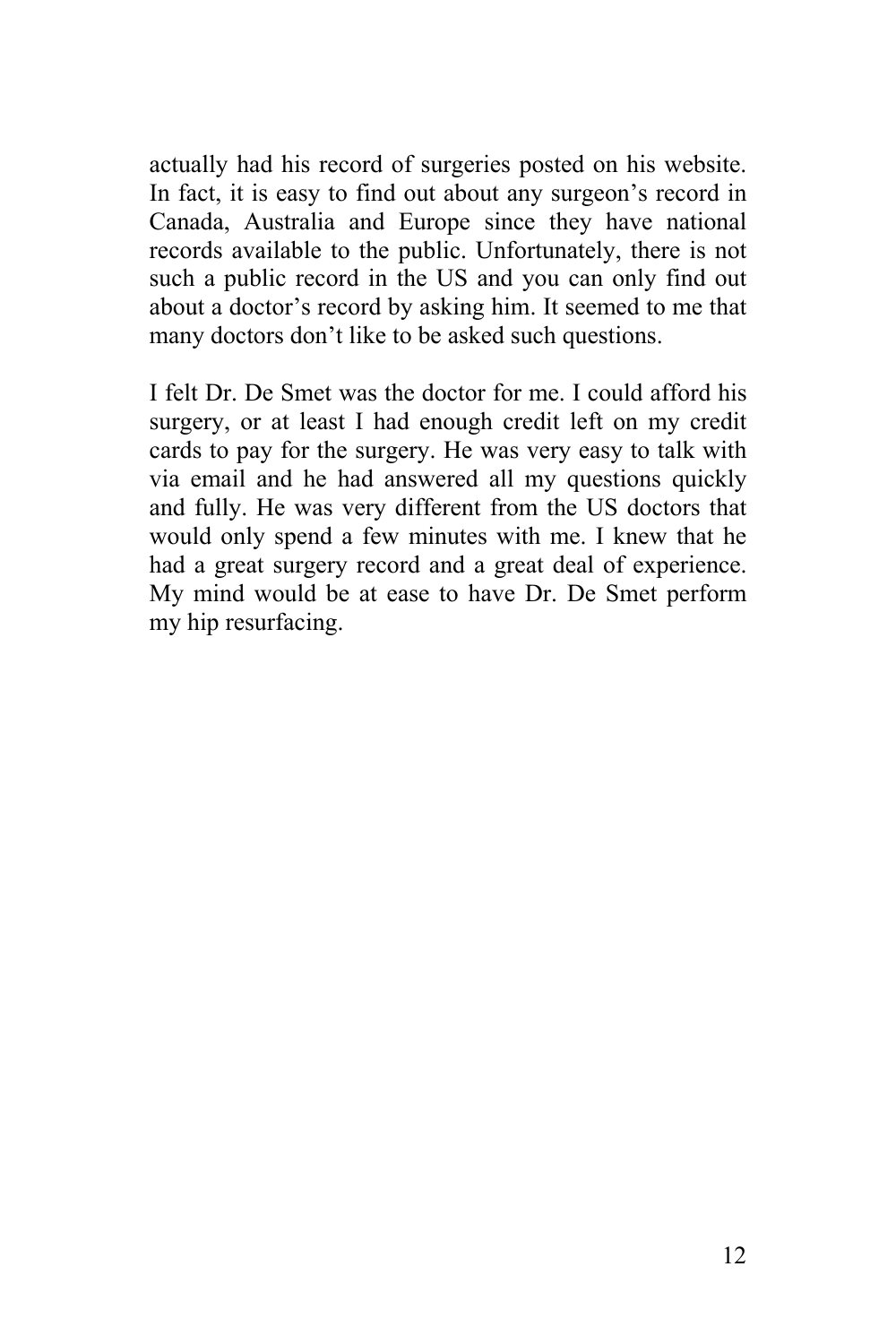actually had his record of surgeries posted on his website. In fact, it is easy to find out about any surgeon's record in Canada, Australia and Europe since they have national records available to the public. Unfortunately, there is not such a public record in the US and you can only find out about a doctor's record by asking him. It seemed to me that many doctors don't like to be asked such questions.

I felt Dr. De Smet was the doctor for me. I could afford his surgery, or at least I had enough credit left on my credit cards to pay for the surgery. He was very easy to talk with via email and he had answered all my questions quickly and fully. He was very different from the US doctors that would only spend a few minutes with me. I knew that he had a great surgery record and a great deal of experience. My mind would be at ease to have Dr. De Smet perform my hip resurfacing.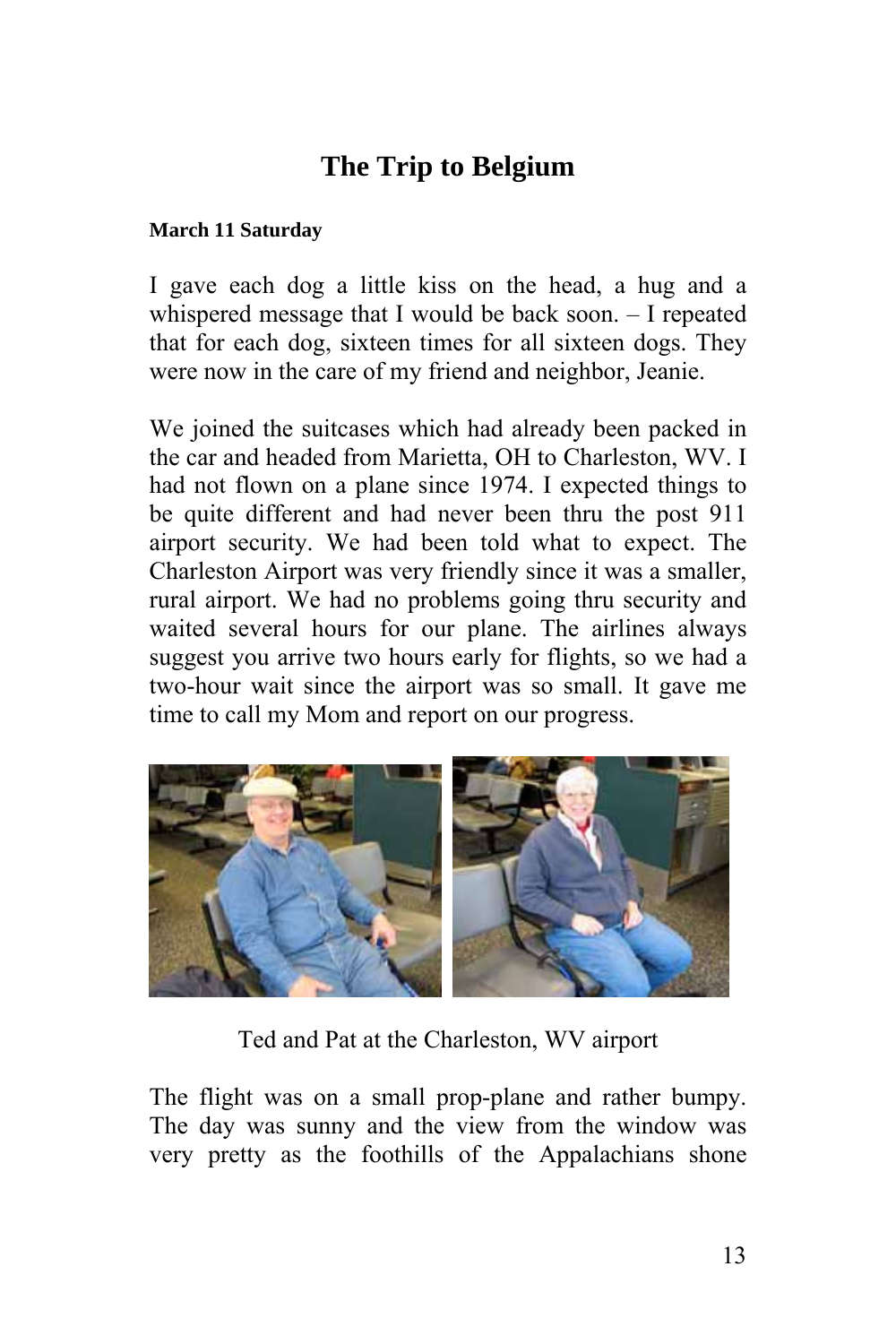## The Trip to Belgium

**March 11 Saturday**

I gave each dog a little kiss on the head, a hug and a whispered message that I would be back soon. – I repeated that for each dog, sixteen times for all sixteen dogs. They were now in the care of my friend and neighbor, Jeanie.

We joined the suitcases which had already been packed in the car and headed from Marietta, OH to Charleston, WV. I had not flown on a plane since 1974. I expected things to be quite different and had never been thru the post 911 airport security. We had been told what to expect. The Charleston Airport was very friendly since it was a smaller, rural airport. We had no problems going thru security and waited several hours for our plane. The airlines always suggest you arrive two hours early for flights, so we had a two-hour wait since the airport was so small. It gave me time to call my Mom and report on our progress.

Ted and Pat at the Charleston, WV airport

The flight was on a small prop-plane and rather bumpy. The day was sunny and the view from the window was very pretty as the foothills of the Appalachians shone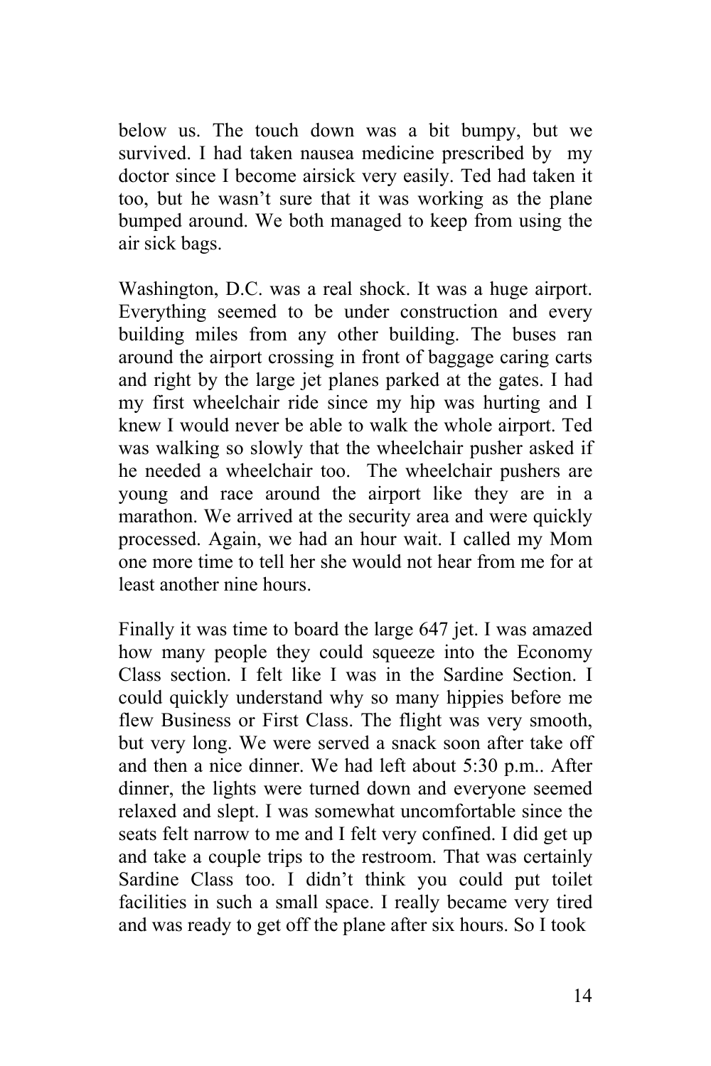below us. The touch down was a bit bumpy, but we survived. I had taken nausea medicine prescribed by my doctor since I become airsick very easily. Ted had taken it too, but he wasn't sure that it was working as the plane bumped around. We both managed to keep from using the air sick bags.

Washington, D.C. was a real shock. It was a huge airport. Everything seemed to be under construction and every building miles from any other building. The buses ran around the airport crossing in front of baggage caring carts and right by the large jet planes parked at the gates. I had my first wheelchair ride since my hip was hurting and I knew I would never be able to walk the whole airport. Ted was walking so slowly that the wheelchair pusher asked if he needed a wheelchair too. The wheelchair pushers are young and race around the airport like they are in a marathon. We arrived at the security area and were quickly processed. Again, we had an hour wait. I called my Mom one more time to tell her she would not hear from me for at least another nine hours.

Finally it was time to board the large 647 jet. I was amazed how many people they could squeeze into the Economy Class section. I felt like I was in the Sardine Section. I could quickly understand why so many hippies before me flew Business or First Class. The flight was very smooth, but very long. We were served a snack soon after take off and then a nice dinner. We had left about 5:30 p.m.. After dinner, the lights were turned down and everyone seemed relaxed and slept. I was somewhat uncomfortable since the seats felt narrow to me and I felt very confined. I did get up and take a couple trips to the restroom. That was certainly Sardine Class too. I didn't think you could put toilet facilities in such a small space. I really became very tired and was ready to get off the plane after six hours. So I took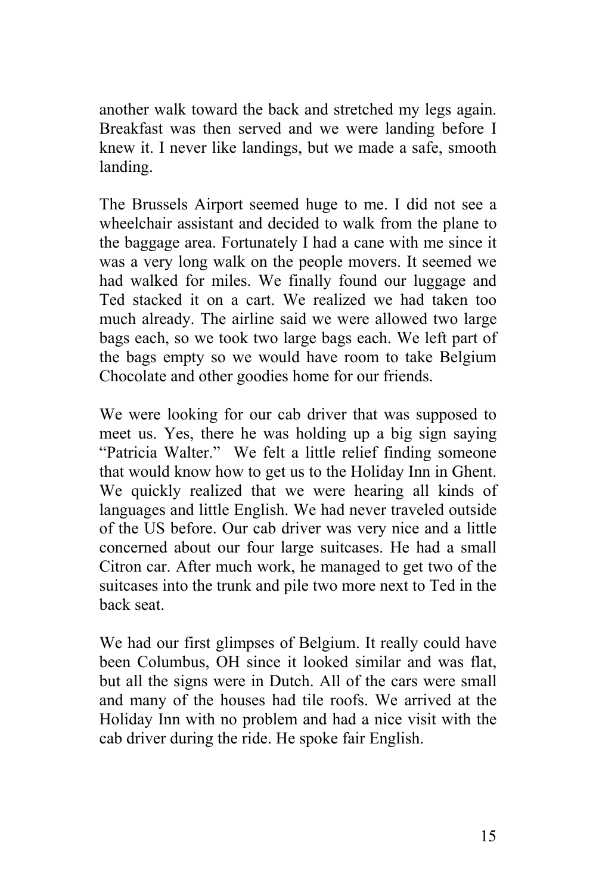another walk toward the back and stretched my legs again. Breakfast was then served and we were landing before I knew it. I never like landings, but we made a safe, smooth landing.

The Brussels Airport seemed huge to me. I did not see a wheelchair assistant and decided to walk from the plane to the baggage area. Fortunately I had a cane with me since it was a very long walk on the people movers. It seemed we had walked for miles. We finally found our luggage and Ted stacked it on a cart. We realized we had taken too much already. The airline said we were allowed two large bags each, so we took two large bags each. We left part of the bags empty so we would have room to take Belgium Chocolate and other goodies home for our friends.

We were looking for our cab driver that was supposed to meet us. Yes, there he was holding up a big sign saying "Patricia Walter." We felt a little relief finding someone that would know how to get us to the Holiday Inn in Ghent. We quickly realized that we were hearing all kinds of languages and little English. We had never traveled outside of the US before. Our cab driver was very nice and a little concerned about our four large suitcases. He had a small Citron car. After much work, he managed to get two of the suitcases into the trunk and pile two more next to Ted in the back seat.

We had our first glimpses of Belgium. It really could have been Columbus, OH since it looked similar and was flat, but all the signs were in Dutch. All of the cars were small and many of the houses had tile roofs. We arrived at the Holiday Inn with no problem and had a nice visit with the cab driver during the ride. He spoke fair English.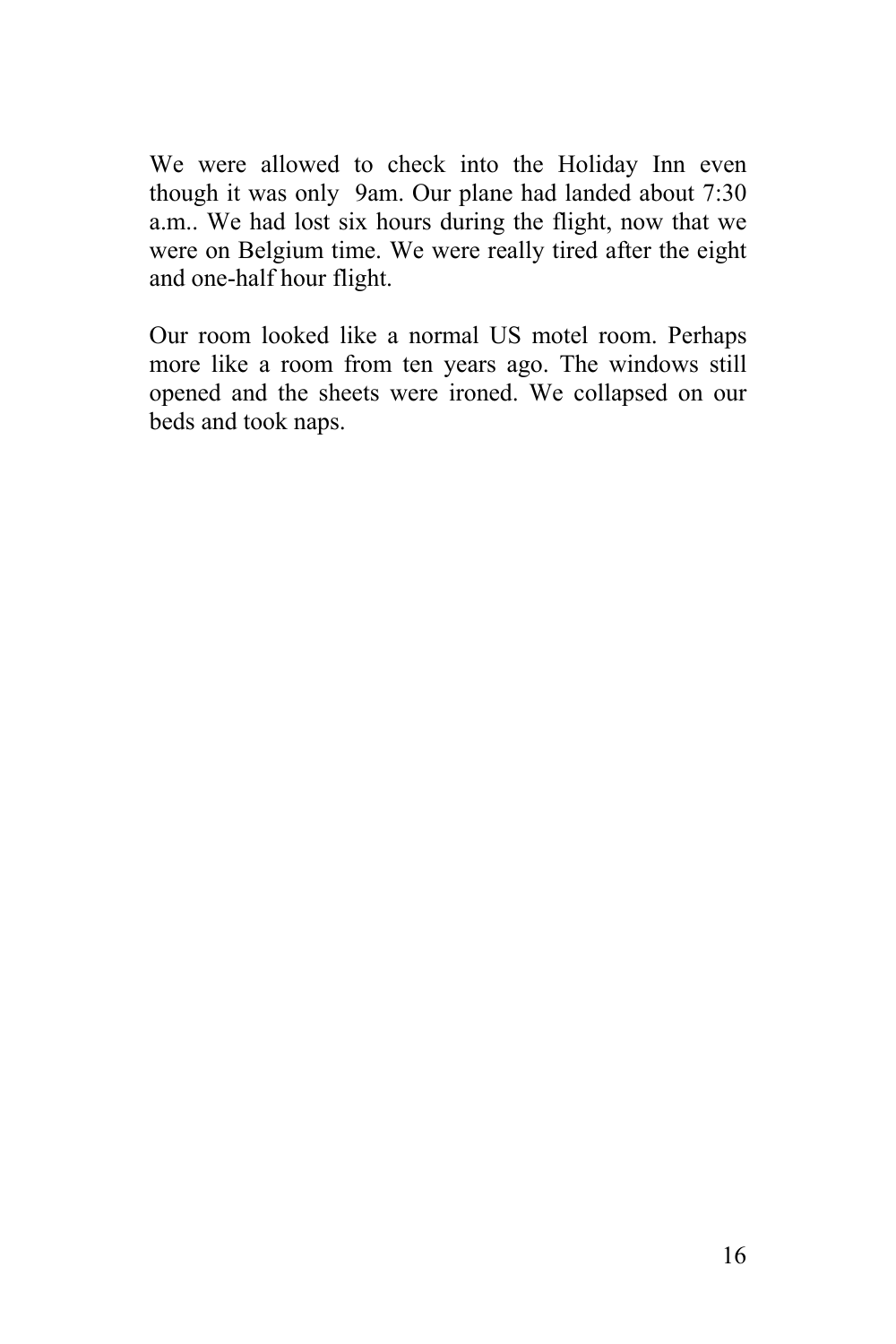We were allowed to check into the Holiday Inn even though it was only 9am. Our plane had landed about 7:30 a.m.. We had lost six hours during the flight, now that we were on Belgium time. We were really tired after the eight and one-half hour flight.

Our room looked like a normal US motel room. Perhaps more like a room from ten years ago. The windows still opened and the sheets were ironed. We collapsed on our beds and took naps.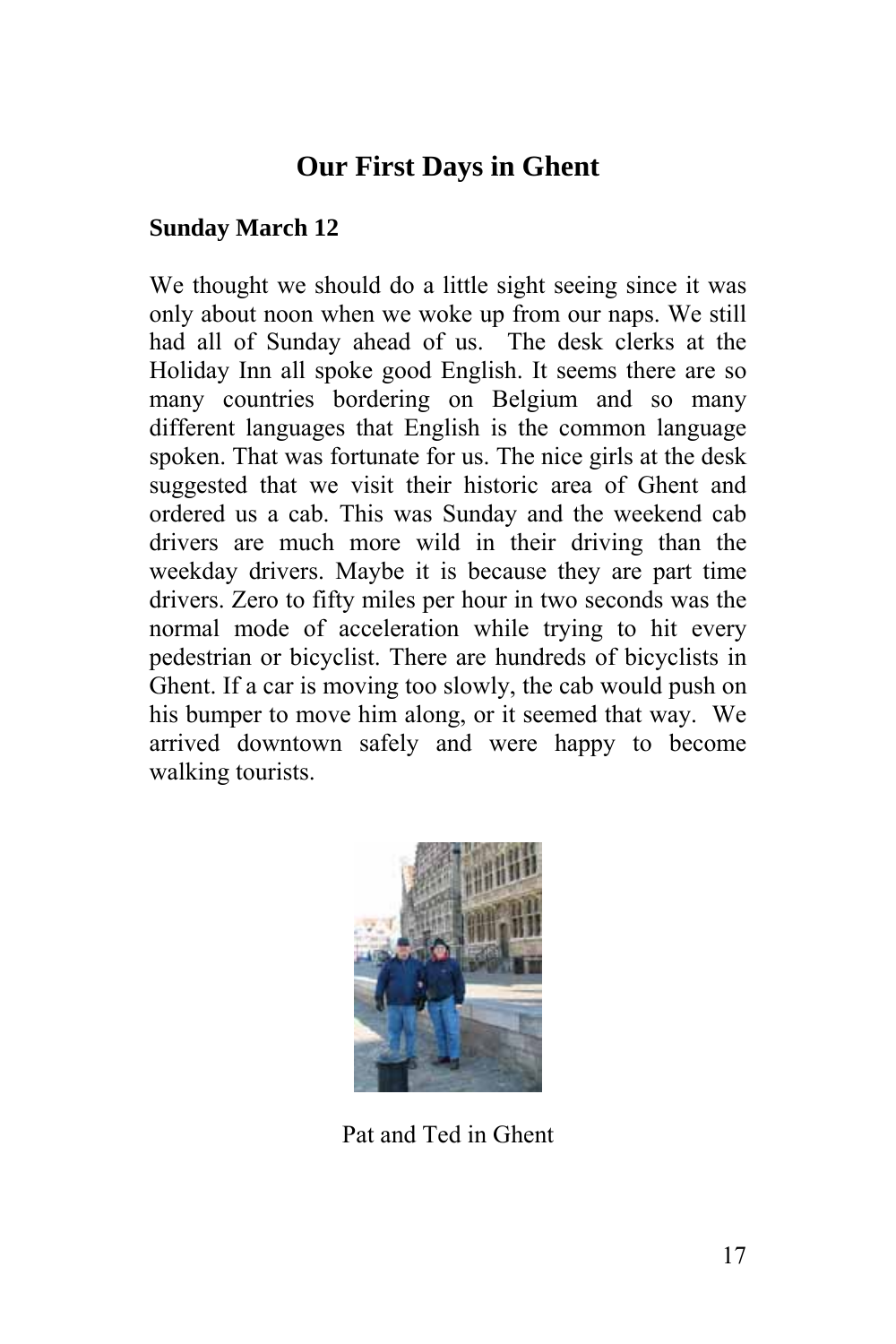# Our First Days in Ghent

**Sunday March 12**

We thought we should do a little sight seeing since it was only about noon when we woke up from our naps. We still had all of Sunday ahead of us. The desk clerks at the Holiday Inn all spoke good English. It seems there are so many countries bordering on Belgium and so many different languages that English is the common language spoken. That was fortunate for us. The nice girls at the desk suggested that we visit their historic area of Ghent and ordered us a cab. This was Sunday and the weekend cab drivers are much more wild in their driving than the weekday drivers. Maybe it is because they are part time drivers. Zero to fifty miles per hour in two seconds was the normal mode of acceleration while trying to hit every pedestrian or bicyclist. There are hundreds of bicyclists in Ghent. If a car is moving too slowly, the cab would push on his bumper to move him along, or it seemed that way. We arrived downtown safely and were happy to become walking tourists.

Pat and Ted in Ghent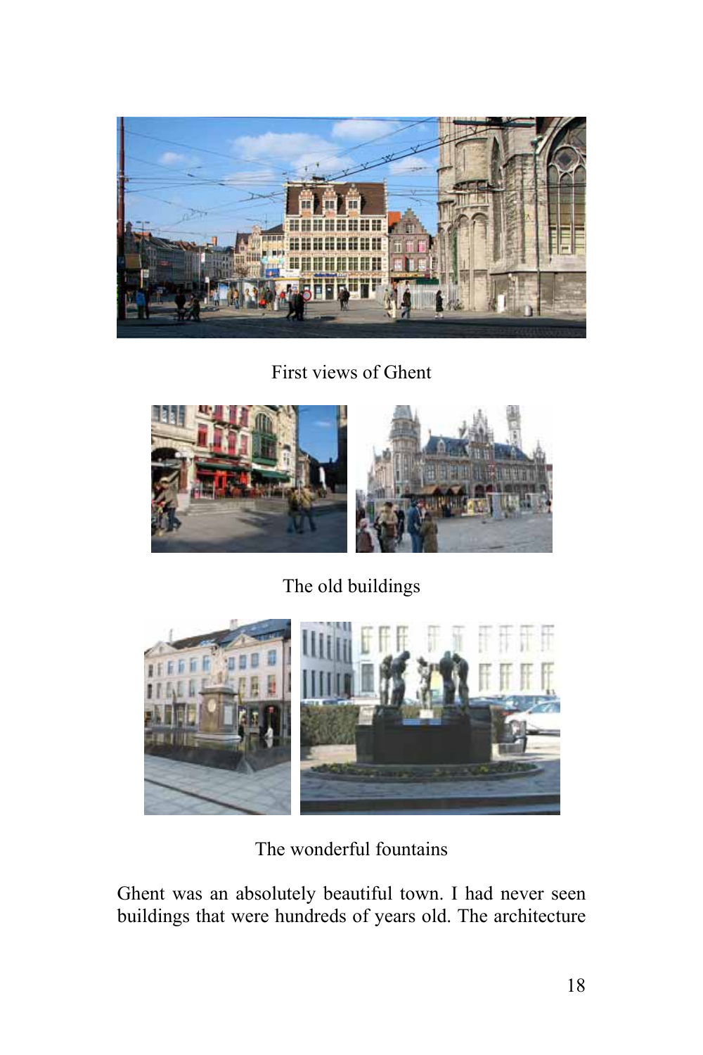First views of Ghent

The old buildings

The wonderful fountains

Ghent was an absolutely beautiful town. I had never seen buildings that were hundreds of years old. The architecture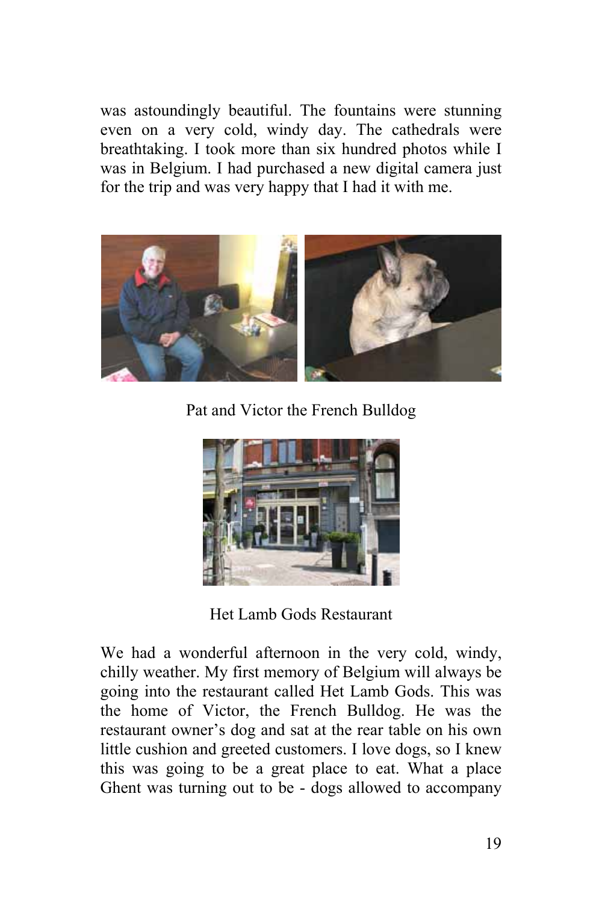was astoundingly beautiful. The fountains were stunning even on a very cold, windy day. The cathedrals were breathtaking. I took more than six hundred photos while I was in Belgium. I had purchased a new digital camera just for the trip and was very happy that I had it with me.

Pat and Victor the French Bulldog

Het Lamb Gods Restaurant

We had a wonderful afternoon in the very cold, windy, chilly weather. My first memory of Belgium will always be going into the restaurant called Het Lamb Gods. This was the home of Victor, the French Bulldog. He was the restaurant owner's dog and sat at the rear table on his own little cushion and greeted customers. I love dogs, so I knew this was going to be a great place to eat. What a place Ghent was turning out to be - dogs allowed to accompany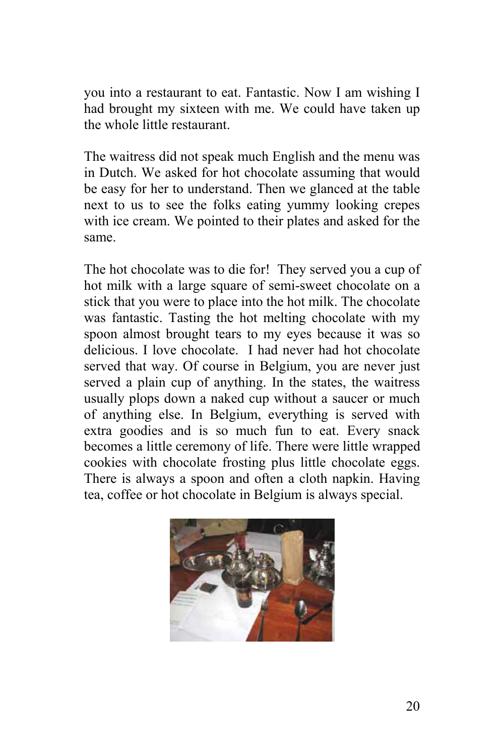you into a restaurant to eat. Fantastic. Now I am wishing I had brought my sixteen with me. We could have taken up the whole little restaurant.

The waitress did not speak much English and the menu was in Dutch. We asked for hot chocolate assuming that would be easy for her to understand. Then we glanced at the table next to us to see the folks eating yummy looking crepes with ice cream. We pointed to their plates and asked for the same.

The hot chocolate was to die for! They served you a cup of hot milk with a large square of semi-sweet chocolate on a stick that you were to place into the hot milk. The chocolate was fantastic. Tasting the hot melting chocolate with my spoon almost brought tears to my eyes because it was so delicious. I love chocolate. I had never had hot chocolate served that way. Of course in Belgium, you are never just served a plain cup of anything. In the states, the waitress usually plops down a naked cup without a saucer or much of anything else. In Belgium, everything is served with extra goodies and is so much fun to eat. Every snack becomes a little ceremony of life. There were little wrapped cookies with chocolate frosting plus little chocolate eggs. There is always a spoon and often a cloth napkin. Having tea, coffee or hot chocolate in Belgium is always special.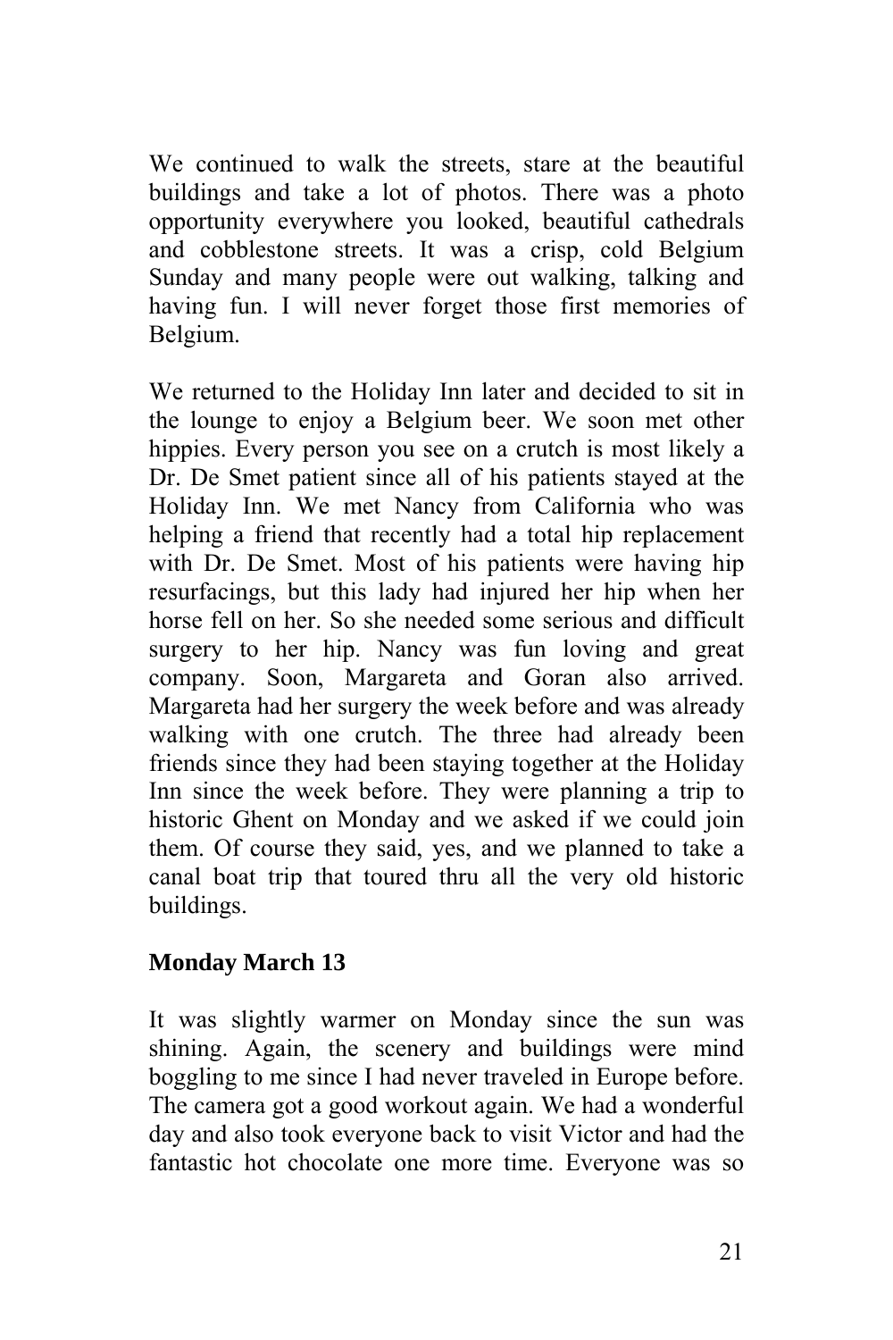We continued to walk the streets, stare at the beautiful buildings and take a lot of photos. There was a photo opportunity everywhere you looked, beautiful cathedrals and cobblestone streets. It was a crisp, cold Belgium Sunday and many people were out walking, talking and having fun. I will never forget those first memories of Belgium.

We returned to the Holiday Inn later and decided to sit in the lounge to enjoy a Belgium beer. We soon met other hippies. Every person you see on a crutch is most likely a Dr. De Smet patient since all of his patients stayed at the Holiday Inn. We met Nancy from California who was helping a friend that recently had a total hip replacement with Dr. De Smet. Most of his patients were having hip resurfacings, but this lady had injured her hip when her horse fell on her. So she needed some serious and difficult surgery to her hip. Nancy was fun loving and great company. Soon, Margareta and Goran also arrived. Margareta had her surgery the week before and was already walking with one crutch. The three had already been friends since they had been staying together at the Holiday Inn since the week before. They were planning a trip to historic Ghent on Monday and we asked if we could join them. Of course they said, yes, and we planned to take a canal boat trip that toured thru all the very old historic buildings.

**Monday March 13**

It was slightly warmer on Monday since the sun was shining. Again, the scenery and buildings were mind boggling to me since I had never traveled in Europe before. The camera got a good workout again. We had a wonderful day and also took everyone back to visit Victor and had the fantastic hot chocolate one more time. Everyone was so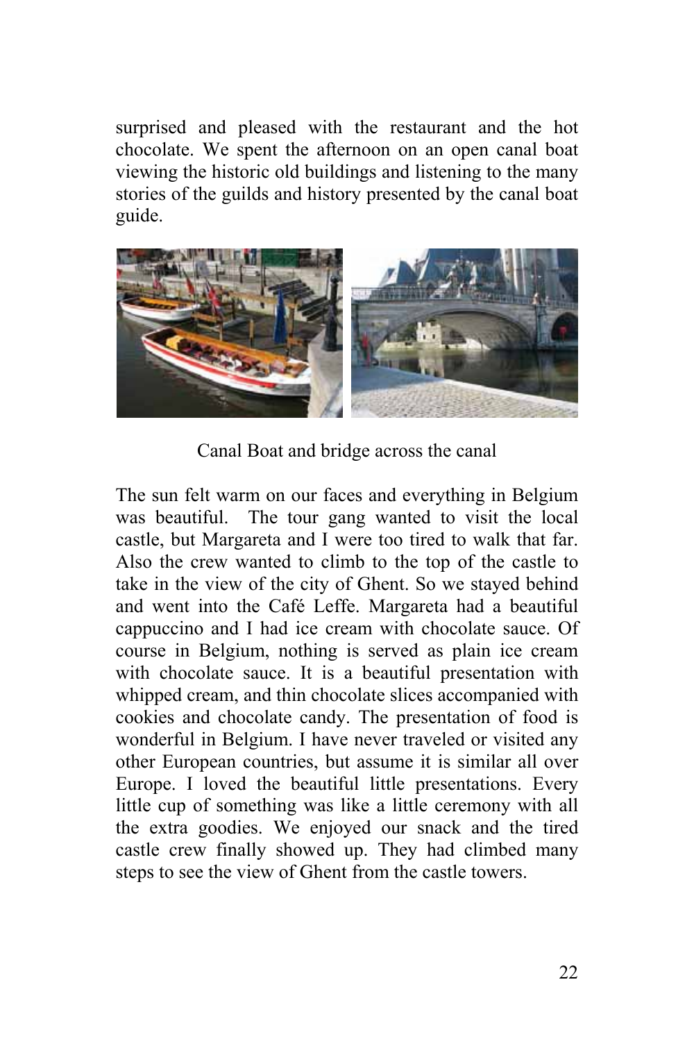surprised and pleased with the restaurant and the hot chocolate. We spent the afternoon on an open canal boat viewing the historic old buildings and listening to the many stories of the guilds and history presented by the canal boat guide.

Canal Boat and bridge across the canal

The sun felt warm on our faces and everything in Belgium was beautiful. The tour gang wanted to visit the local castle, but Margareta and I were too tired to walk that far. Also the crew wanted to climb to the top of the castle to take in the view of the city of Ghent. So we stayed behind and went into the Café Leffe. Margareta had a beautiful cappuccino and I had ice cream with chocolate sauce. Of course in Belgium, nothing is served as plain ice cream with chocolate sauce. It is a beautiful presentation with whipped cream, and thin chocolate slices accompanied with cookies and chocolate candy. The presentation of food is wonderful in Belgium. I have never traveled or visited any other European countries, but assume it is similar all over Europe. I loved the beautiful little presentations. Every little cup of something was like a little ceremony with all the extra goodies. We enjoyed our snack and the tired castle crew finally showed up. They had climbed many steps to see the view of Ghent from the castle towers.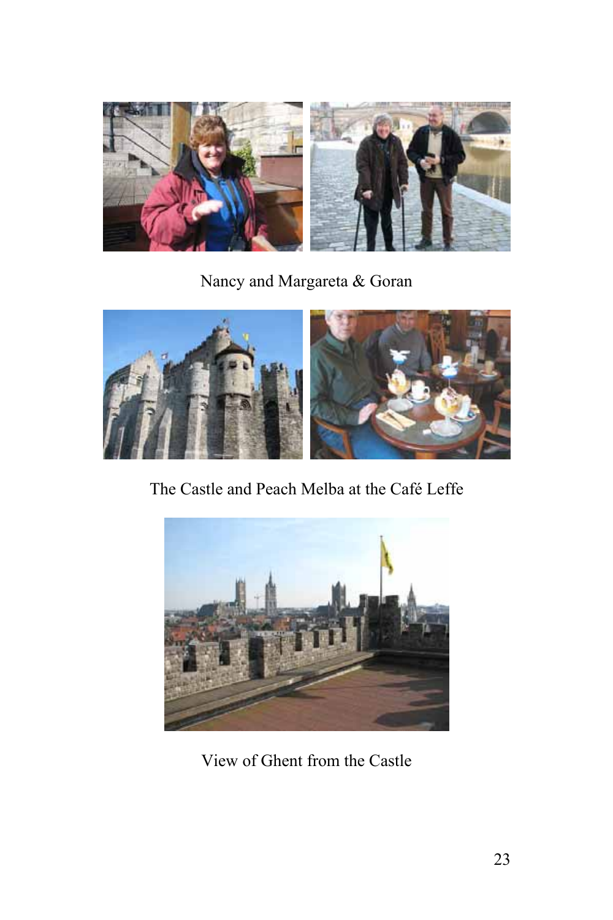Nancy and Margareta & Goran

The Castle and Peach Melba at the Café Leffe

View of Ghent from the Castle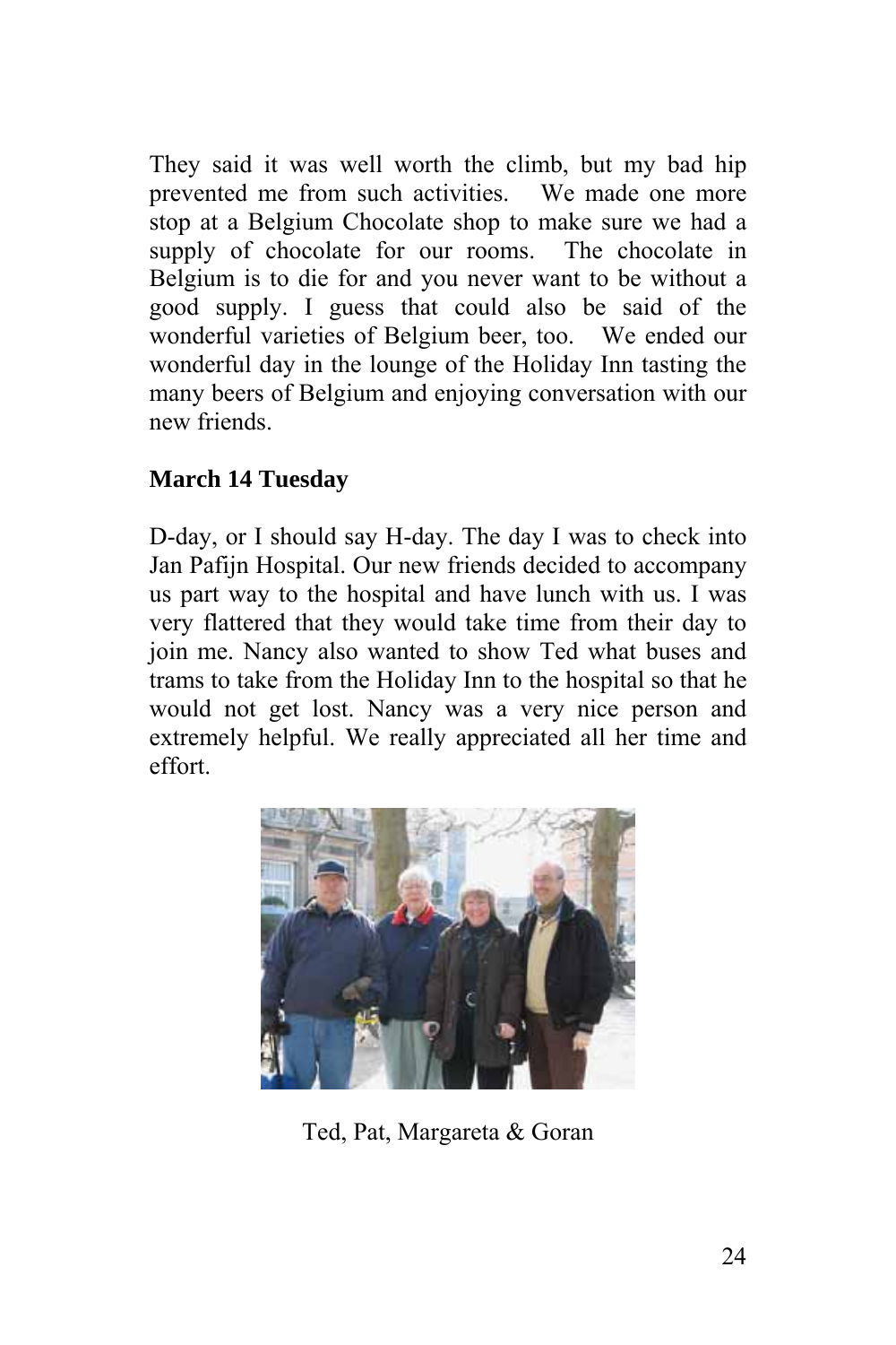They said it was well worth the climb, but my bad hip prevented me from such activities. We made one more stop at a Belgium Chocolate shop to make sure we had a supply of chocolate for our rooms. The chocolate in Belgium is to die for and you never want to be without a good supply. I guess that could also be said of the wonderful varieties of Belgium beer, too. We ended our wonderful day in the lounge of the Holiday Inn tasting the many beers of Belgium and enjoying conversation with our new friends.

**March 14 Tuesday**

D-day, or I should say H-day. The day I was to check into Jan Pafijn Hospital. Our new friends decided to accompany us part way to the hospital and have lunch with us. I was very flattered that they would take time from their day to join me. Nancy also wanted to show Ted what buses and trams to take from the Holiday Inn to the hospital so that he would not get lost. Nancy was a very nice person and extremely helpful. We really appreciated all her time and effort.

Ted, Pat, Margareta & Goran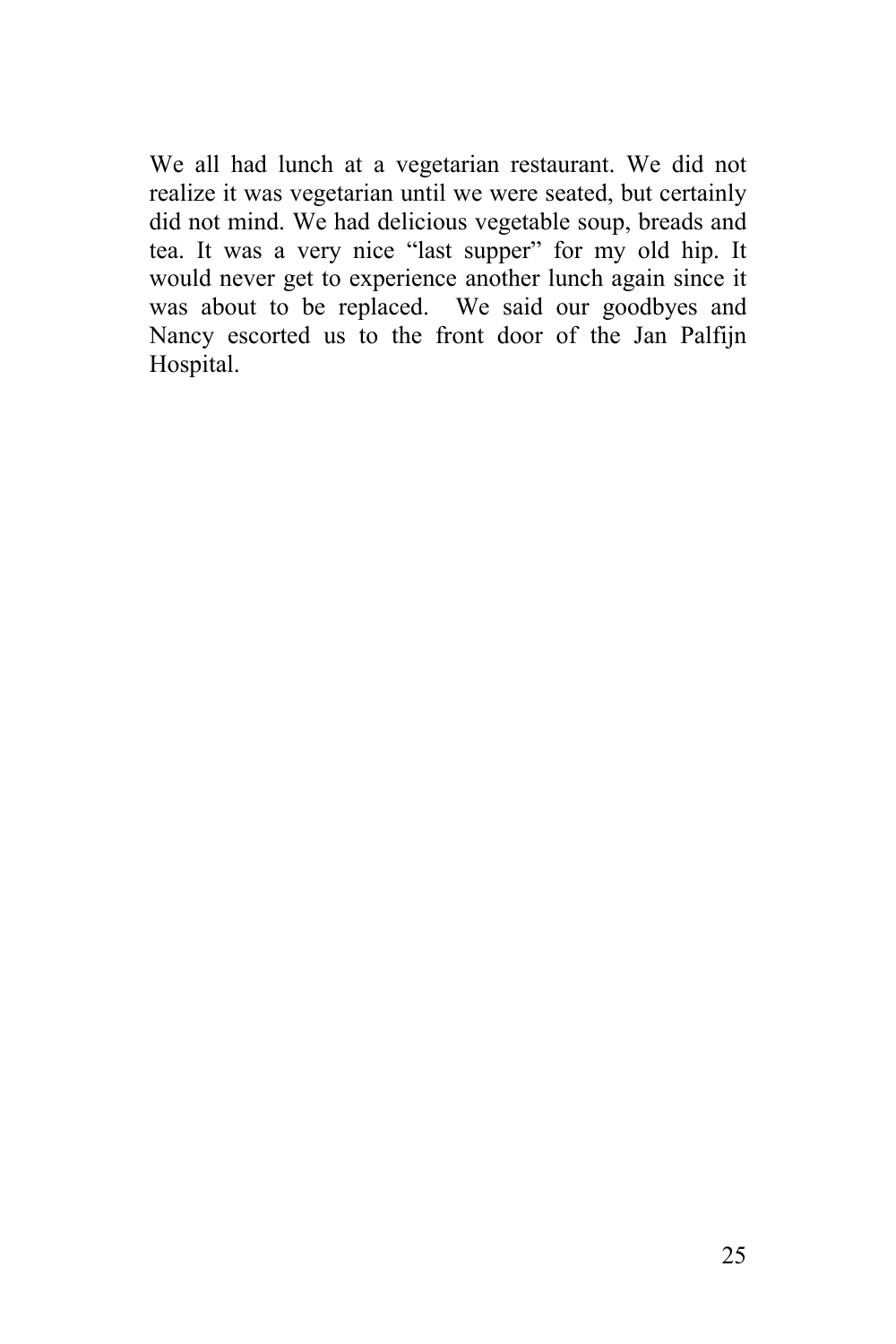We all had lunch at a vegetarian restaurant. We did not realize it was vegetarian until we were seated, but certainly did not mind. We had delicious vegetable soup, breads and tea. It was a very nice "last supper" for my old hip. It would never get to experience another lunch again since it was about to be replaced. We said our goodbyes and Nancy escorted us to the front door of the Jan Palfijn Hospital.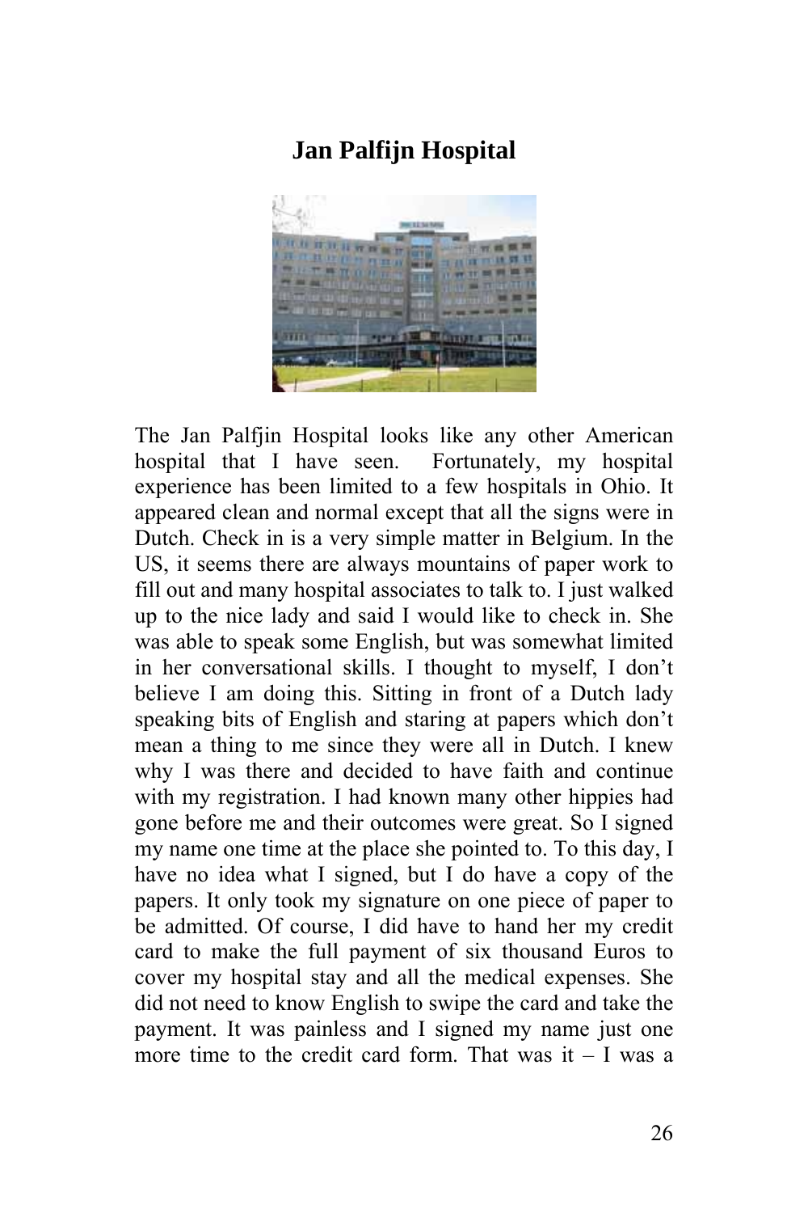## Jan Palfijn Hospital

The Jan Palfjin Hospital looks like any other American hospital that I have seen. Fortunately, my hospital experience has been limited to a few hospitals in Ohio. It appeared clean and normal except that all the signs were in Dutch. Check in is a very simple matter in Belgium. In the US, it seems there are always mountains of paper work to fill out and many hospital associates to talk to. I just walked up to the nice lady and said I would like to check in. She was able to speak some English, but was somewhat limited in her conversational skills. I thought to myself, I don't believe I am doing this. Sitting in front of a Dutch lady speaking bits of English and staring at papers which don't mean a thing to me since they were all in Dutch. I knew why I was there and decided to have faith and continue with my registration. I had known many other hippies had gone before me and their outcomes were great. So I signed my name one time at the place she pointed to. To this day, I have no idea what I signed, but I do have a copy of the papers. It only took my signature on one piece of paper to be admitted. Of course, I did have to hand her my credit card to make the full payment of six thousand Euros to cover my hospital stay and all the medical expenses. She did not need to know English to swipe the card and take the payment. It was painless and I signed my name just one more time to the credit card form. That was it – I was a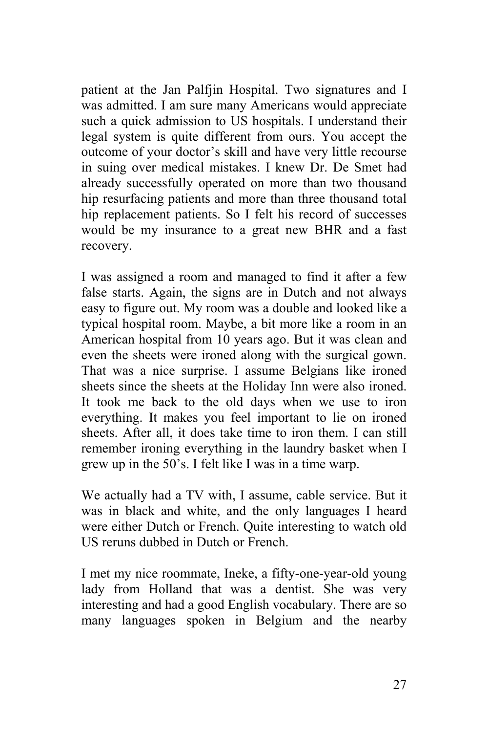patient at the Jan Palfjin Hospital. Two signatures and I was admitted. I am sure many Americans would appreciate such a quick admission to US hospitals. I understand their legal system is quite different from ours. You accept the outcome of your doctor's skill and have very little recourse in suing over medical mistakes. I knew Dr. De Smet had already successfully operated on more than two thousand hip resurfacing patients and more than three thousand total hip replacement patients. So I felt his record of successes would be my insurance to a great new BHR and a fast recovery.

I was assigned a room and managed to find it after a few false starts. Again, the signs are in Dutch and not always easy to figure out. My room was a double and looked like a typical hospital room. Maybe, a bit more like a room in an American hospital from 10 years ago. But it was clean and even the sheets were ironed along with the surgical gown. That was a nice surprise. I assume Belgians like ironed sheets since the sheets at the Holiday Inn were also ironed. It took me back to the old days when we use to iron everything. It makes you feel important to lie on ironed sheets. After all, it does take time to iron them. I can still remember ironing everything in the laundry basket when I grew up in the 50's. I felt like I was in a time warp.

We actually had a TV with, I assume, cable service. But it was in black and white, and the only languages I heard were either Dutch or French. Quite interesting to watch old US reruns dubbed in Dutch or French.

I met my nice roommate, Ineke, a fifty-one-year-old young lady from Holland that was a dentist. She was very interesting and had a good English vocabulary. There are so many languages spoken in Belgium and the nearby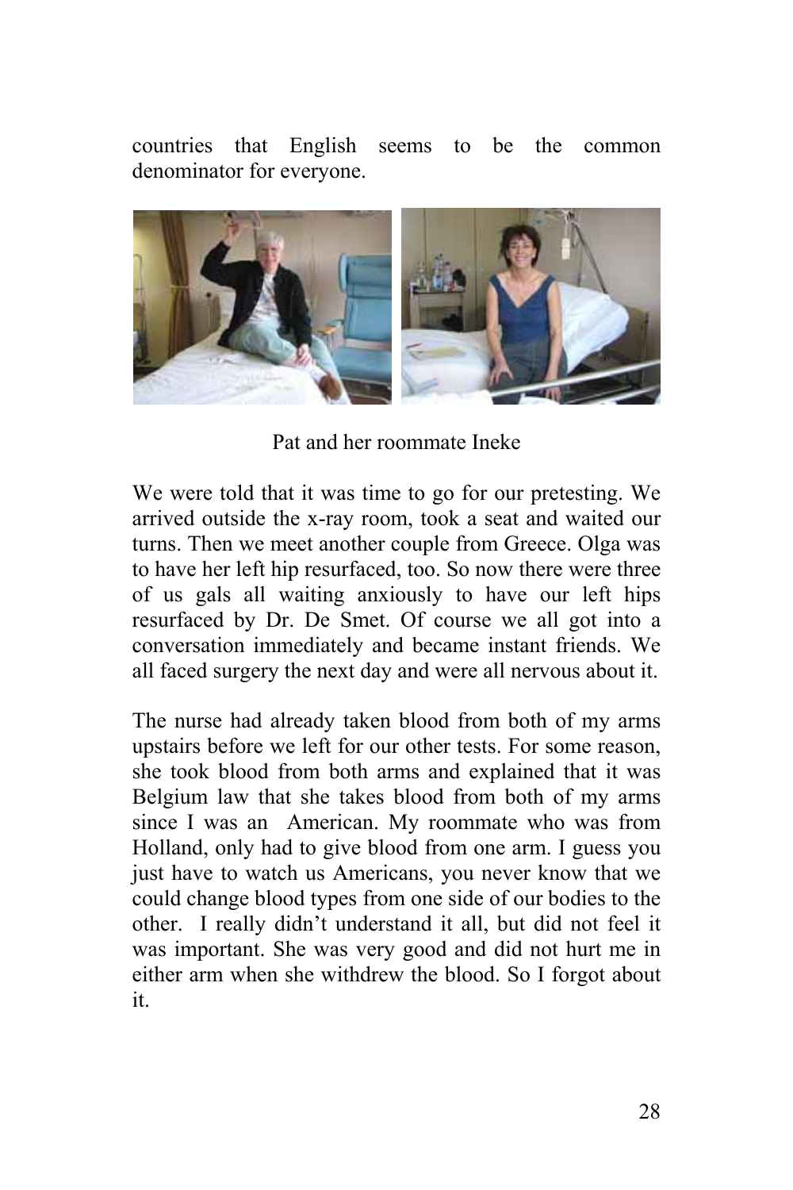countries that English seems to be the common denominator for everyone.

Pat and her roommate Ineke

We were told that it was time to go for our pretesting. We arrived outside the x-ray room, took a seat and waited our turns. Then we meet another couple from Greece. Olga was to have her left hip resurfaced, too. So now there were three of us gals all waiting anxiously to have our left hips resurfaced by Dr. De Smet. Of course we all got into a conversation immediately and became instant friends. We all faced surgery the next day and were all nervous about it.

The nurse had already taken blood from both of my arms upstairs before we left for our other tests. For some reason, she took blood from both arms and explained that it was Belgium law that she takes blood from both of my arms since I was an American. My roommate who was from Holland, only had to give blood from one arm. I guess you just have to watch us Americans, you never know that we could change blood types from one side of our bodies to the other. I really didn't understand it all, but did not feel it was important. She was very good and did not hurt me in either arm when she withdrew the blood. So I forgot about it.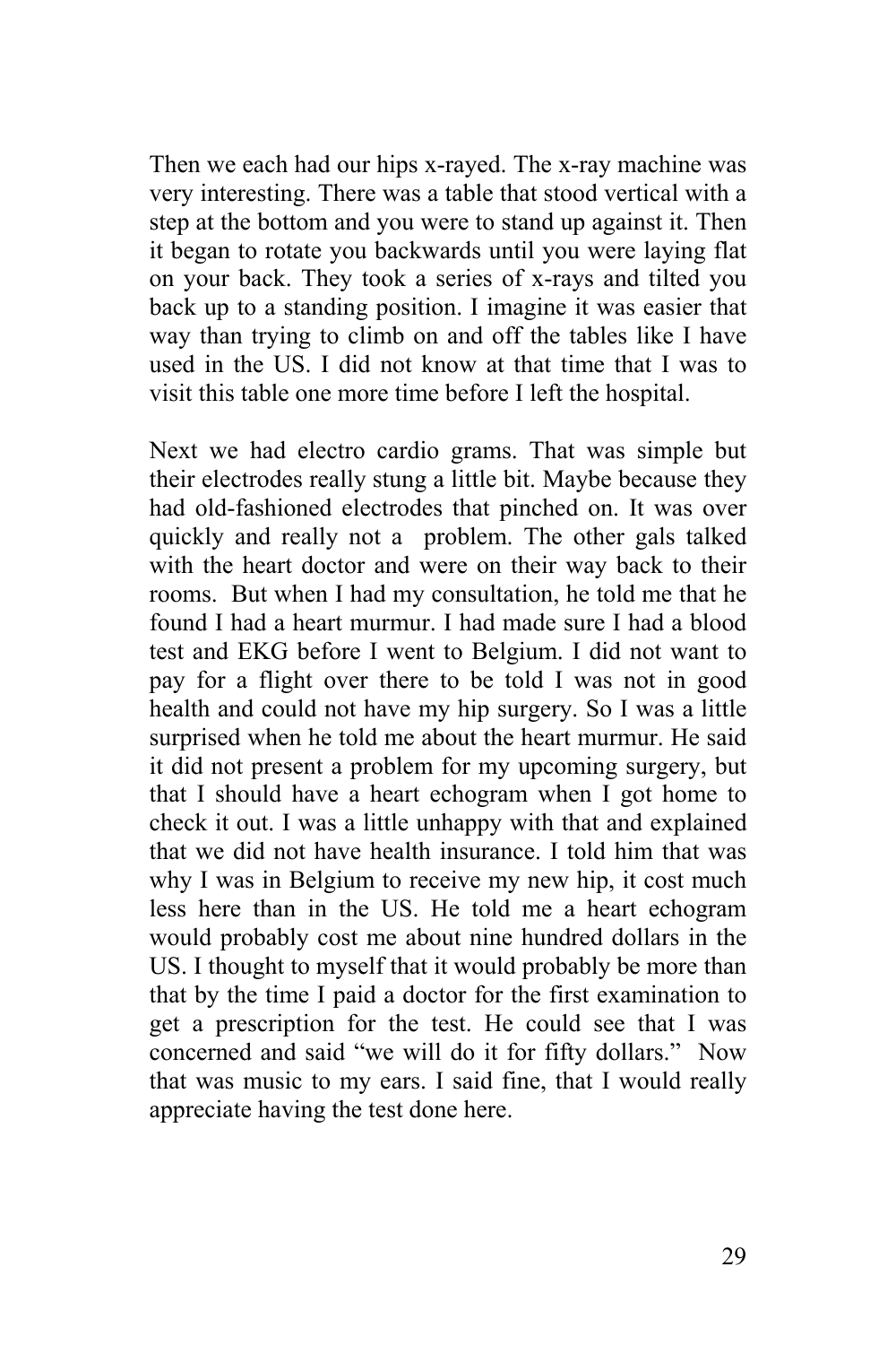Then we each had our hips x-rayed. The x-ray machine was very interesting. There was a table that stood vertical with a step at the bottom and you were to stand up against it. Then it began to rotate you backwards until you were laying flat on your back. They took a series of x-rays and tilted you back up to a standing position. I imagine it was easier that way than trying to climb on and off the tables like I have used in the US. I did not know at that time that I was to visit this table one more time before I left the hospital.

Next we had electro cardio grams. That was simple but their electrodes really stung a little bit. Maybe because they had old-fashioned electrodes that pinched on. It was over quickly and really not a problem. The other gals talked with the heart doctor and were on their way back to their rooms. But when I had my consultation, he told me that he found I had a heart murmur. I had made sure I had a blood test and EKG before I went to Belgium. I did not want to pay for a flight over there to be told I was not in good health and could not have my hip surgery. So I was a little surprised when he told me about the heart murmur. He said it did not present a problem for my upcoming surgery, but that I should have a heart echogram when I got home to check it out. I was a little unhappy with that and explained that we did not have health insurance. I told him that was why I was in Belgium to receive my new hip, it cost much less here than in the US. He told me a heart echogram would probably cost me about nine hundred dollars in the US. I thought to myself that it would probably be more than that by the time I paid a doctor for the first examination to get a prescription for the test. He could see that I was concerned and said "we will do it for fifty dollars." Now that was music to my ears. I said fine, that I would really appreciate having the test done here.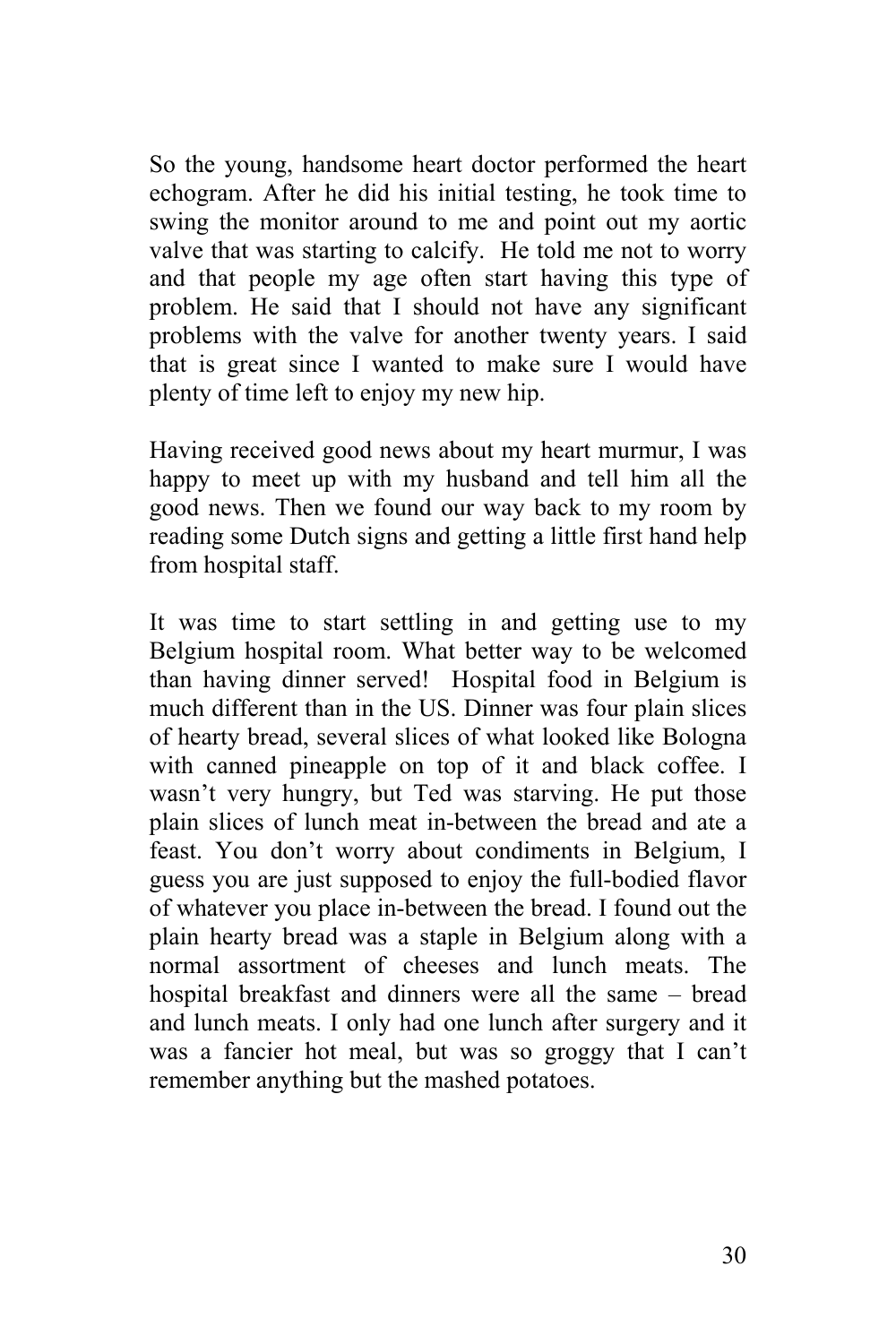So the young, handsome heart doctor performed the heart echogram. After he did his initial testing, he took time to swing the monitor around to me and point out my aortic valve that was starting to calcify. He told me not to worry and that people my age often start having this type of problem. He said that I should not have any significant problems with the valve for another twenty years. I said that is great since I wanted to make sure I would have plenty of time left to enjoy my new hip.

Having received good news about my heart murmur, I was happy to meet up with my husband and tell him all the good news. Then we found our way back to my room by reading some Dutch signs and getting a little first hand help from hospital staff.

It was time to start settling in and getting use to my Belgium hospital room. What better way to be welcomed than having dinner served! Hospital food in Belgium is much different than in the US. Dinner was four plain slices of hearty bread, several slices of what looked like Bologna with canned pineapple on top of it and black coffee. I wasn't very hungry, but Ted was starving. He put those plain slices of lunch meat in-between the bread and ate a feast. You don't worry about condiments in Belgium, I guess you are just supposed to enjoy the full-bodied flavor of whatever you place in-between the bread. I found out the plain hearty bread was a staple in Belgium along with a normal assortment of cheeses and lunch meats. The hospital breakfast and dinners were all the same – bread and lunch meats. I only had one lunch after surgery and it was a fancier hot meal, but was so groggy that I can't remember anything but the mashed potatoes.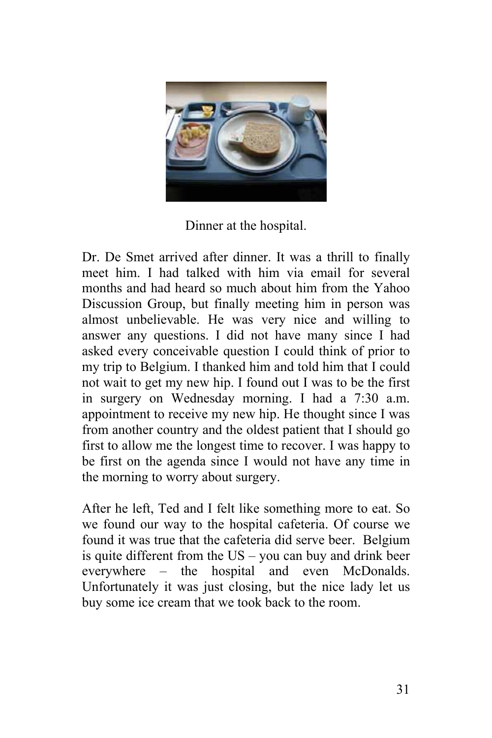Dinner at the hospital.

Dr. De Smet arrived after dinner. It was a thrill to finally meet him. I had talked with him via email for several months and had heard so much about him from the Yahoo Discussion Group, but finally meeting him in person was almost unbelievable. He was very nice and willing to answer any questions. I did not have many since I had asked every conceivable question I could think of prior to my trip to Belgium. I thanked him and told him that I could not wait to get my new hip. I found out I was to be the first in surgery on Wednesday morning. I had a 7:30 a.m. appointment to receive my new hip. He thought since I was from another country and the oldest patient that I should go first to allow me the longest time to recover. I was happy to be first on the agenda since I would not have any time in the morning to worry about surgery.

After he left, Ted and I felt like something more to eat. So we found our way to the hospital cafeteria. Of course we found it was true that the cafeteria did serve beer. Belgium is quite different from the US – you can buy and drink beer everywhere – the hospital and even McDonalds. Unfortunately it was just closing, but the nice lady let us buy some ice cream that we took back to the room.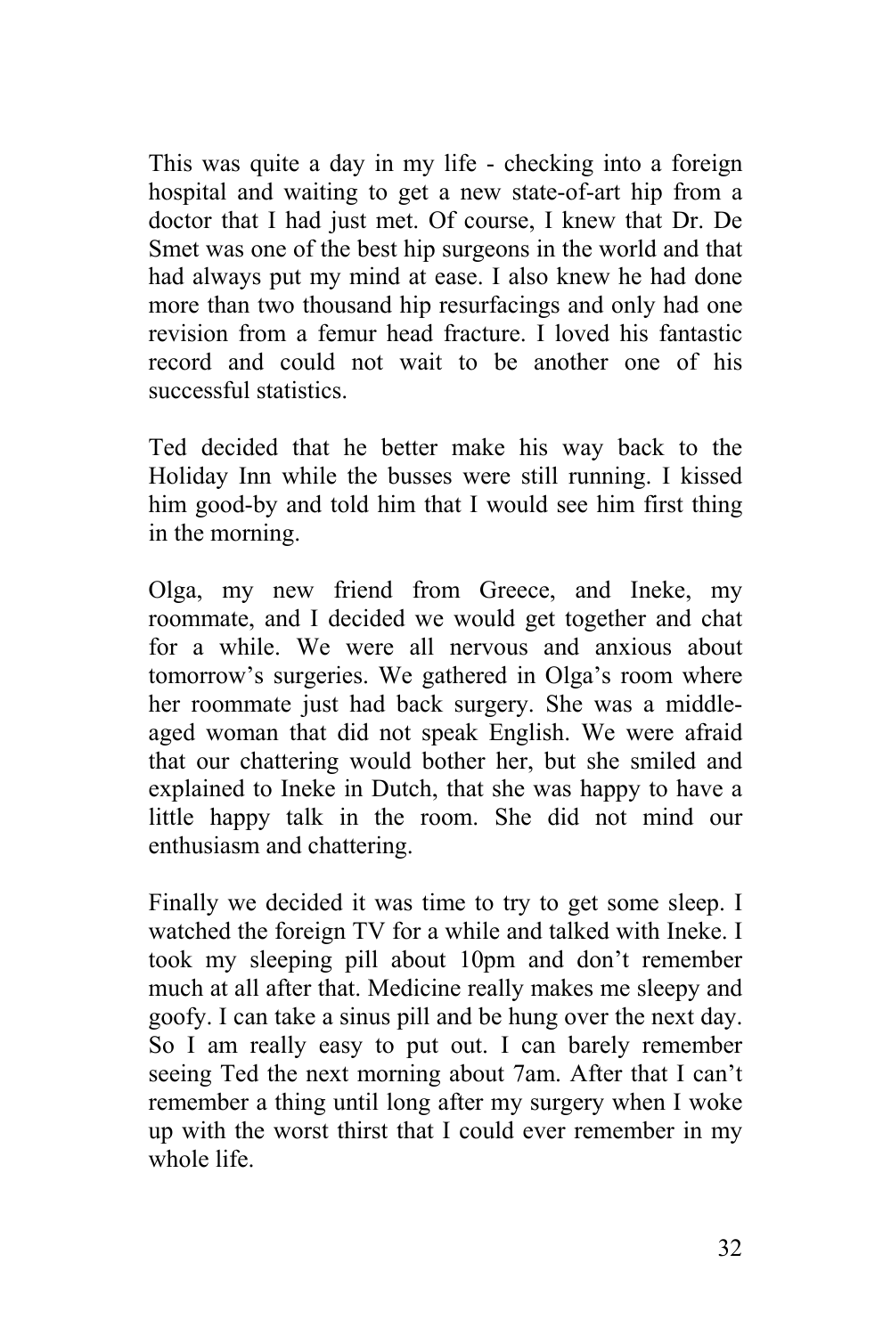This was quite a day in my life - checking into a foreign hospital and waiting to get a new state-of-art hip from a doctor that I had just met. Of course, I knew that Dr. De Smet was one of the best hip surgeons in the world and that had always put my mind at ease. I also knew he had done more than two thousand hip resurfacings and only had one revision from a femur head fracture. I loved his fantastic record and could not wait to be another one of his successful statistics.

Ted decided that he better make his way back to the Holiday Inn while the busses were still running. I kissed him good-by and told him that I would see him first thing in the morning.

Olga, my new friend from Greece, and Ineke, my roommate, and I decided we would get together and chat for a while. We were all nervous and anxious about tomorrow's surgeries. We gathered in Olga's room where her roommate just had back surgery. She was a middle-aged woman that did not speak English. We were afraid that our chattering would bother her, but she smiled and explained to Ineke in Dutch, that she was happy to have a little happy talk in the room. She did not mind our enthusiasm and chattering.

Finally we decided it was time to try to get some sleep. I watched the foreign TV for a while and talked with Ineke. I took my sleeping pill about 10pm and don't remember much at all after that. Medicine really makes me sleepy and goofy. I can take a sinus pill and be hung over the next day. So I am really easy to put out. I can barely remember seeing Ted the next morning about 7am. After that I can't remember a thing until long after my surgery when I woke up with the worst thirst that I could ever remember in my whole life.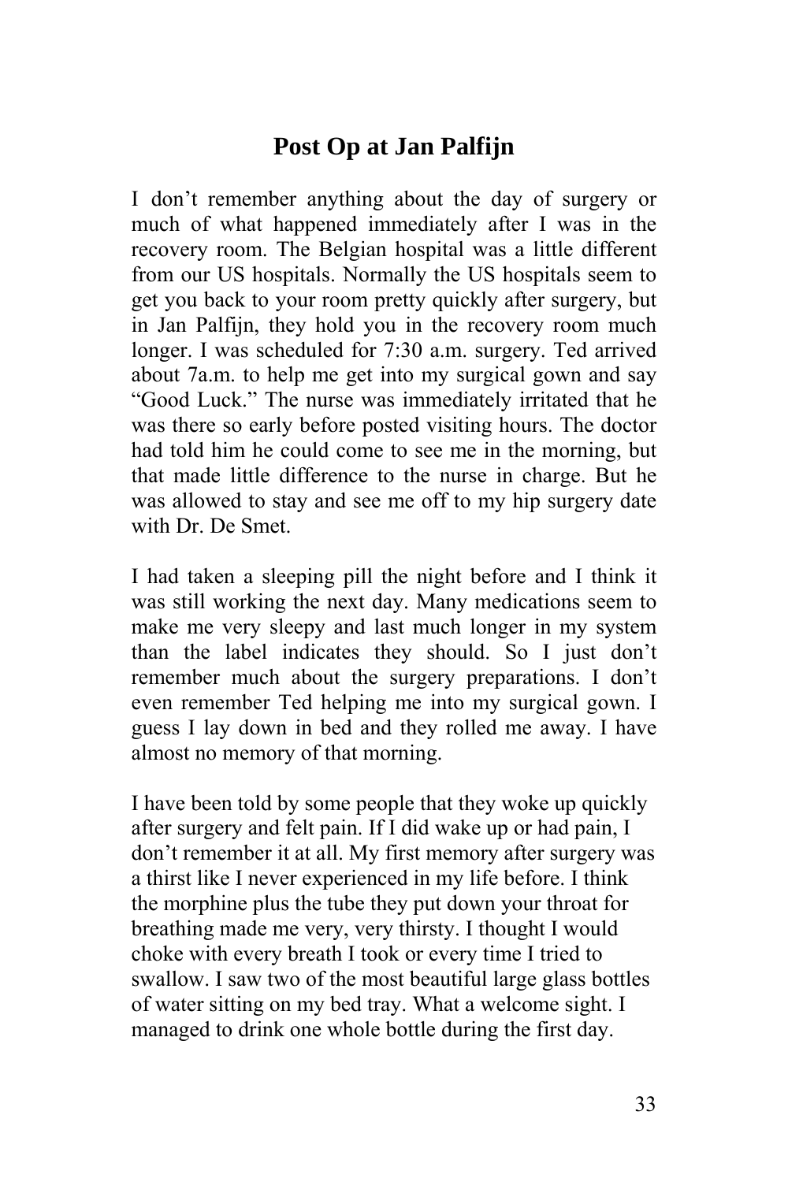# Post Op at Jan Palfijn

I don't remember anything about the day of surgery or much of what happened immediately after I was in the recovery room. The Belgian hospital was a little different from our US hospitals. Normally the US hospitals seem to get you back to your room pretty quickly after surgery, but in Jan Palfijn, they hold you in the recovery room much longer. I was scheduled for 7:30 a.m. surgery. Ted arrived about 7a.m. to help me get into my surgical gown and say "Good Luck." The nurse was immediately irritated that he was there so early before posted visiting hours. The doctor had told him he could come to see me in the morning, but that made little difference to the nurse in charge. But he was allowed to stay and see me off to my hip surgery date with Dr. De Smet.

I had taken a sleeping pill the night before and I think it was still working the next day. Many medications seem to make me very sleepy and last much longer in my system than the label indicates they should. So I just don't remember much about the surgery preparations. I don't even remember Ted helping me into my surgical gown. I guess I lay down in bed and they rolled me away. I have almost no memory of that morning.

I have been told by some people that they woke up quickly after surgery and felt pain. If I did wake up or had pain, I don't remember it at all. My first memory after surgery was a thirst like I never experienced in my life before. I think the morphine plus the tube they put down your throat for breathing made me very, very thirsty. I thought I would choke with every breath I took or every time I tried to swallow. I saw two of the most beautiful large glass bottles of water sitting on my bed tray. What a welcome sight. I managed to drink one whole bottle during the first day.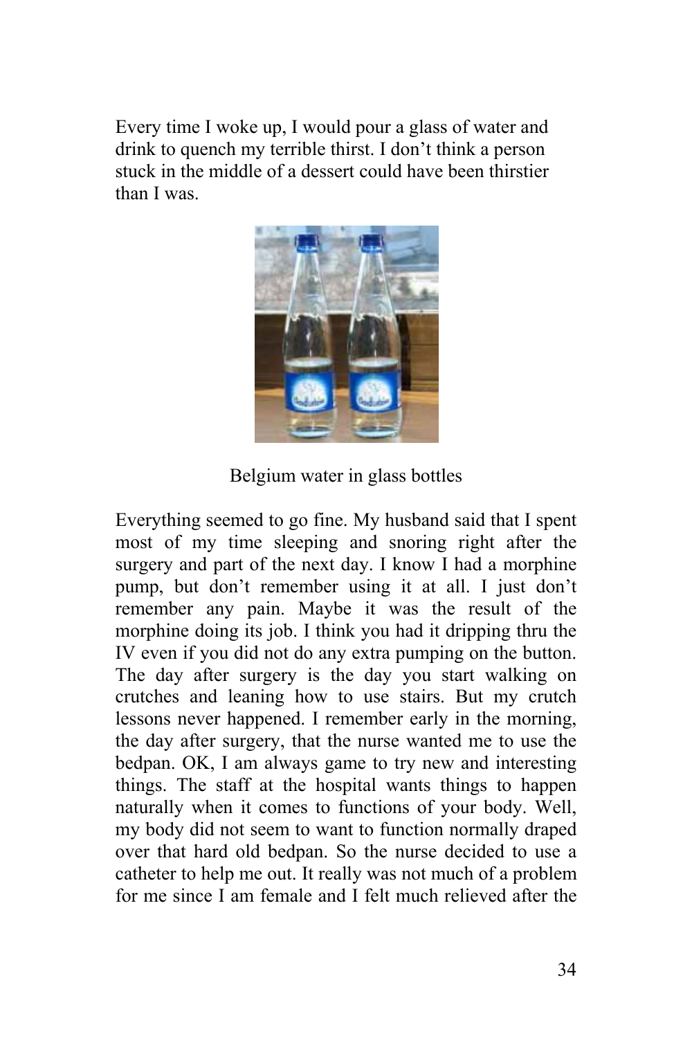Every time I woke up, I would pour a glass of water and drink to quench my terrible thirst. I don't think a person stuck in the middle of a dessert could have been thirstier than I was.

Belgium water in glass bottles

Everything seemed to go fine. My husband said that I spent most of my time sleeping and snoring right after the surgery and part of the next day. I know I had a morphine pump, but don't remember using it at all. I just don't remember any pain. Maybe it was the result of the morphine doing its job. I think you had it dripping thru the IV even if you did not do any extra pumping on the button. The day after surgery is the day you start walking on crutches and leaning how to use stairs. But my crutch lessons never happened. I remember early in the morning, the day after surgery, that the nurse wanted me to use the bedpan. OK, I am always game to try new and interesting things. The staff at the hospital wants things to happen naturally when it comes to functions of your body. Well, my body did not seem to want to function normally draped over that hard old bedpan. So the nurse decided to use a catheter to help me out. It really was not much of a problem for me since I am female and I felt much relieved after the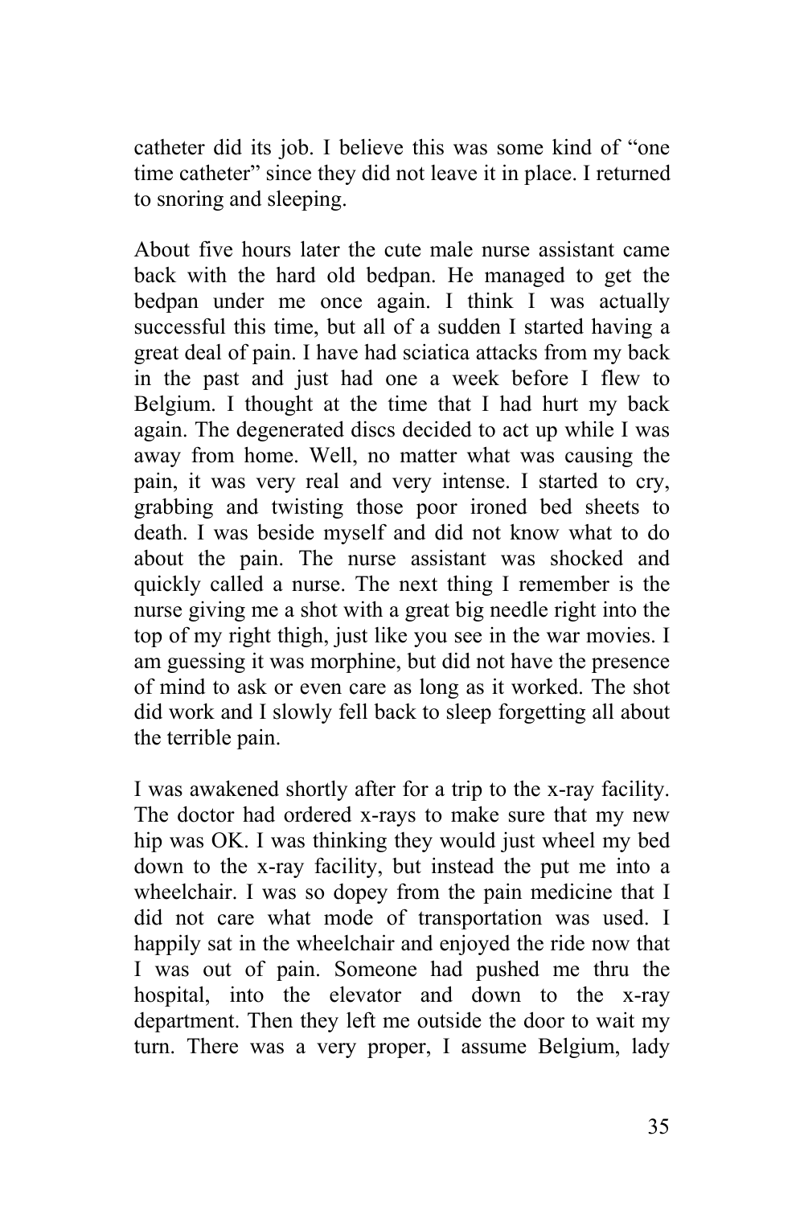catheter did its job. I believe this was some kind of "one time catheter" since they did not leave it in place. I returned to snoring and sleeping.

About five hours later the cute male nurse assistant came back with the hard old bedpan. He managed to get the bedpan under me once again. I think I was actually successful this time, but all of a sudden I started having a great deal of pain. I have had sciatica attacks from my back in the past and just had one a week before I flew to Belgium. I thought at the time that I had hurt my back again. The degenerated discs decided to act up while I was away from home. Well, no matter what was causing the pain, it was very real and very intense. I started to cry, grabbing and twisting those poor ironed bed sheets to death. I was beside myself and did not know what to do about the pain. The nurse assistant was shocked and quickly called a nurse. The next thing I remember is the nurse giving me a shot with a great big needle right into the top of my right thigh, just like you see in the war movies. I am guessing it was morphine, but did not have the presence of mind to ask or even care as long as it worked. The shot did work and I slowly fell back to sleep forgetting all about the terrible pain.

I was awakened shortly after for a trip to the x-ray facility. The doctor had ordered x-rays to make sure that my new hip was OK. I was thinking they would just wheel my bed down to the x-ray facility, but instead the put me into a wheelchair. I was so dopey from the pain medicine that I did not care what mode of transportation was used. I happily sat in the wheelchair and enjoyed the ride now that I was out of pain. Someone had pushed me thru the hospital, into the elevator and down to the x-ray department. Then they left me outside the door to wait my turn. There was a very proper, I assume Belgium, lady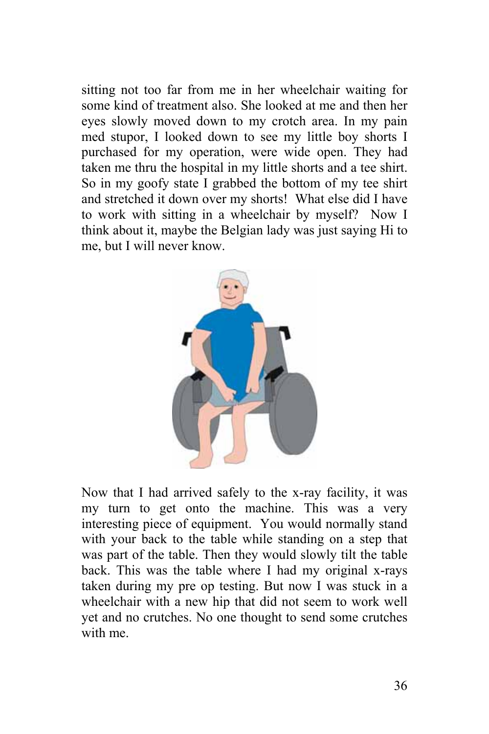sitting not too far from me in her wheelchair waiting for some kind of treatment also. She looked at me and then her eyes slowly moved down to my crotch area. In my pain med stupor, I looked down to see my little boy shorts I purchased for my operation, were wide open. They had taken me thru the hospital in my little shorts and a tee shirt. So in my goofy state I grabbed the bottom of my tee shirt and stretched it down over my shorts! What else did I have to work with sitting in a wheelchair by myself? Now I think about it, maybe the Belgian lady was just saying Hi to me, but I will never know.

Now that I had arrived safely to the x-ray facility, it was my turn to get onto the machine. This was a very interesting piece of equipment. You would normally stand with your back to the table while standing on a step that was part of the table. Then they would slowly tilt the table back. This was the table where I had my original x-rays taken during my pre op testing. But now I was stuck in a wheelchair with a new hip that did not seem to work well yet and no crutches. No one thought to send some crutches with me.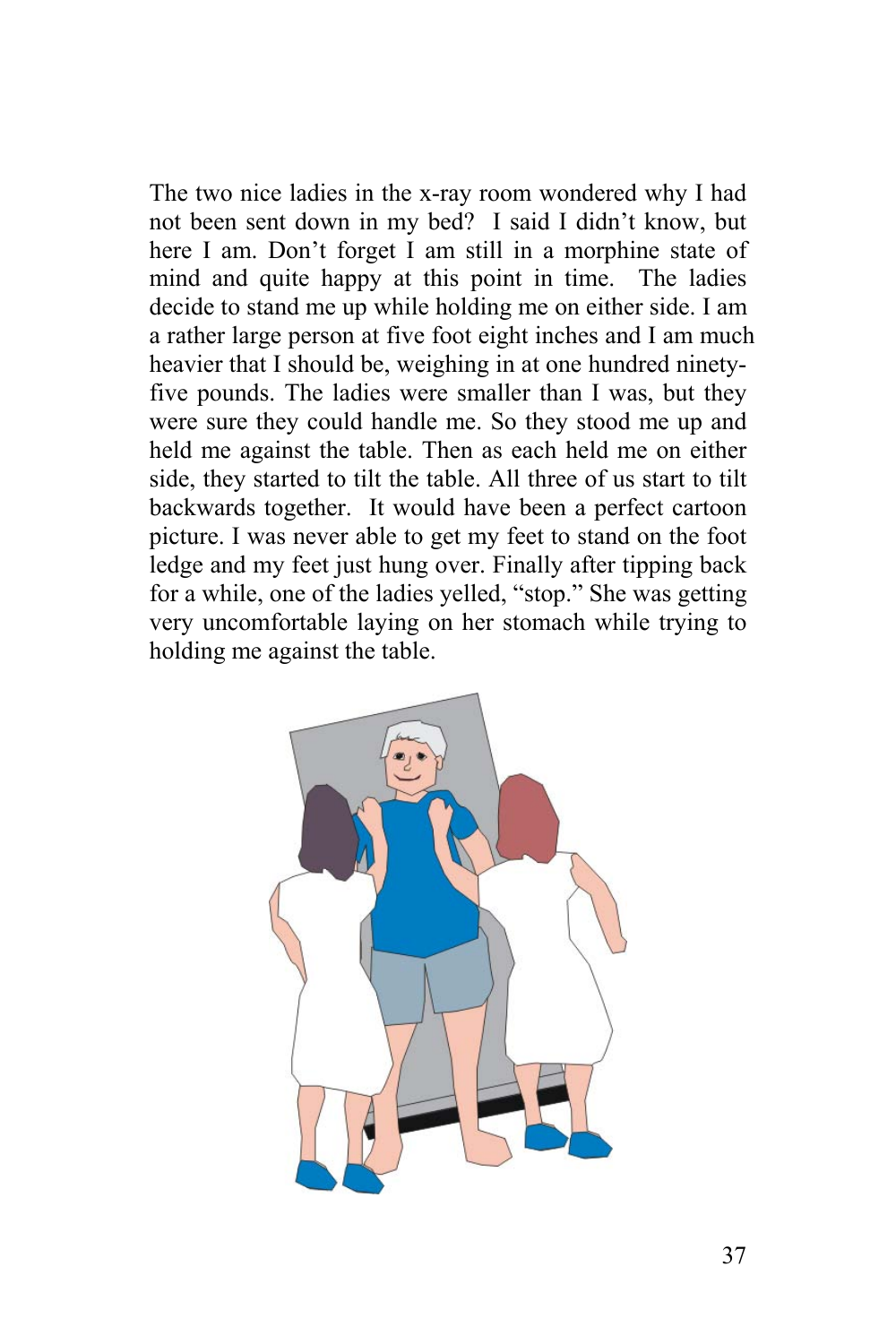The two nice ladies in the x-ray room wondered why I had not been sent down in my bed? I said I didn't know, but here I am. Don't forget I am still in a morphine state of mind and quite happy at this point in time. The ladies decide to stand me up while holding me on either side. I am a rather large person at five foot eight inches and I am much heavier that I should be, weighing in at one hundred ninety-five pounds. The ladies were smaller than I was, but they were sure they could handle me. So they stood me up and held me against the table. Then as each held me on either side, they started to tilt the table. All three of us start to tilt backwards together. It would have been a perfect cartoon picture. I was never able to get my feet to stand on the foot ledge and my feet just hung over. Finally after tipping back for a while, one of the ladies yelled, "stop." She was getting very uncomfortable laying on her stomach while trying to holding me against the table.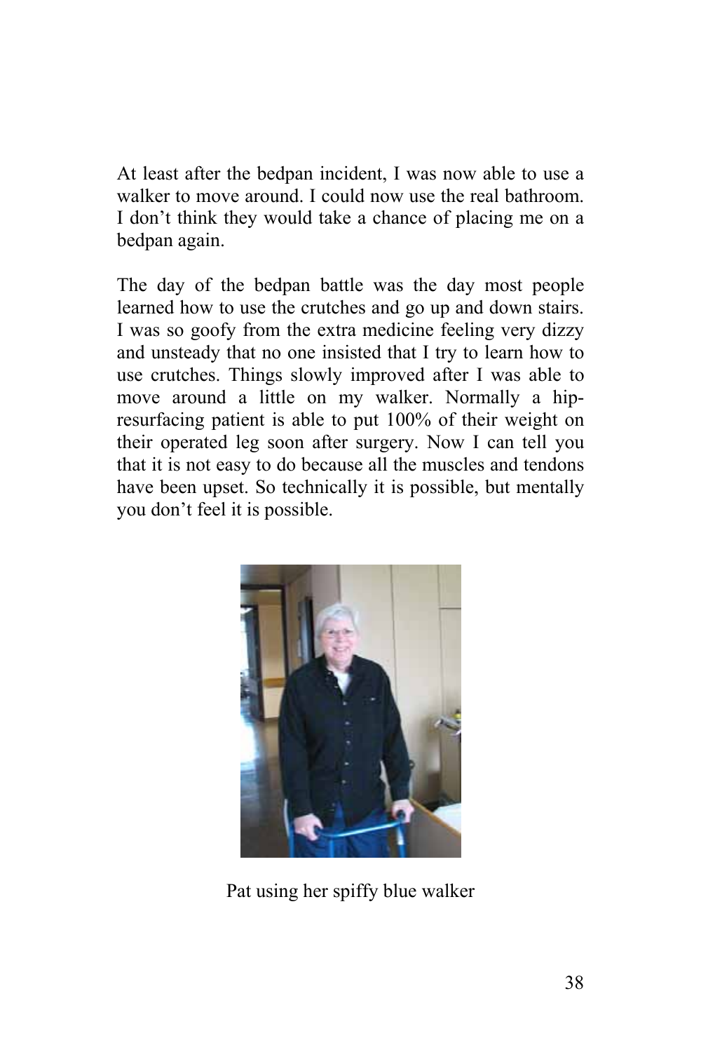At least after the bedpan incident, I was now able to use a walker to move around. I could now use the real bathroom. I don't think they would take a chance of placing me on a bedpan again.

The day of the bedpan battle was the day most people learned how to use the crutches and go up and down stairs. I was so goofy from the extra medicine feeling very dizzy and unsteady that no one insisted that I try to learn how to use crutches. Things slowly improved after I was able to move around a little on my walker. Normally a hip-resurfacing patient is able to put 100% of their weight on their operated leg soon after surgery. Now I can tell you that it is not easy to do because all the muscles and tendons have been upset. So technically it is possible, but mentally you don't feel it is possible.

Pat using her spiffy blue walker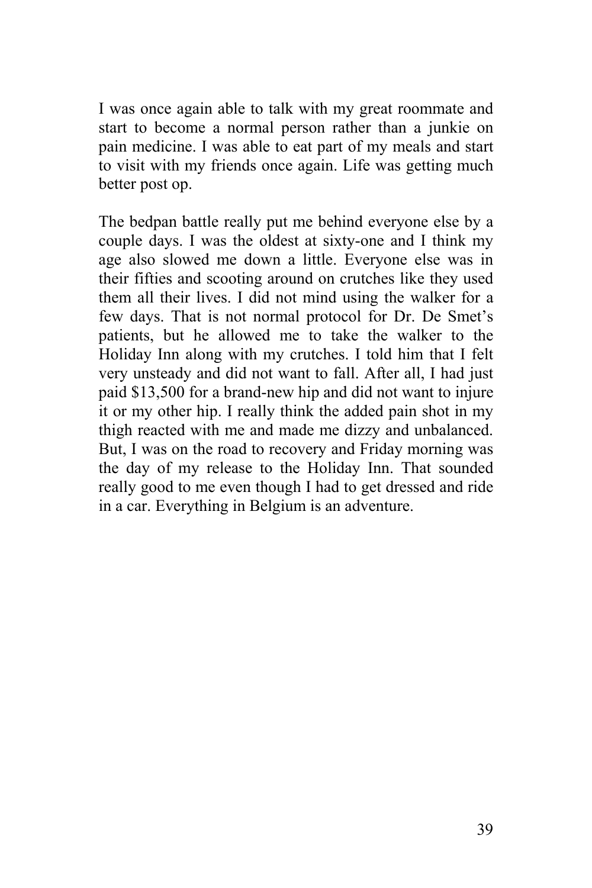I was once again able to talk with my great roommate and start to become a normal person rather than a junkie on pain medicine. I was able to eat part of my meals and start to visit with my friends once again. Life was getting much better post op.

The bedpan battle really put me behind everyone else by a couple days. I was the oldest at sixty-one and I think my age also slowed me down a little. Everyone else was in their fifties and scooting around on crutches like they used them all their lives. I did not mind using the walker for a few days. That is not normal protocol for Dr. De Smet's patients, but he allowed me to take the walker to the Holiday Inn along with my crutches. I told him that I felt very unsteady and did not want to fall. After all, I had just paid $13,500 for a brand-new hip and did not want to injure it or my other hip. I really think the added pain shot in my thigh reacted with me and made me dizzy and unbalanced. But, I was on the road to recovery and Friday morning was the day of my release to the Holiday Inn. That sounded really good to me even though I had to get dressed and ride in a car. Everything in Belgium is an adventure.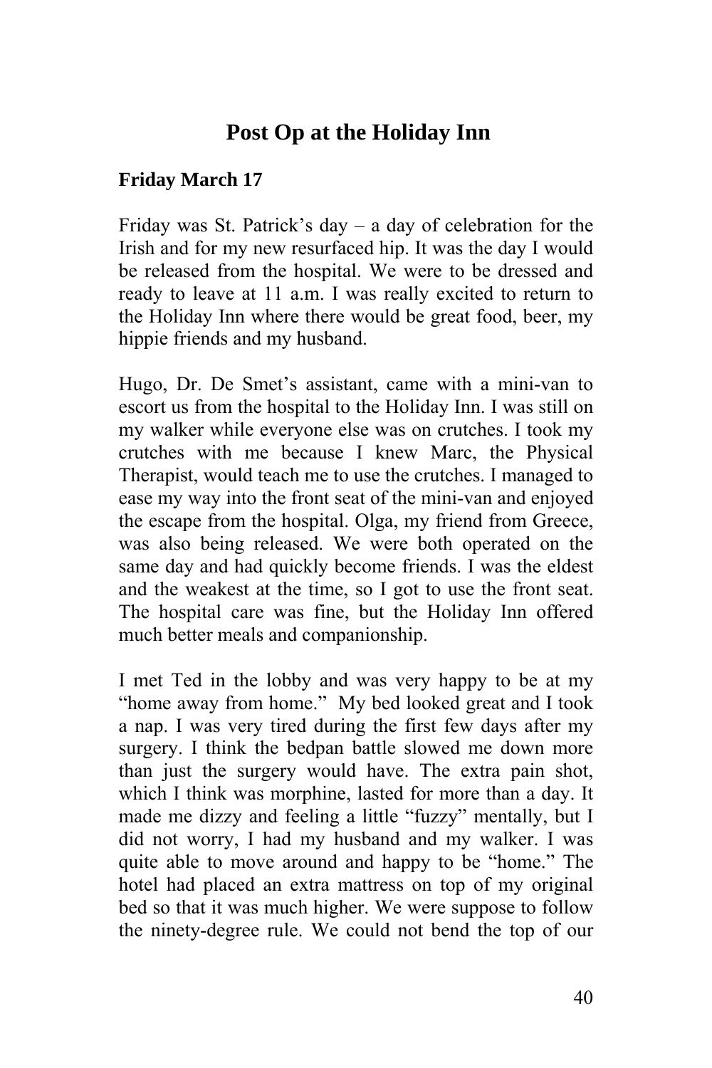# Post Op at the Holiday Inn

**Friday March 17**

Friday was St. Patrick's day – a day of celebration for the Irish and for my new resurfaced hip. It was the day I would be released from the hospital. We were to be dressed and ready to leave at 11 a.m. I was really excited to return to the Holiday Inn where there would be great food, beer, my hippie friends and my husband.

Hugo, Dr. De Smet's assistant, came with a mini-van to escort us from the hospital to the Holiday Inn. I was still on my walker while everyone else was on crutches. I took my crutches with me because I knew Marc, the Physical Therapist, would teach me to use the crutches. I managed to ease my way into the front seat of the mini-van and enjoyed the escape from the hospital. Olga, my friend from Greece, was also being released. We were both operated on the same day and had quickly become friends. I was the eldest and the weakest at the time, so I got to use the front seat. The hospital care was fine, but the Holiday Inn offered much better meals and companionship.

I met Ted in the lobby and was very happy to be at my "home away from home." My bed looked great and I took a nap. I was very tired during the first few days after my surgery. I think the bedpan battle slowed me down more than just the surgery would have. The extra pain shot, which I think was morphine, lasted for more than a day. It made me dizzy and feeling a little "fuzzy" mentally, but I did not worry, I had my husband and my walker. I was quite able to move around and happy to be "home." The hotel had placed an extra mattress on top of my original bed so that it was much higher. We were suppose to follow the ninety-degree rule. We could not bend the top of our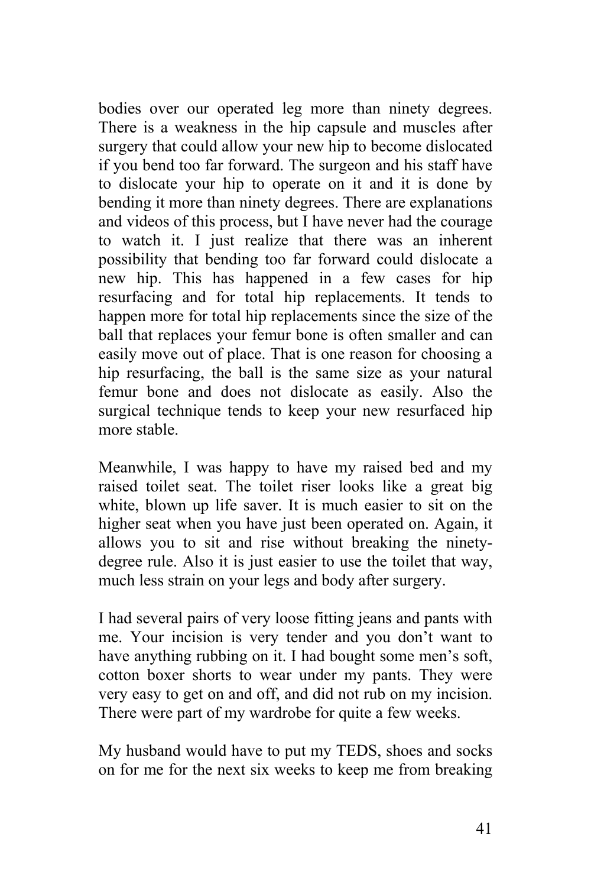bodies over our operated leg more than ninety degrees. There is a weakness in the hip capsule and muscles after surgery that could allow your new hip to become dislocated if you bend too far forward. The surgeon and his staff have to dislocate your hip to operate on it and it is done by bending it more than ninety degrees. There are explanations and videos of this process, but I have never had the courage to watch it. I just realize that there was an inherent possibility that bending too far forward could dislocate a new hip. This has happened in a few cases for hip resurfacing and for total hip replacements. It tends to happen more for total hip replacements since the size of the ball that replaces your femur bone is often smaller and can easily move out of place. That is one reason for choosing a hip resurfacing, the ball is the same size as your natural femur bone and does not dislocate as easily. Also the surgical technique tends to keep your new resurfaced hip more stable.

Meanwhile, I was happy to have my raised bed and my raised toilet seat. The toilet riser looks like a great big white, blown up life saver. It is much easier to sit on the higher seat when you have just been operated on. Again, it allows you to sit and rise without breaking the ninety-degree rule. Also it is just easier to use the toilet that way, much less strain on your legs and body after surgery.

I had several pairs of very loose fitting jeans and pants with me. Your incision is very tender and you don't want to have anything rubbing on it. I had bought some men's soft, cotton boxer shorts to wear under my pants. They were very easy to get on and off, and did not rub on my incision. There were part of my wardrobe for quite a few weeks.

My husband would have to put my TEDS, shoes and socks on for me for the next six weeks to keep me from breaking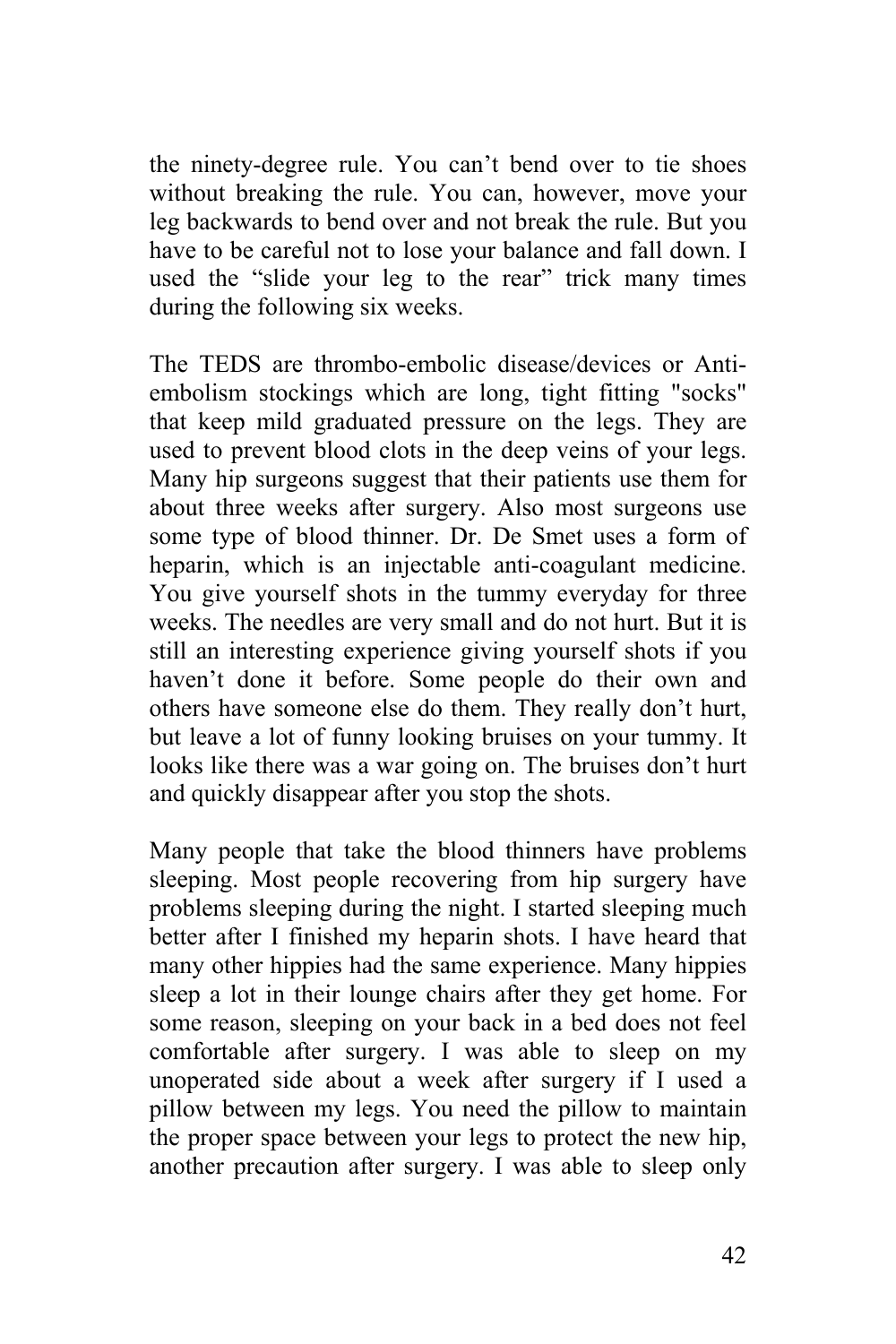the ninety-degree rule. You can't bend over to tie shoes without breaking the rule. You can, however, move your leg backwards to bend over and not break the rule. But you have to be careful not to lose your balance and fall down. I used the "slide your leg to the rear" trick many times during the following six weeks.

The TEDS are thrombo-embolic disease/devices or Anti-embolism stockings which are long, tight fitting "socks" that keep mild graduated pressure on the legs. They are used to prevent blood clots in the deep veins of your legs. Many hip surgeons suggest that their patients use them for about three weeks after surgery. Also most surgeons use some type of blood thinner. Dr. De Smet uses a form of heparin, which is an injectable anti-coagulant medicine. You give yourself shots in the tummy everyday for three weeks. The needles are very small and do not hurt. But it is still an interesting experience giving yourself shots if you haven't done it before. Some people do their own and others have someone else do them. They really don't hurt, but leave a lot of funny looking bruises on your tummy. It looks like there was a war going on. The bruises don't hurt and quickly disappear after you stop the shots.

Many people that take the blood thinners have problems sleeping. Most people recovering from hip surgery have problems sleeping during the night. I started sleeping much better after I finished my heparin shots. I have heard that many other hippies had the same experience. Many hippies sleep a lot in their lounge chairs after they get home. For some reason, sleeping on your back in a bed does not feel comfortable after surgery. I was able to sleep on my unoperated side about a week after surgery if I used a pillow between my legs. You need the pillow to maintain the proper space between your legs to protect the new hip, another precaution after surgery. I was able to sleep only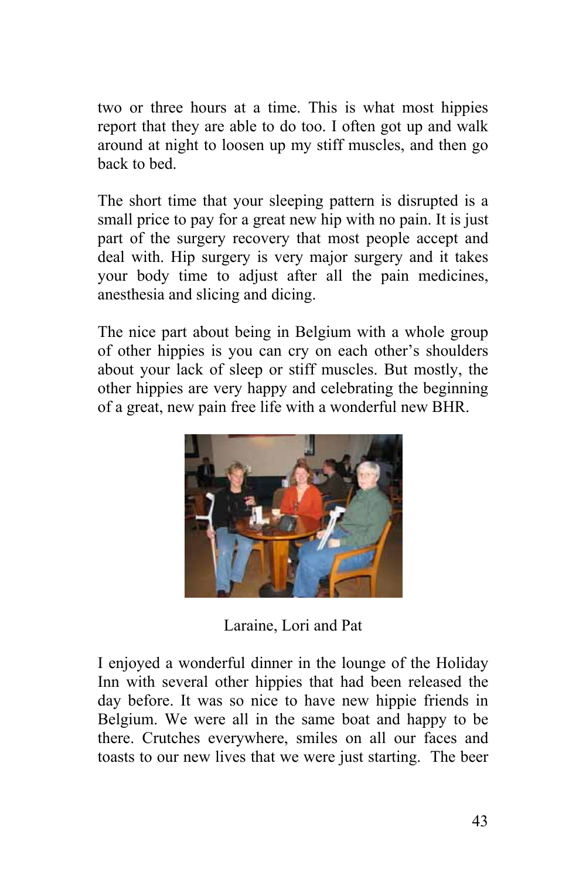two or three hours at a time. This is what most hippies report that they are able to do too. I often got up and walk around at night to loosen up my stiff muscles, and then go back to bed.

The short time that your sleeping pattern is disrupted is a small price to pay for a great new hip with no pain. It is just part of the surgery recovery that most people accept and deal with. Hip surgery is very major surgery and it takes your body time to adjust after all the pain medicines, anesthesia and slicing and dicing.

The nice part about being in Belgium with a whole group of other hippies is you can cry on each other's shoulders about your lack of sleep or stiff muscles. But mostly, the other hippies are very happy and celebrating the beginning of a great, new pain free life with a wonderful new BHR.

Laraine, Lori and Pat

I enjoyed a wonderful dinner in the lounge of the Holiday Inn with several other hippies that had been released the day before. It was so nice to have new hippie friends in Belgium. We were all in the same boat and happy to be there. Crutches everywhere, smiles on all our faces and toasts to our new lives that we were just starting. The beer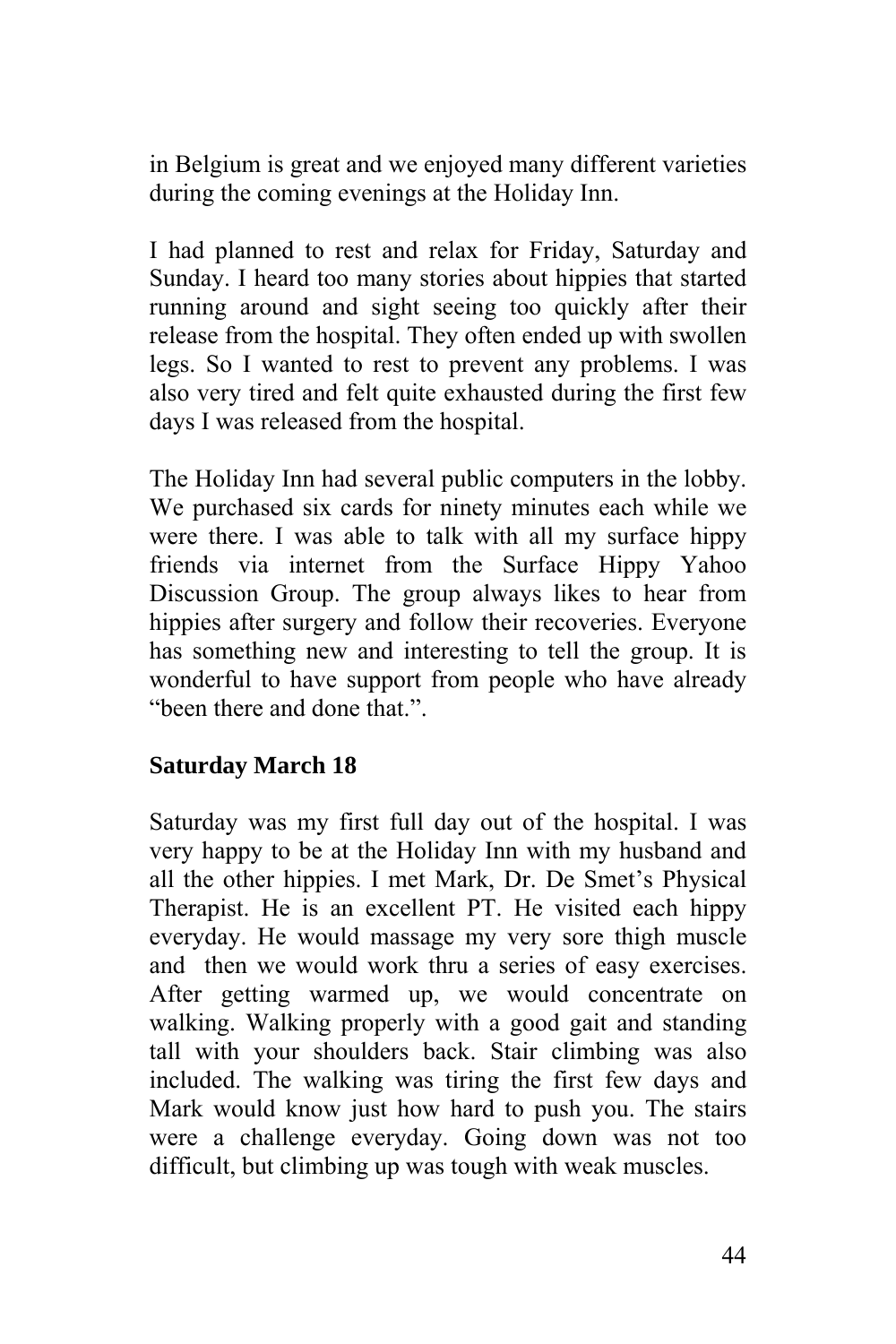in Belgium is great and we enjoyed many different varieties during the coming evenings at the Holiday Inn.

I had planned to rest and relax for Friday, Saturday and Sunday. I heard too many stories about hippies that started running around and sight seeing too quickly after their release from the hospital. They often ended up with swollen legs. So I wanted to rest to prevent any problems. I was also very tired and felt quite exhausted during the first few days I was released from the hospital.

The Holiday Inn had several public computers in the lobby. We purchased six cards for ninety minutes each while we were there. I was able to talk with all my surface hippy friends via internet from the Surface Hippy Yahoo Discussion Group. The group always likes to hear from hippies after surgery and follow their recoveries. Everyone has something new and interesting to tell the group. It is wonderful to have support from people who have already "been there and done that.".

**Saturday March 18**

Saturday was my first full day out of the hospital. I was very happy to be at the Holiday Inn with my husband and all the other hippies. I met Mark, Dr. De Smet's Physical Therapist. He is an excellent PT. He visited each hippy everyday. He would massage my very sore thigh muscle and then we would work thru a series of easy exercises. After getting warmed up, we would concentrate on walking. Walking properly with a good gait and standing tall with your shoulders back. Stair climbing was also included. The walking was tiring the first few days and Mark would know just how hard to push you. The stairs were a challenge everyday. Going down was not too difficult, but climbing up was tough with weak muscles.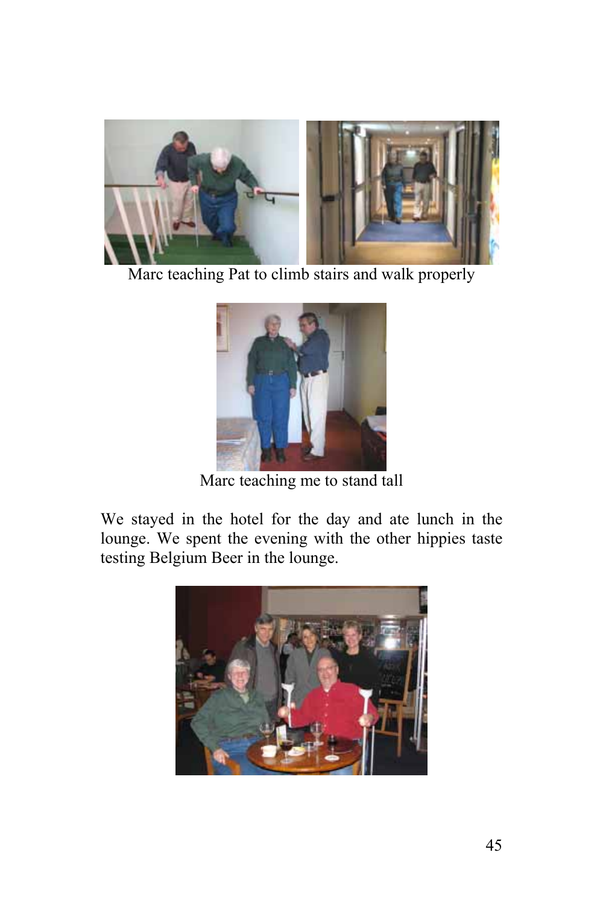Marc teaching Pat to climb stairs and walk properly

Marc teaching me to stand tall

We stayed in the hotel for the day and ate lunch in the lounge. We spent the evening with the other hippies taste testing Belgium Beer in the lounge.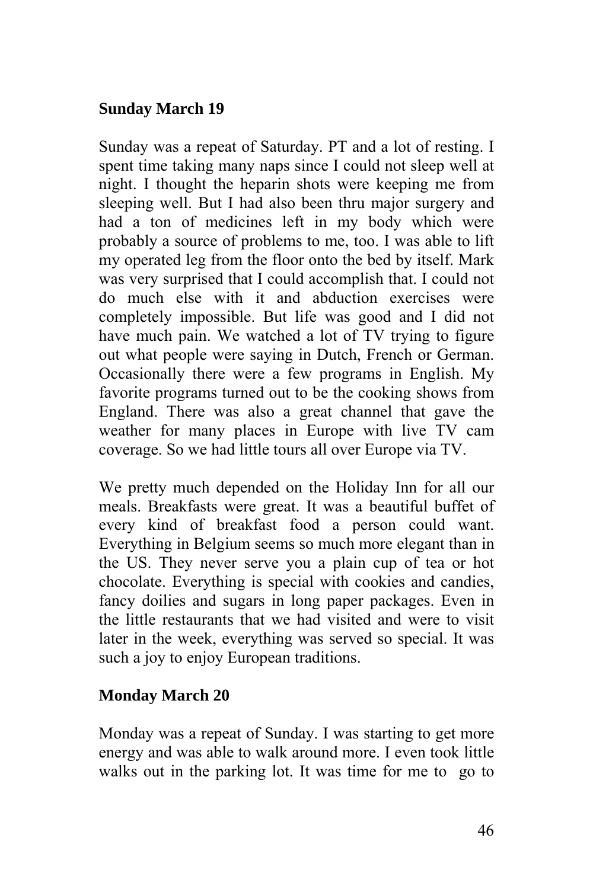**Sunday March 19**

Sunday was a repeat of Saturday. PT and a lot of resting. I spent time taking many naps since I could not sleep well at night. I thought the heparin shots were keeping me from sleeping well. But I had also been thru major surgery and had a ton of medicines left in my body which were probably a source of problems to me, too. I was able to lift my operated leg from the floor onto the bed by itself. Mark was very surprised that I could accomplish that. I could not do much else with it and abduction exercises were completely impossible. But life was good and I did not have much pain. We watched a lot of TV trying to figure out what people were saying in Dutch, French or German. Occasionally there were a few programs in English. My favorite programs turned out to be the cooking shows from England. There was also a great channel that gave the weather for many places in Europe with live TV cam coverage. So we had little tours all over Europe via TV.

We pretty much depended on the Holiday Inn for all our meals. Breakfasts were great. It was a beautiful buffet of every kind of breakfast food a person could want. Everything in Belgium seems so much more elegant than in the US. They never serve you a plain cup of tea or hot chocolate. Everything is special with cookies and candies, fancy doilies and sugars in long paper packages. Even in the little restaurants that we had visited and were to visit later in the week, everything was served so special. It was such a joy to enjoy European traditions.

**Monday March 20**

Monday was a repeat of Sunday. I was starting to get more energy and was able to walk around more. I even took little walks out in the parking lot. It was time for me to go to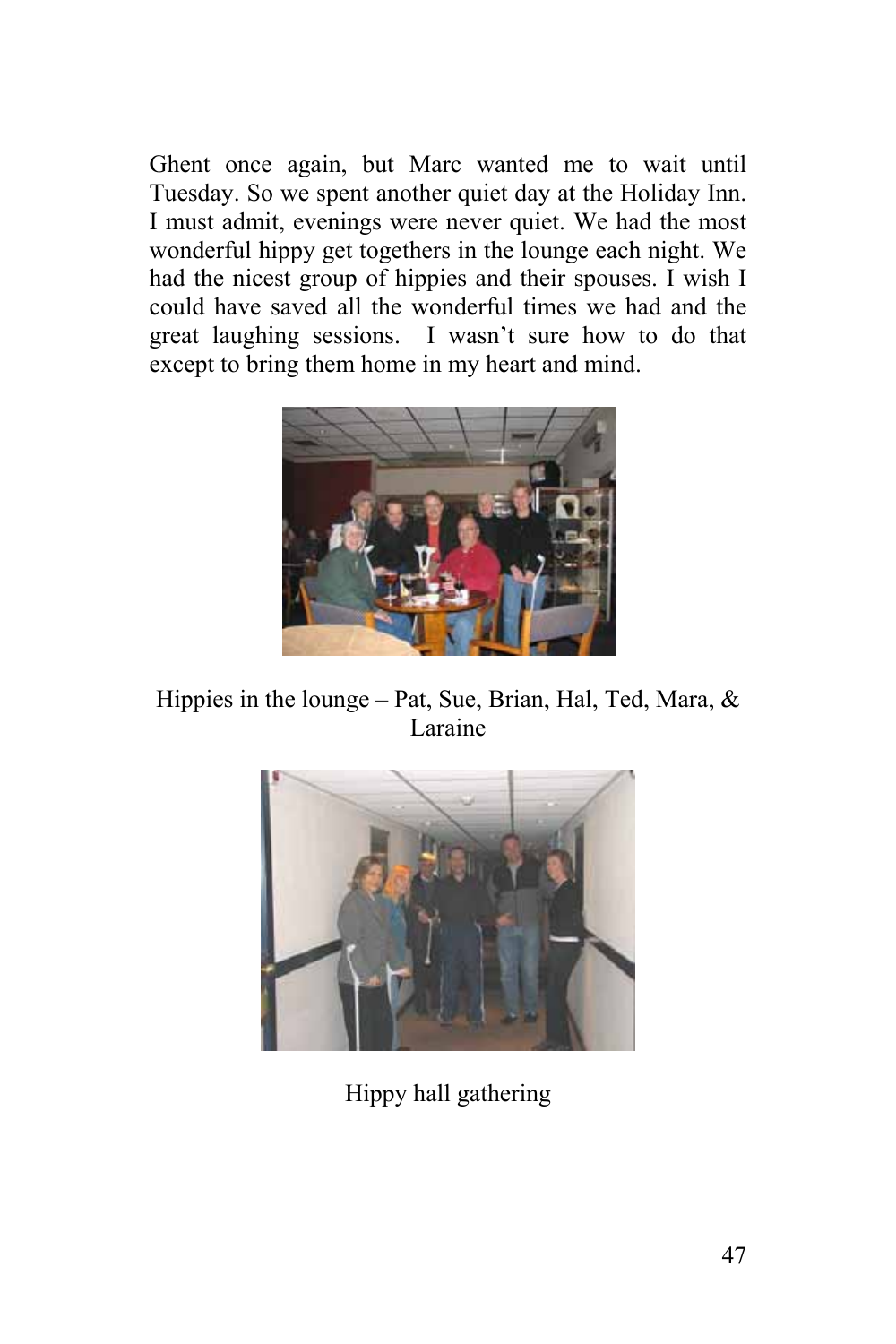Ghent once again, but Marc wanted me to wait until Tuesday. So we spent another quiet day at the Holiday Inn. I must admit, evenings were never quiet. We had the most wonderful hippy get togethers in the lounge each night. We had the nicest group of hippies and their spouses. I wish I could have saved all the wonderful times we had and the great laughing sessions. I wasn't sure how to do that except to bring them home in my heart and mind.

Hippies in the lounge – Pat, Sue, Brian, Hal, Ted, Mara, & Laraine

Hippy hall gathering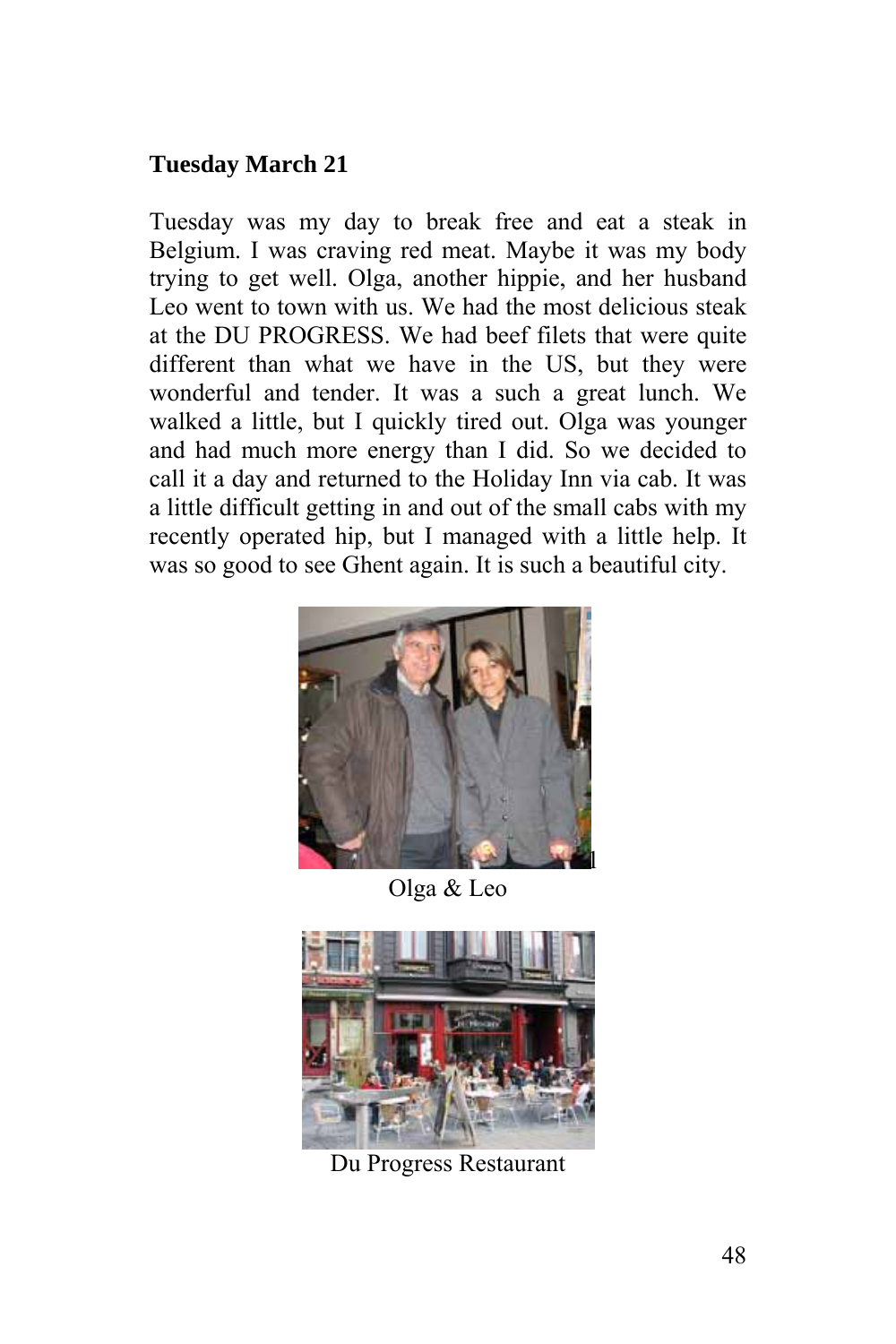**Tuesday March 21**

Tuesday was my day to break free and eat a steak in Belgium. I was craving red meat. Maybe it was my body trying to get well. Olga, another hippie, and her husband Leo went to town with us. We had the most delicious steak at the DU PROGRESS. We had beef filets that were quite different than what we have in the US, but they were wonderful and tender. It was a such a great lunch. We walked a little, but I quickly tired out. Olga was younger and had much more energy than I did. So we decided to call it a day and returned to the Holiday Inn via cab. It was a little difficult getting in and out of the small cabs with my recently operated hip, but I managed with a little help. It was so good to see Ghent again. It is such a beautiful city.

Olga & Leo

Du Progress Restaurant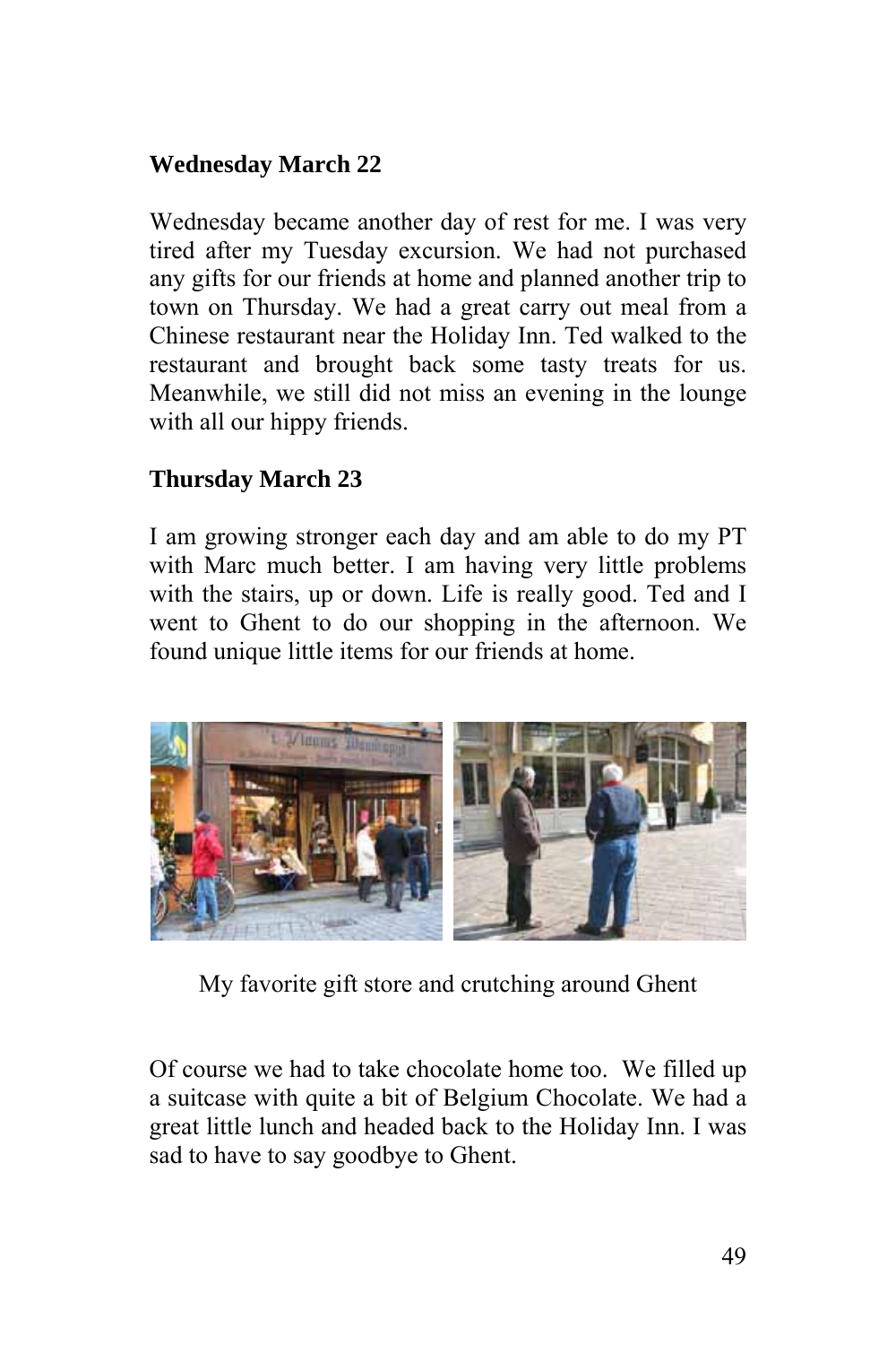**Wednesday March 22**

Wednesday became another day of rest for me. I was very tired after my Tuesday excursion. We had not purchased any gifts for our friends at home and planned another trip to town on Thursday. We had a great carry out meal from a Chinese restaurant near the Holiday Inn. Ted walked to the restaurant and brought back some tasty treats for us. Meanwhile, we still did not miss an evening in the lounge with all our hippy friends.

**Thursday March 23**

I am growing stronger each day and am able to do my PT with Marc much better. I am having very little problems with the stairs, up or down. Life is really good. Ted and I went to Ghent to do our shopping in the afternoon. We found unique little items for our friends at home.

My favorite gift store and crutching around Ghent

Of course we had to take chocolate home too. We filled up a suitcase with quite a bit of Belgium Chocolate. We had a great little lunch and headed back to the Holiday Inn. I was sad to have to say goodbye to Ghent.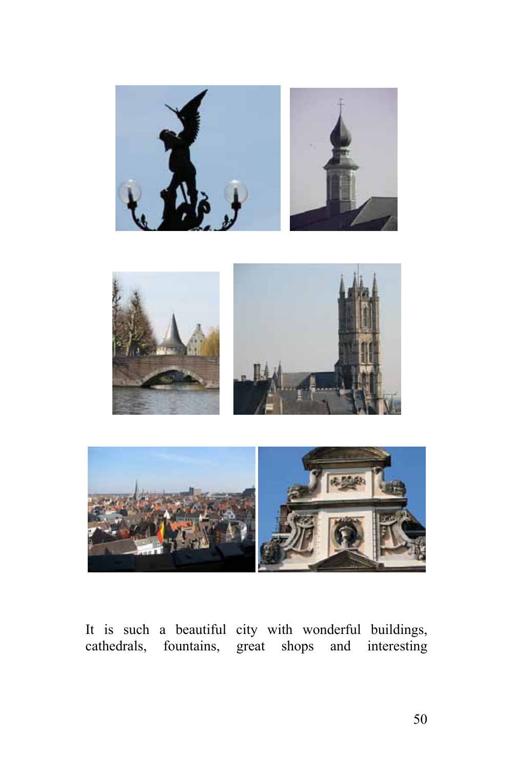It is such a beautiful city with wonderful buildings, cathedrals, fountains, great shops and interesting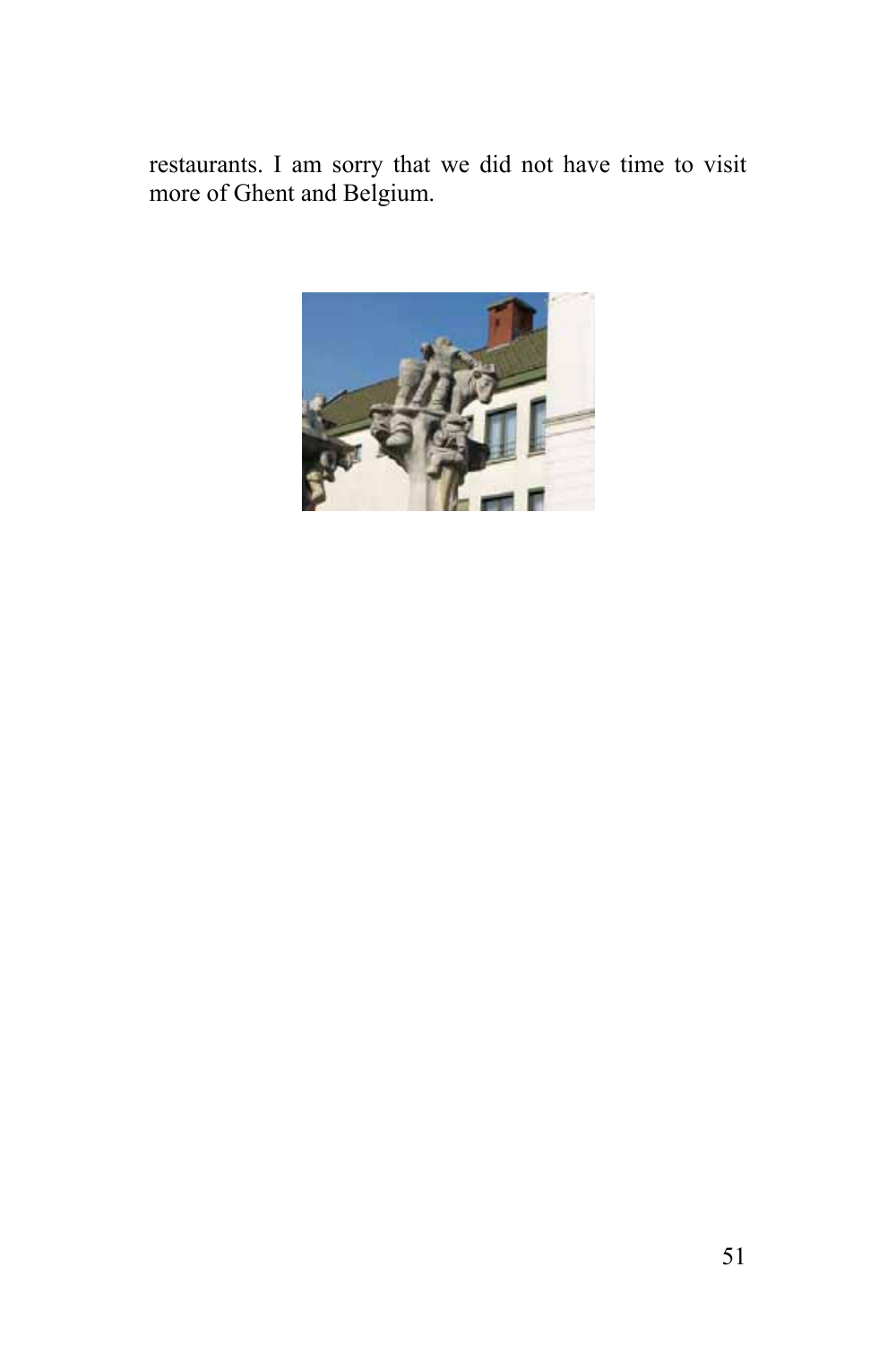restaurants. I am sorry that we did not have time to visit more of Ghent and Belgium.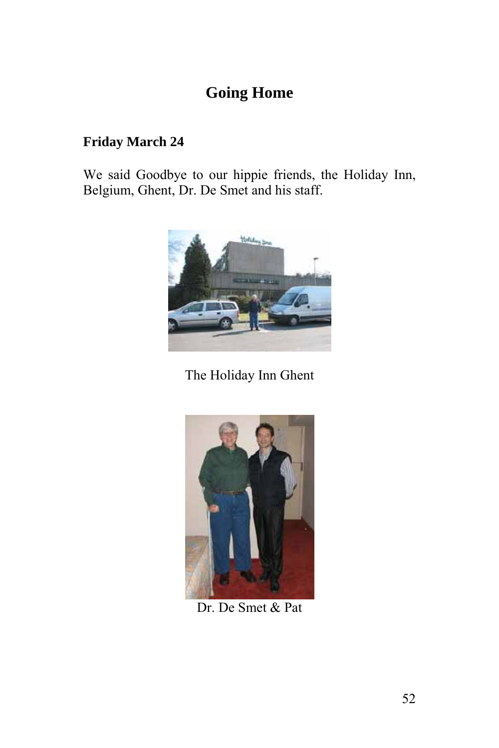## Going Home

**Friday March 24**

We said Goodbye to our hippie friends, the Holiday Inn, Belgium, Ghent, Dr. De Smet and his staff.

The Holiday Inn Ghent

Dr. De Smet & Pat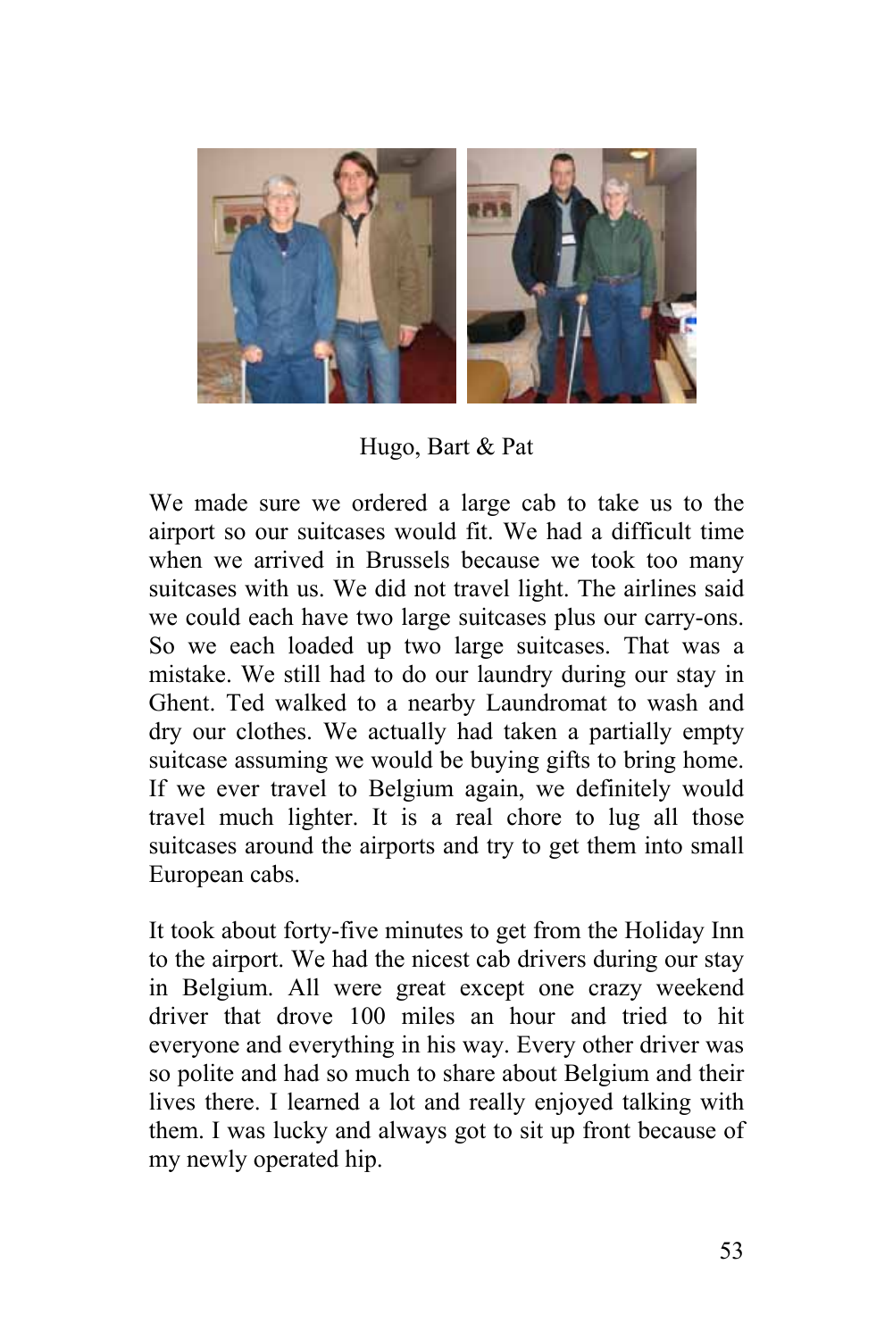Hugo, Bart & Pat

We made sure we ordered a large cab to take us to the airport so our suitcases would fit. We had a difficult time when we arrived in Brussels because we took too many suitcases with us. We did not travel light. The airlines said we could each have two large suitcases plus our carry-ons. So we each loaded up two large suitcases. That was a mistake. We still had to do our laundry during our stay in Ghent. Ted walked to a nearby Laundromat to wash and dry our clothes. We actually had taken a partially empty suitcase assuming we would be buying gifts to bring home. If we ever travel to Belgium again, we definitely would travel much lighter. It is a real chore to lug all those suitcases around the airports and try to get them into small European cabs.

It took about forty-five minutes to get from the Holiday Inn to the airport. We had the nicest cab drivers during our stay in Belgium. All were great except one crazy weekend driver that drove 100 miles an hour and tried to hit everyone and everything in his way. Every other driver was so polite and had so much to share about Belgium and their lives there. I learned a lot and really enjoyed talking with them. I was lucky and always got to sit up front because of my newly operated hip.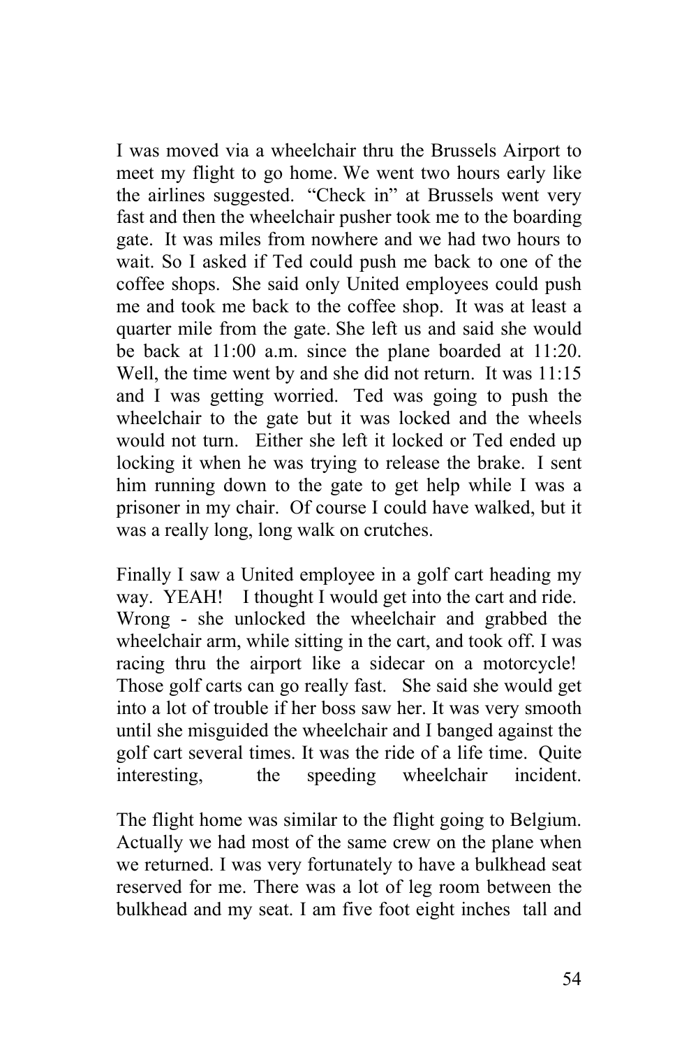I was moved via a wheelchair thru the Brussels Airport to meet my flight to go home. We went two hours early like the airlines suggested. "Check in" at Brussels went very fast and then the wheelchair pusher took me to the boarding gate. It was miles from nowhere and we had two hours to wait. So I asked if Ted could push me back to one of the coffee shops. She said only United employees could push me and took me back to the coffee shop. It was at least a quarter mile from the gate. She left us and said she would be back at 11:00 a.m. since the plane boarded at 11:20. Well, the time went by and she did not return. It was 11:15 and I was getting worried. Ted was going to push the wheelchair to the gate but it was locked and the wheels would not turn. Either she left it locked or Ted ended up locking it when he was trying to release the brake. I sent him running down to the gate to get help while I was a prisoner in my chair. Of course I could have walked, but it was a really long, long walk on crutches.

Finally I saw a United employee in a golf cart heading my way. YEAH! I thought I would get into the cart and ride. Wrong - she unlocked the wheelchair and grabbed the wheelchair arm, while sitting in the cart, and took off. I was racing thru the airport like a sidecar on a motorcycle! Those golf carts can go really fast. She said she would get into a lot of trouble if her boss saw her. It was very smooth until she misguided the wheelchair and I banged against the golf cart several times. It was the ride of a life time. Quite interesting, the speeding wheelchair incident.

The flight home was similar to the flight going to Belgium. Actually we had most of the same crew on the plane when we returned. I was very fortunately to have a bulkhead seat reserved for me. There was a lot of leg room between the bulkhead and my seat. I am five foot eight inches tall and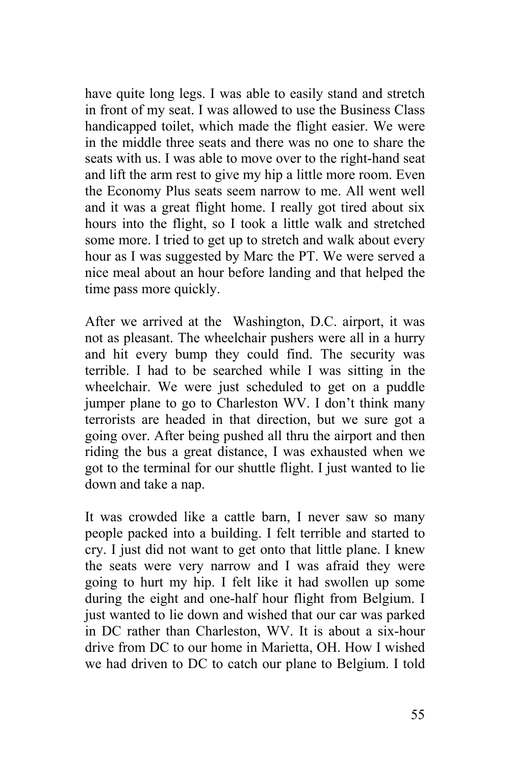have quite long legs. I was able to easily stand and stretch in front of my seat. I was allowed to use the Business Class handicapped toilet, which made the flight easier. We were in the middle three seats and there was no one to share the seats with us. I was able to move over to the right-hand seat and lift the arm rest to give my hip a little more room. Even the Economy Plus seats seem narrow to me. All went well and it was a great flight home. I really got tired about six hours into the flight, so I took a little walk and stretched some more. I tried to get up to stretch and walk about every hour as I was suggested by Marc the PT. We were served a nice meal about an hour before landing and that helped the time pass more quickly.

After we arrived at the Washington, D.C. airport, it was not as pleasant. The wheelchair pushers were all in a hurry and hit every bump they could find. The security was terrible. I had to be searched while I was sitting in the wheelchair. We were just scheduled to get on a puddle jumper plane to go to Charleston WV. I don't think many terrorists are headed in that direction, but we sure got a going over. After being pushed all thru the airport and then riding the bus a great distance, I was exhausted when we got to the terminal for our shuttle flight. I just wanted to lie down and take a nap.

It was crowded like a cattle barn, I never saw so many people packed into a building. I felt terrible and started to cry. I just did not want to get onto that little plane. I knew the seats were very narrow and I was afraid they were going to hurt my hip. I felt like it had swollen up some during the eight and one-half hour flight from Belgium. I just wanted to lie down and wished that our car was parked in DC rather than Charleston, WV. It is about a six-hour drive from DC to our home in Marietta, OH. How I wished we had driven to DC to catch our plane to Belgium. I told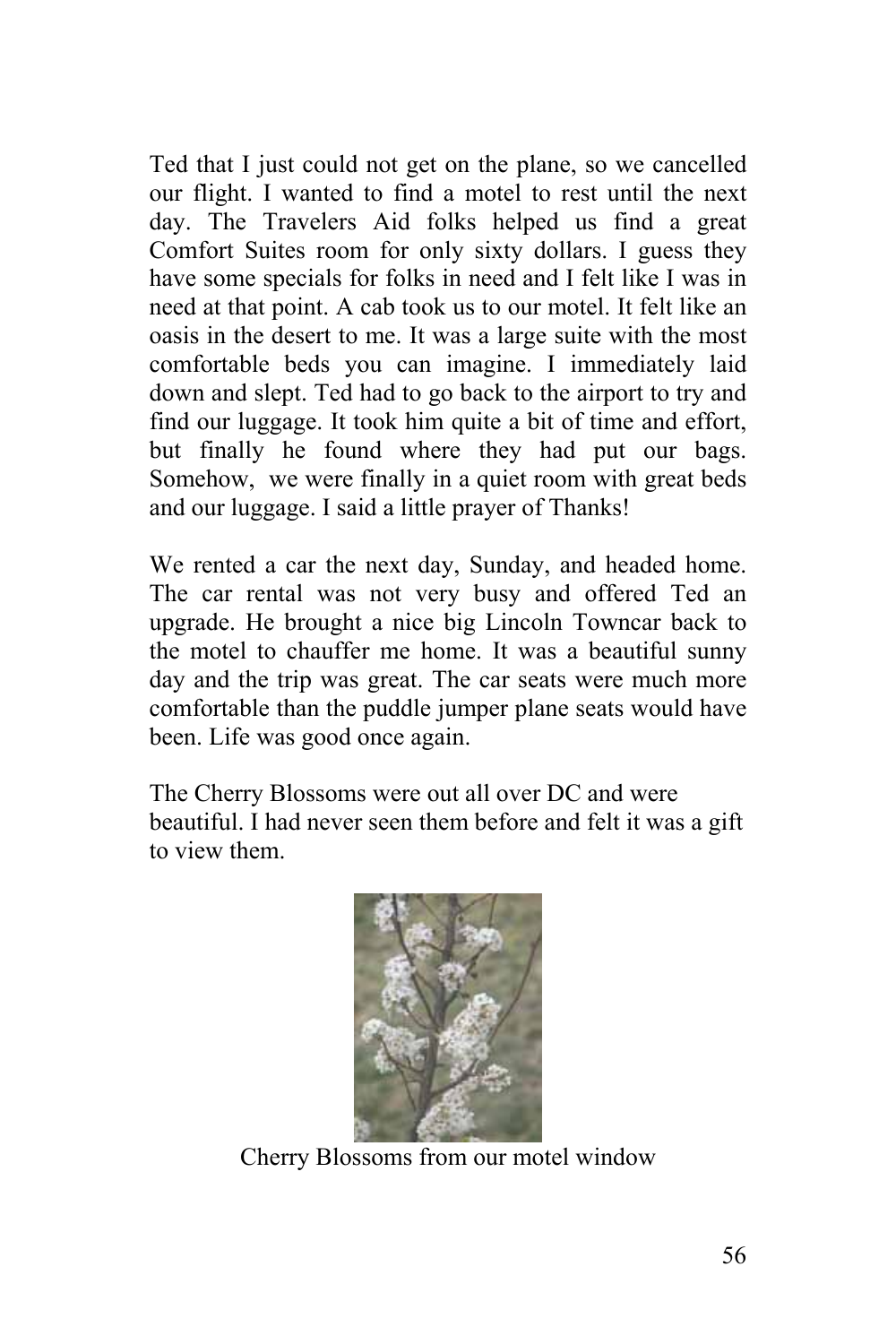Ted that I just could not get on the plane, so we cancelled our flight. I wanted to find a motel to rest until the next day. The Travelers Aid folks helped us find a great Comfort Suites room for only sixty dollars. I guess they have some specials for folks in need and I felt like I was in need at that point. A cab took us to our motel. It felt like an oasis in the desert to me. It was a large suite with the most comfortable beds you can imagine. I immediately laid down and slept. Ted had to go back to the airport to try and find our luggage. It took him quite a bit of time and effort, but finally he found where they had put our bags. Somehow, we were finally in a quiet room with great beds and our luggage. I said a little prayer of Thanks!

We rented a car the next day, Sunday, and headed home. The car rental was not very busy and offered Ted an upgrade. He brought a nice big Lincoln Towncar back to the motel to chauffer me home. It was a beautiful sunny day and the trip was great. The car seats were much more comfortable than the puddle jumper plane seats would have been. Life was good once again.

The Cherry Blossoms were out all over DC and were beautiful. I had never seen them before and felt it was a gift to view them.

Cherry Blossoms from our motel window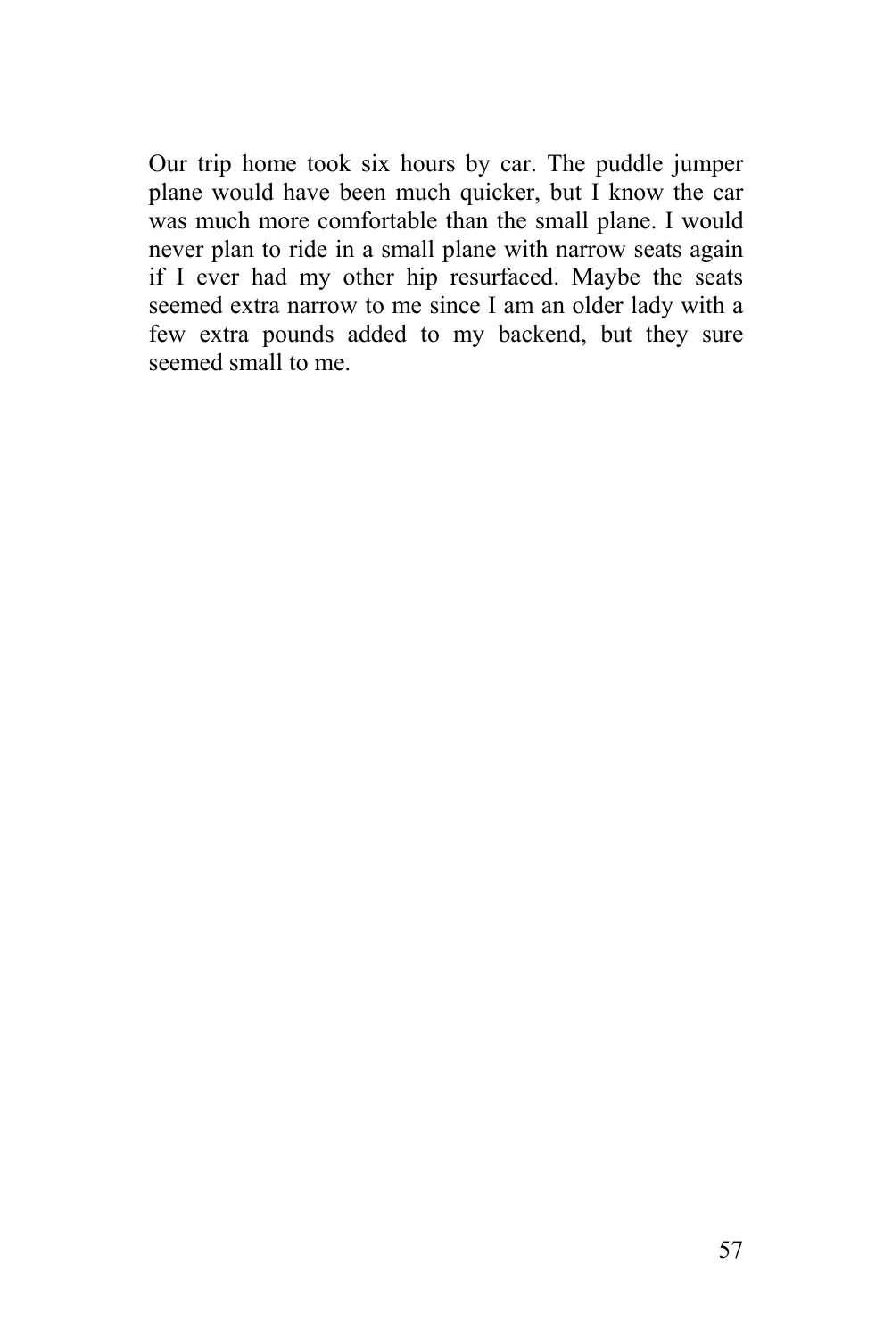Our trip home took six hours by car. The puddle jumper plane would have been much quicker, but I know the car was much more comfortable than the small plane. I would never plan to ride in a small plane with narrow seats again if I ever had my other hip resurfaced. Maybe the seats seemed extra narrow to me since I am an older lady with a few extra pounds added to my backend, but they sure seemed small to me.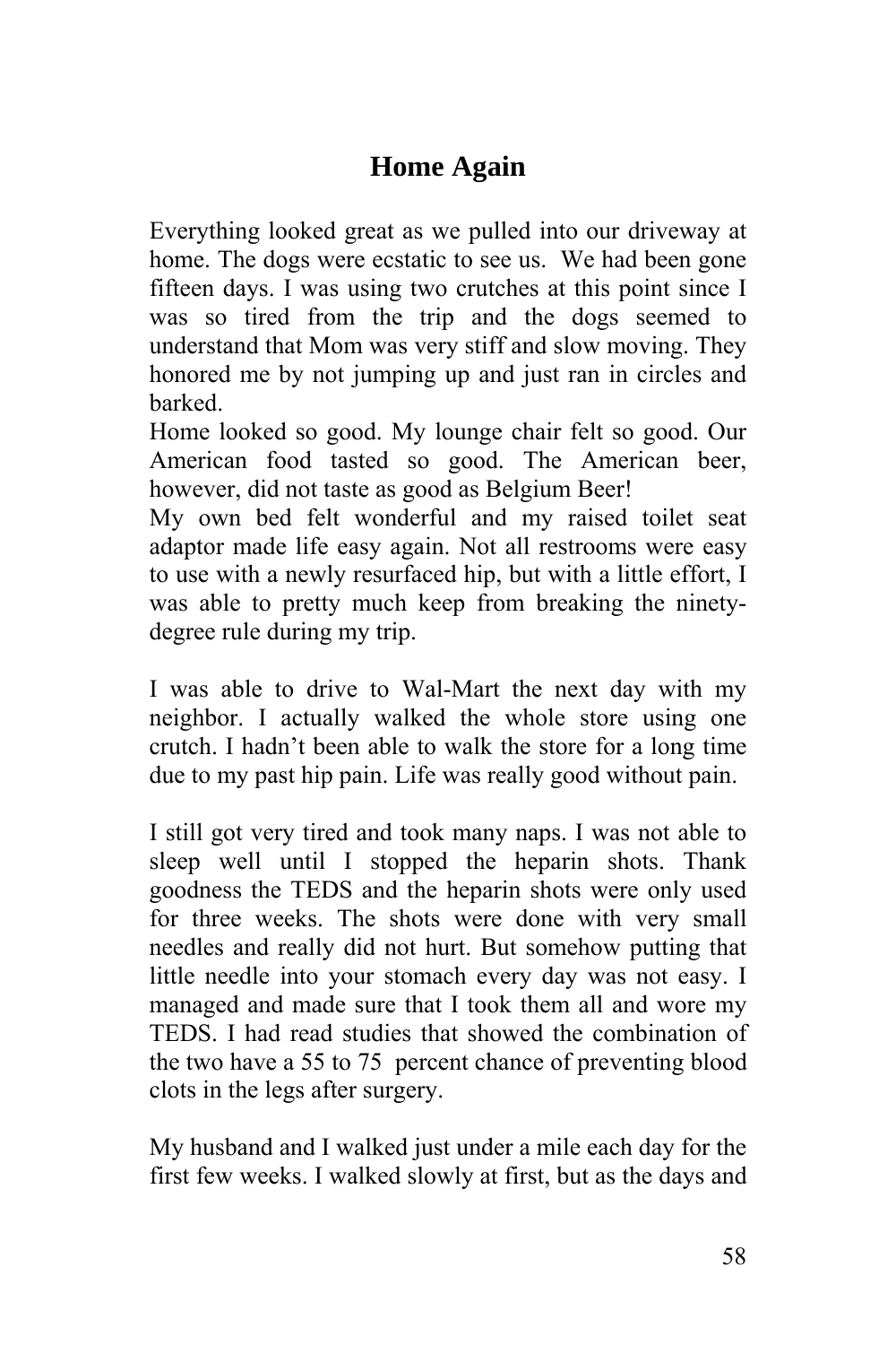# Home Again

Everything looked great as we pulled into our driveway at home. The dogs were ecstatic to see us.  We had been gone fifteen days. I was using two crutches at this point since I was so tired from the trip and the dogs seemed to understand that Mom was very stiff and slow moving. They honored me by not jumping up and just ran in circles and barked.

Home looked so good. My lounge chair felt so good. Our American food tasted so good. The American beer, however, did not taste as good as Belgium Beer!

My own bed felt wonderful and my raised toilet seat adaptor made life easy again. Not all restrooms were easy to use with a newly resurfaced hip, but with a little effort, I was able to pretty much keep from breaking the ninety-degree rule during my trip.

I was able to drive to Wal-Mart the next day with my neighbor. I actually walked the whole store using one crutch. I hadn't been able to walk the store for a long time due to my past hip pain. Life was really good without pain.

I still got very tired and took many naps. I was not able to sleep well until I stopped the heparin shots. Thank goodness the TEDS and the heparin shots were only used for three weeks. The shots were done with very small needles and really did not hurt. But somehow putting that little needle into your stomach every day was not easy. I managed and made sure that I took them all and wore my TEDS. I had read studies that showed the combination of the two have a 55 to 75  percent chance of preventing blood clots in the legs after surgery.

My husband and I walked just under a mile each day for the first few weeks. I walked slowly at first, but as the days and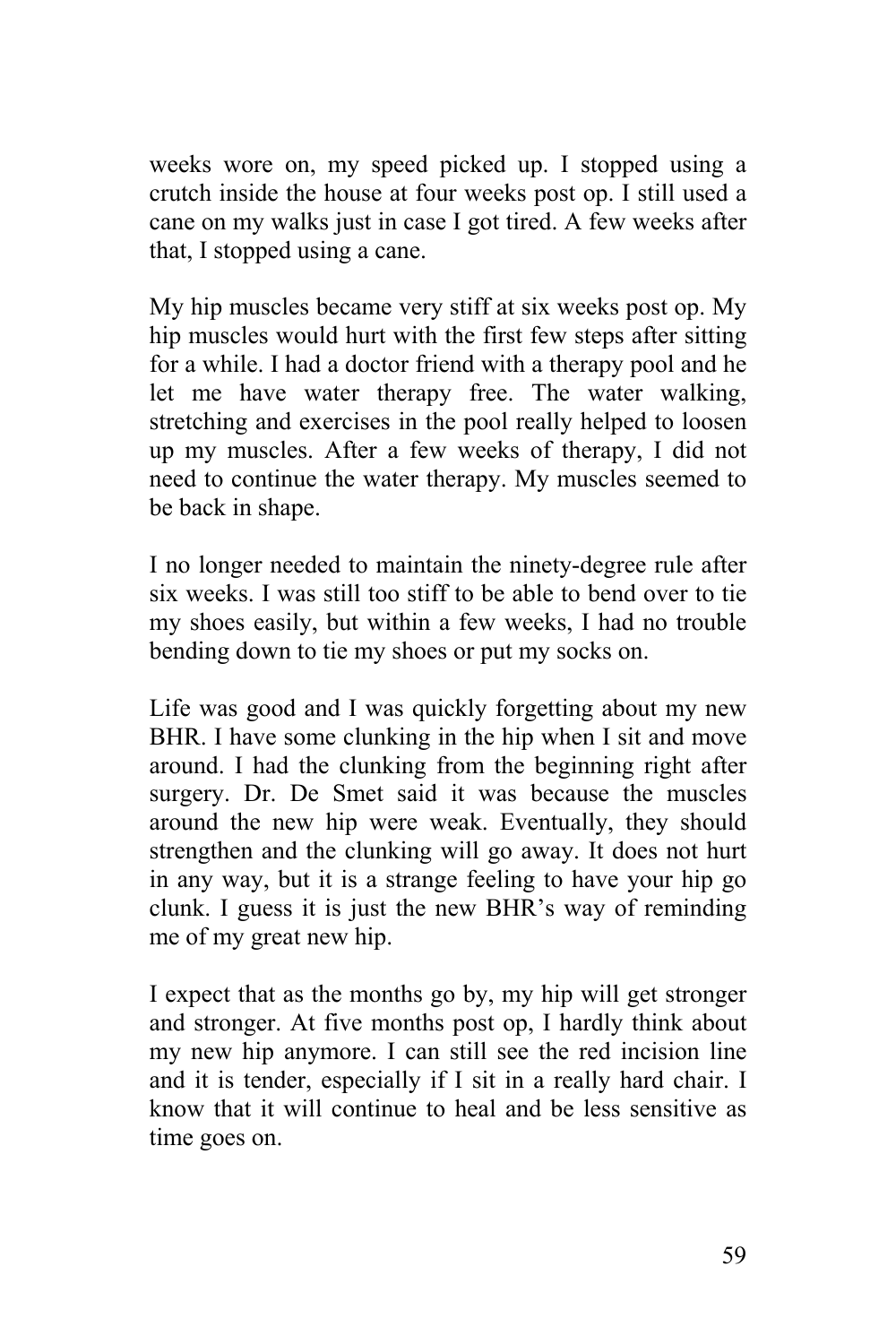weeks wore on, my speed picked up. I stopped using a crutch inside the house at four weeks post op. I still used a cane on my walks just in case I got tired. A few weeks after that, I stopped using a cane.

My hip muscles became very stiff at six weeks post op. My hip muscles would hurt with the first few steps after sitting for a while. I had a doctor friend with a therapy pool and he let me have water therapy free. The water walking, stretching and exercises in the pool really helped to loosen up my muscles. After a few weeks of therapy, I did not need to continue the water therapy. My muscles seemed to be back in shape.

I no longer needed to maintain the ninety-degree rule after six weeks. I was still too stiff to be able to bend over to tie my shoes easily, but within a few weeks, I had no trouble bending down to tie my shoes or put my socks on.

Life was good and I was quickly forgetting about my new BHR. I have some clunking in the hip when I sit and move around. I had the clunking from the beginning right after surgery. Dr. De Smet said it was because the muscles around the new hip were weak. Eventually, they should strengthen and the clunking will go away. It does not hurt in any way, but it is a strange feeling to have your hip go clunk. I guess it is just the new BHR's way of reminding me of my great new hip.

I expect that as the months go by, my hip will get stronger and stronger. At five months post op, I hardly think about my new hip anymore. I can still see the red incision line and it is tender, especially if I sit in a really hard chair. I know that it will continue to heal and be less sensitive as time goes on.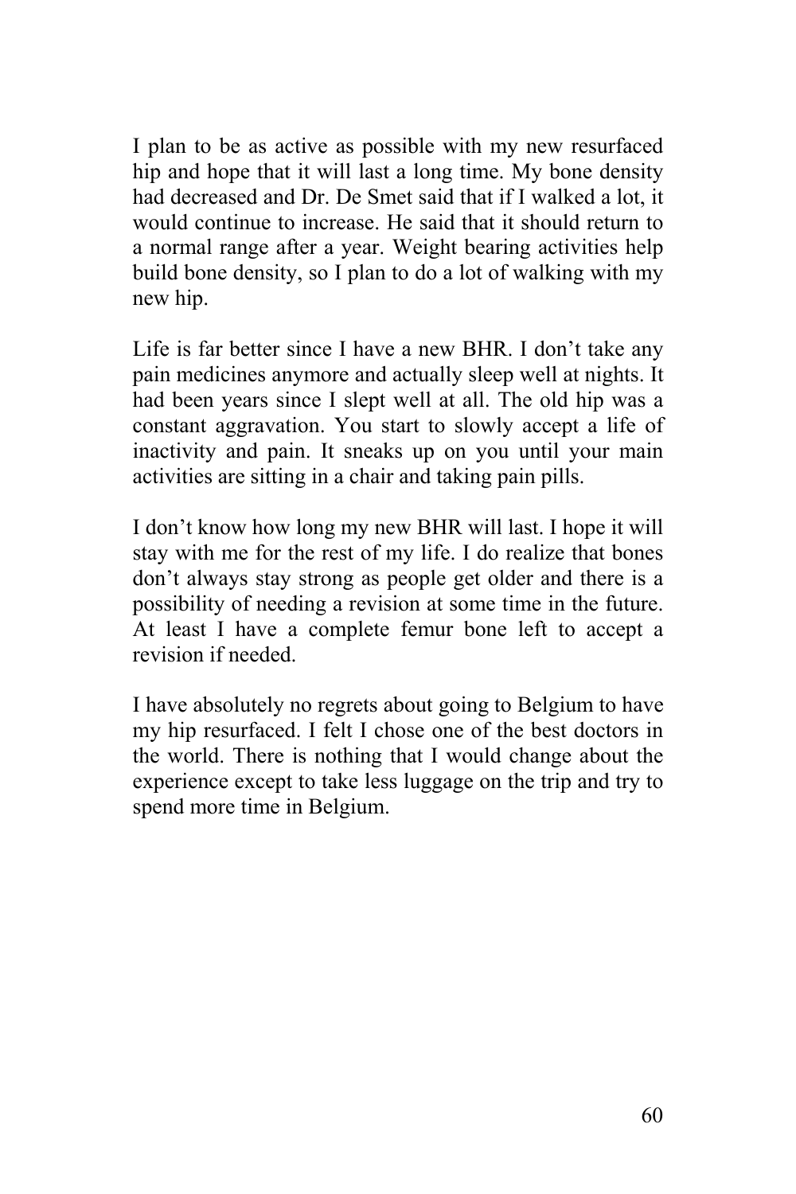I plan to be as active as possible with my new resurfaced hip and hope that it will last a long time. My bone density had decreased and Dr. De Smet said that if I walked a lot, it would continue to increase. He said that it should return to a normal range after a year. Weight bearing activities help build bone density, so I plan to do a lot of walking with my new hip.

Life is far better since I have a new BHR. I don't take any pain medicines anymore and actually sleep well at nights. It had been years since I slept well at all. The old hip was a constant aggravation. You start to slowly accept a life of inactivity and pain. It sneaks up on you until your main activities are sitting in a chair and taking pain pills.

I don't know how long my new BHR will last. I hope it will stay with me for the rest of my life. I do realize that bones don't always stay strong as people get older and there is a possibility of needing a revision at some time in the future. At least I have a complete femur bone left to accept a revision if needed.

I have absolutely no regrets about going to Belgium to have my hip resurfaced. I felt I chose one of the best doctors in the world. There is nothing that I would change about the experience except to take less luggage on the trip and try to spend more time in Belgium.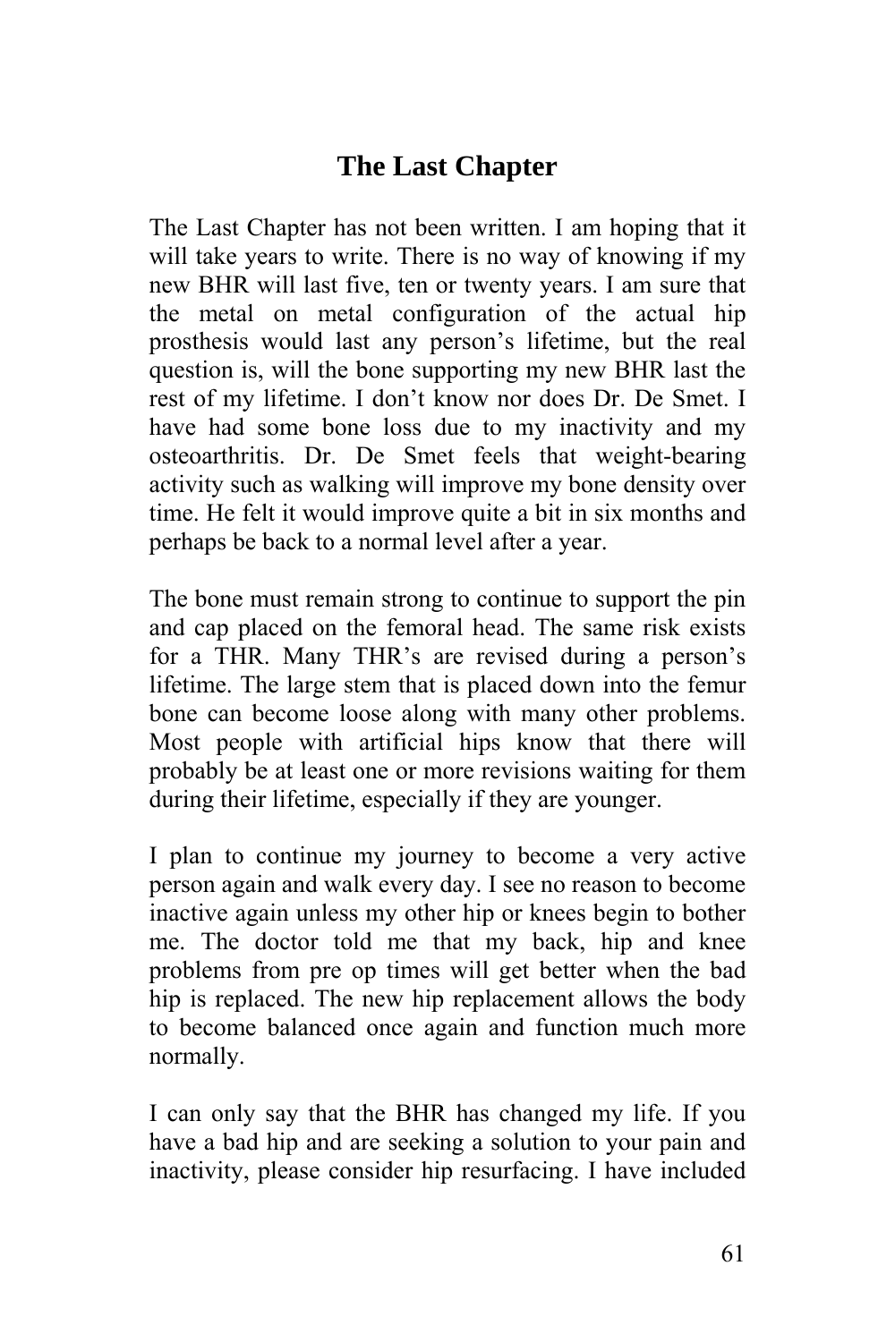# The Last Chapter

The Last Chapter has not been written. I am hoping that it will take years to write. There is no way of knowing if my new BHR will last five, ten or twenty years. I am sure that the metal on metal configuration of the actual hip prosthesis would last any person's lifetime, but the real question is, will the bone supporting my new BHR last the rest of my lifetime. I don't know nor does Dr. De Smet. I have had some bone loss due to my inactivity and my osteoarthritis. Dr. De Smet feels that weight-bearing activity such as walking will improve my bone density over time. He felt it would improve quite a bit in six months and perhaps be back to a normal level after a year.

The bone must remain strong to continue to support the pin and cap placed on the femoral head. The same risk exists for a THR. Many THR's are revised during a person's lifetime. The large stem that is placed down into the femur bone can become loose along with many other problems. Most people with artificial hips know that there will probably be at least one or more revisions waiting for them during their lifetime, especially if they are younger.

I plan to continue my journey to become a very active person again and walk every day. I see no reason to become inactive again unless my other hip or knees begin to bother me. The doctor told me that my back, hip and knee problems from pre op times will get better when the bad hip is replaced. The new hip replacement allows the body to become balanced once again and function much more normally.

I can only say that the BHR has changed my life. If you have a bad hip and are seeking a solution to your pain and inactivity, please consider hip resurfacing. I have included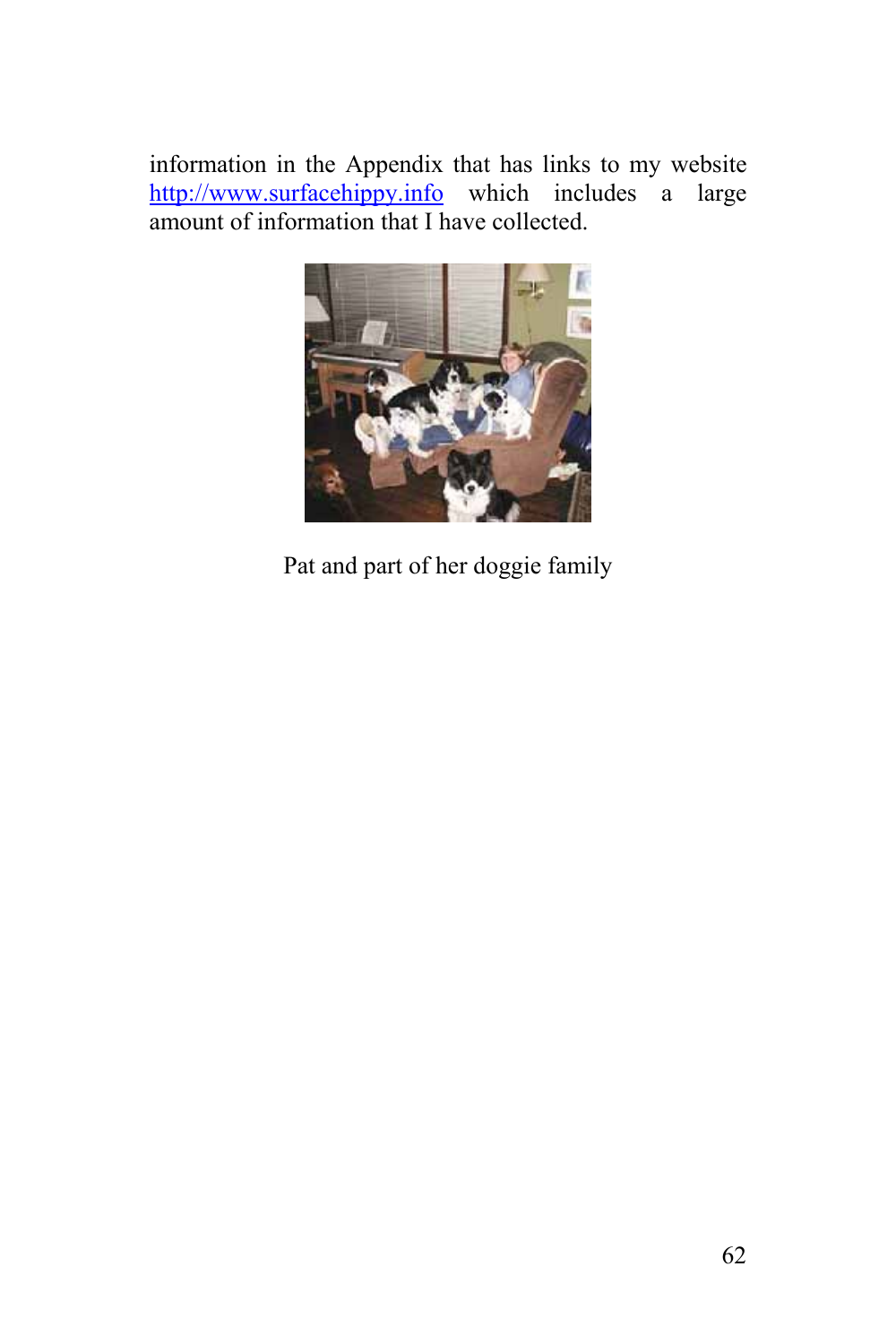information in the Appendix that has links to my website http://www.surfacehippy.info which includes a large amount of information that I have collected.

Pat and part of her doggie family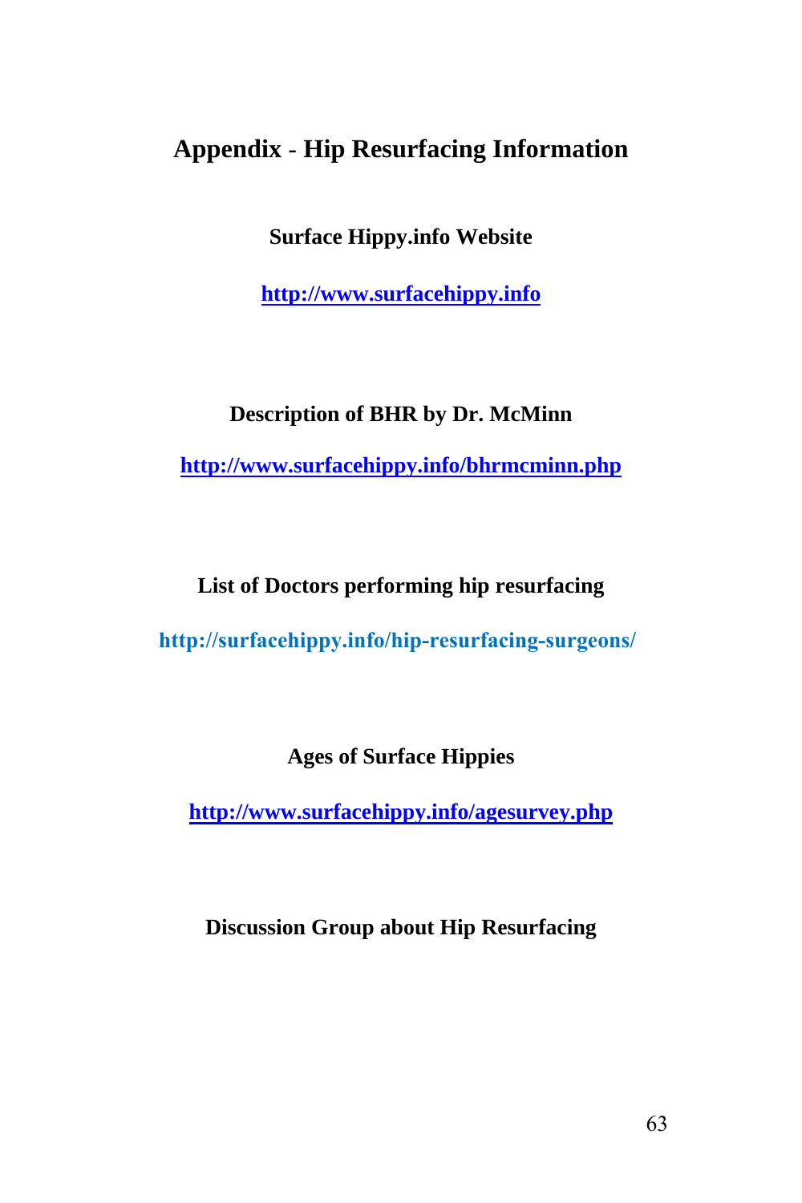# Appendix - Hip Resurfacing Information

**Surface Hippy.info Website**

**http://www.surfacehippy.info**

**Description of BHR by Dr. McMinn**

**http://www.surfacehippy.info/bhrmcminn.php**

**List of Doctors performing hip resurfacing**

**http://surfacehippy.info/hip-resurfacing-surgeons/**

**Ages of Surface Hippies**

**http://www.surfacehippy.info/agesurvey.php**

**Discussion Group about Hip Resurfacing**